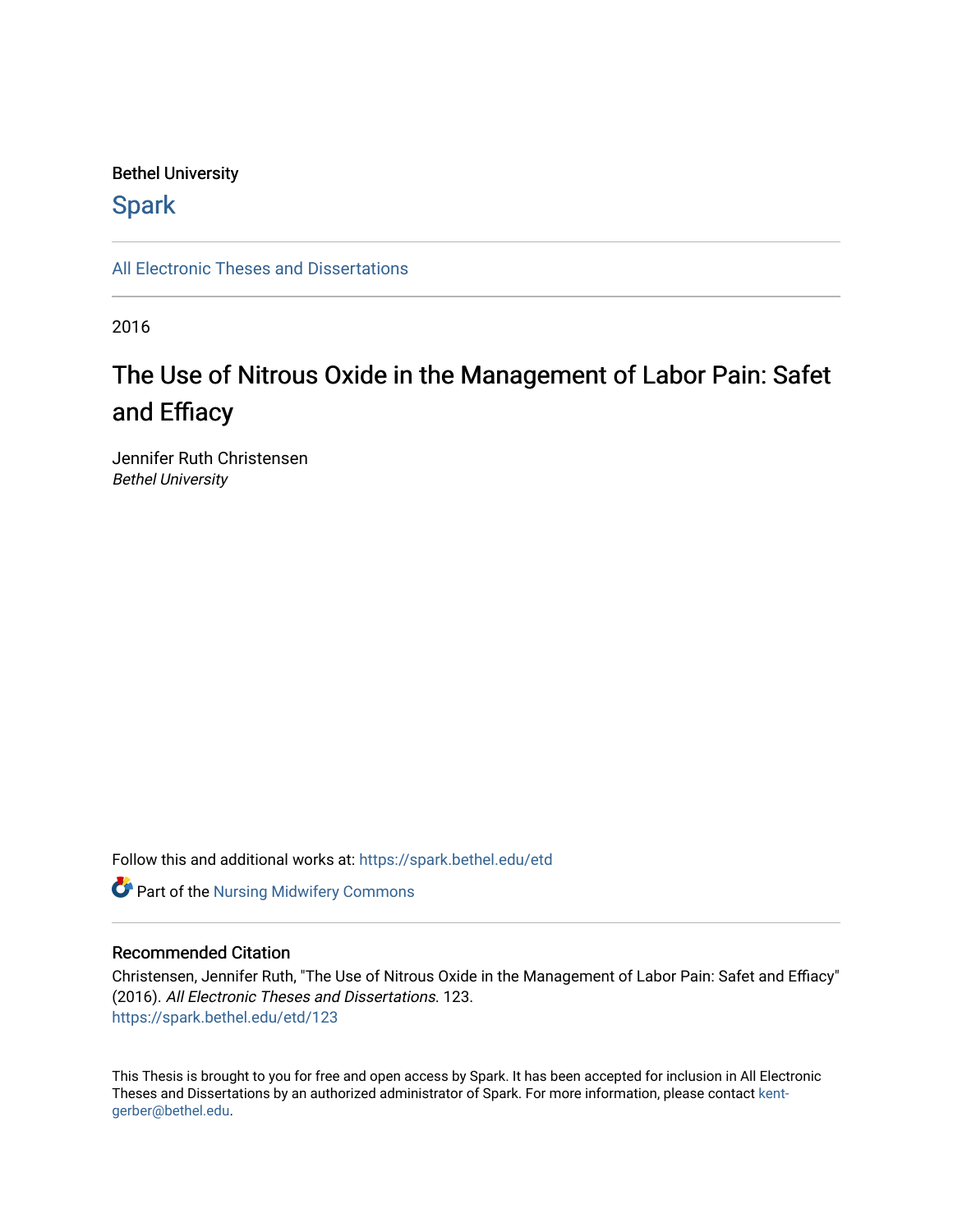Bethel University

Spark

All Electronic Theses and Dissertations

2016

# The Use of Nitrous Oxide in the Management of Labor Pain: Safet and Effiacy

Jennifer Ruth Christensen
*Bethel University*

Follow this and additional works at: https://spark.bethel.edu/etd

Part of the Nursing Midwifery Commons

## Recommended Citation

Christensen, Jennifer Ruth, "The Use of Nitrous Oxide in the Management of Labor Pain: Safet and Effiacy" (2016). *All Electronic Theses and Dissertations*. 123.
https://spark.bethel.edu/etd/123

This Thesis is brought to you for free and open access by Spark. It has been accepted for inclusion in All Electronic Theses and Dissertations by an authorized administrator of Spark. For more information, please contact kent-gerber@bethel.edu.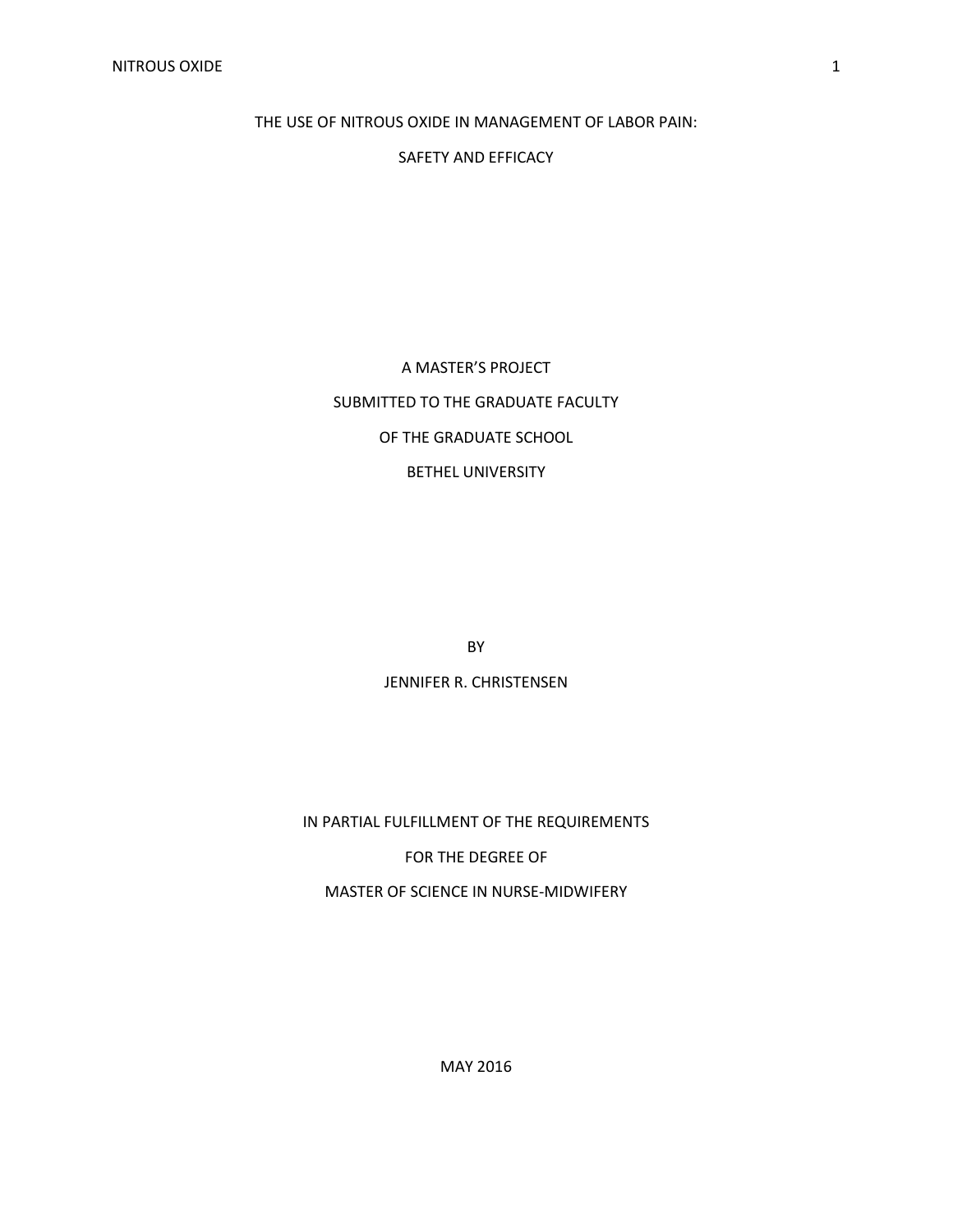# THE USE OF NITROUS OXIDE IN MANAGEMENT OF LABOR PAIN:

# SAFETY AND EFFICACY

A MASTER'S PROJECT

SUBMITTED TO THE GRADUATE FACULTY

OF THE GRADUATE SCHOOL

BETHEL UNIVERSITY

BY

JENNIFER R. CHRISTENSEN

IN PARTIAL FULFILLMENT OF THE REQUIREMENTS

FOR THE DEGREE OF

MASTER OF SCIENCE IN NURSE-MIDWIFERY

MAY 2016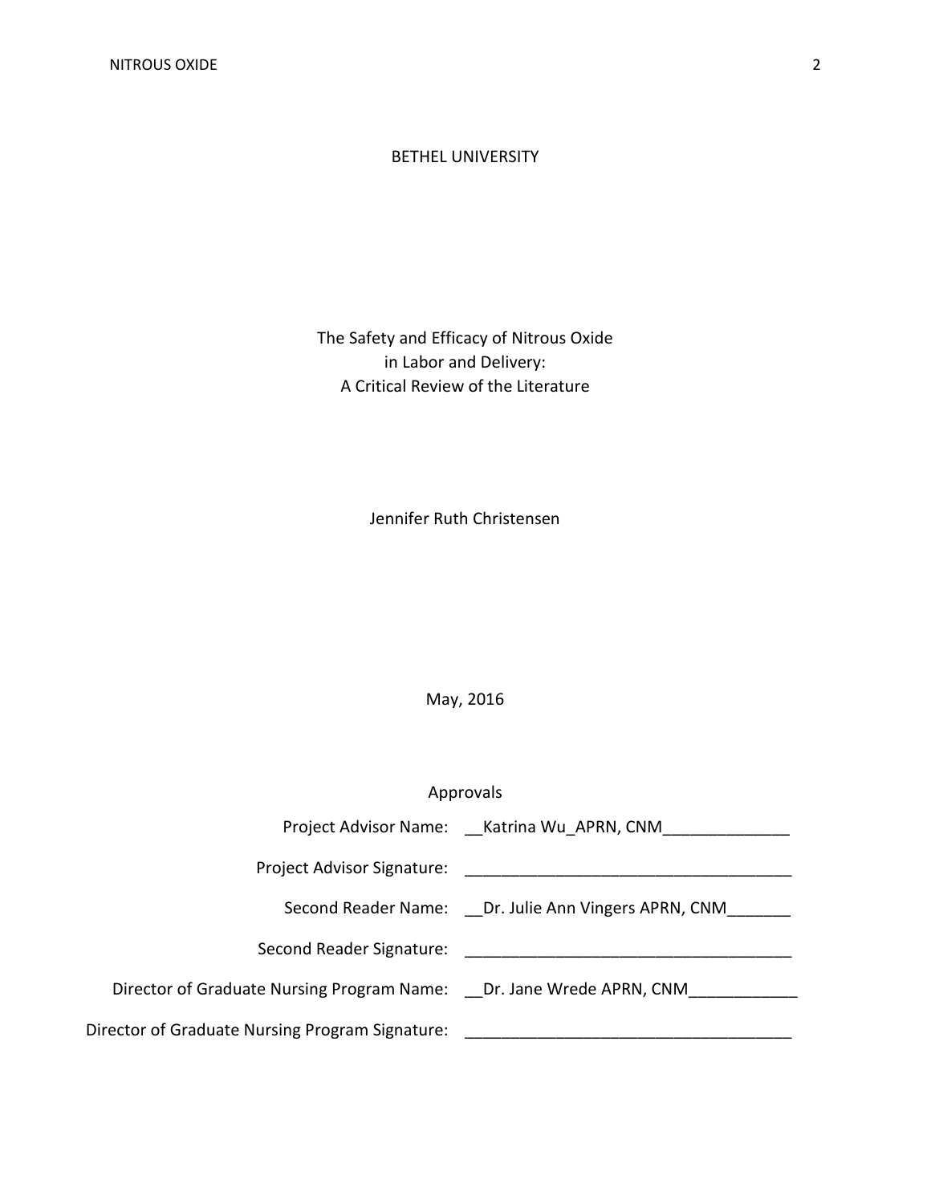BETHEL UNIVERSITY

The Safety and Efficacy of Nitrous Oxide
in Labor and Delivery:
A Critical Review of the Literature

Jennifer Ruth Christensen

May, 2016

Approvals

Project Advisor Name: __Katrina Wu_APRN, CNM______________

Project Advisor Signature: ___________________________________

Second Reader Name: __Dr. Julie Ann Vingers APRN, CNM_______

Second Reader Signature: ___________________________________

Director of Graduate Nursing Program Name: __Dr. Jane Wrede APRN, CNM____________

Director of Graduate Nursing Program Signature: ___________________________________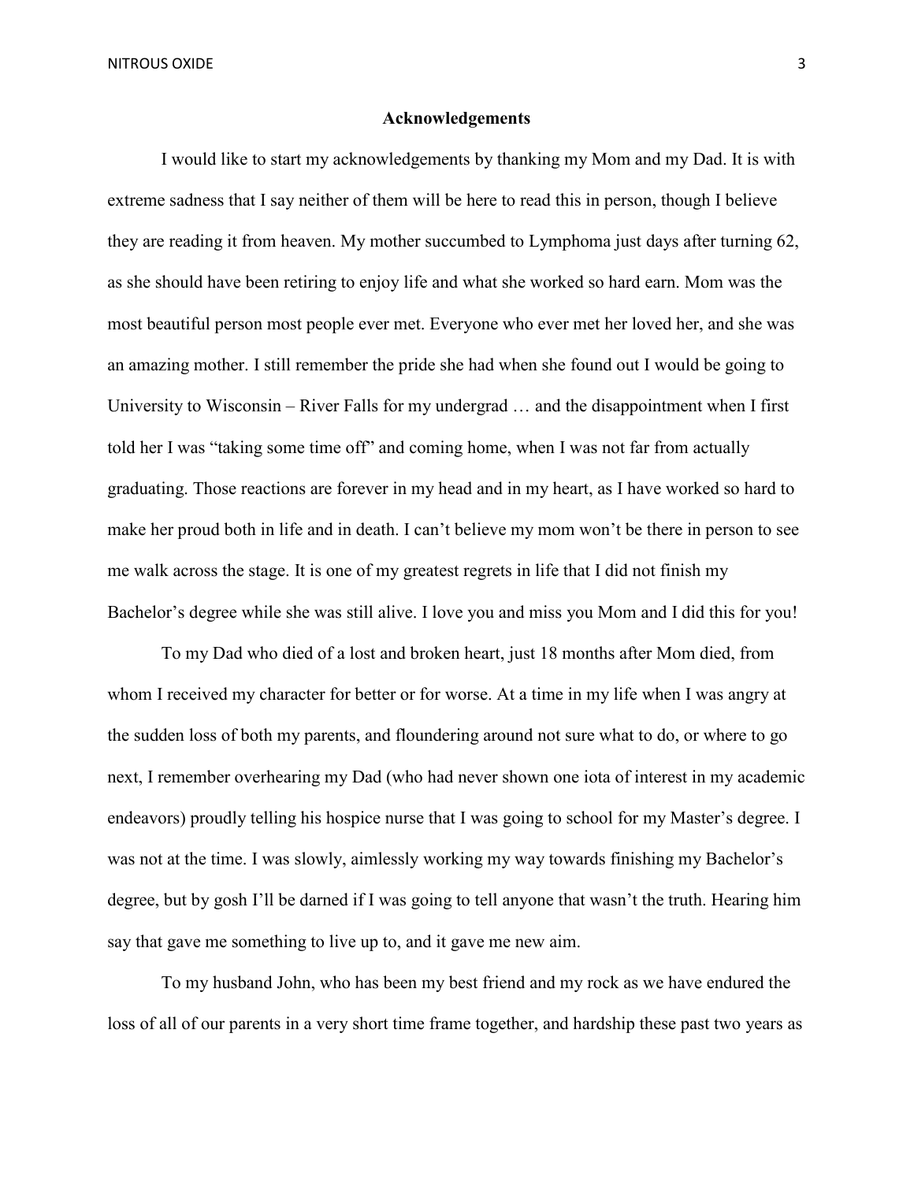## Acknowledgements

I would like to start my acknowledgements by thanking my Mom and my Dad. It is with extreme sadness that I say neither of them will be here to read this in person, though I believe they are reading it from heaven. My mother succumbed to Lymphoma just days after turning 62, as she should have been retiring to enjoy life and what she worked so hard earn. Mom was the most beautiful person most people ever met. Everyone who ever met her loved her, and she was an amazing mother. I still remember the pride she had when she found out I would be going to University to Wisconsin – River Falls for my undergrad … and the disappointment when I first told her I was "taking some time off" and coming home, when I was not far from actually graduating. Those reactions are forever in my head and in my heart, as I have worked so hard to make her proud both in life and in death. I can't believe my mom won't be there in person to see me walk across the stage. It is one of my greatest regrets in life that I did not finish my Bachelor's degree while she was still alive. I love you and miss you Mom and I did this for you!

To my Dad who died of a lost and broken heart, just 18 months after Mom died, from whom I received my character for better or for worse. At a time in my life when I was angry at the sudden loss of both my parents, and floundering around not sure what to do, or where to go next, I remember overhearing my Dad (who had never shown one iota of interest in my academic endeavors) proudly telling his hospice nurse that I was going to school for my Master's degree. I was not at the time. I was slowly, aimlessly working my way towards finishing my Bachelor's degree, but by gosh I'll be darned if I was going to tell anyone that wasn't the truth. Hearing him say that gave me something to live up to, and it gave me new aim.

To my husband John, who has been my best friend and my rock as we have endured the loss of all of our parents in a very short time frame together, and hardship these past two years as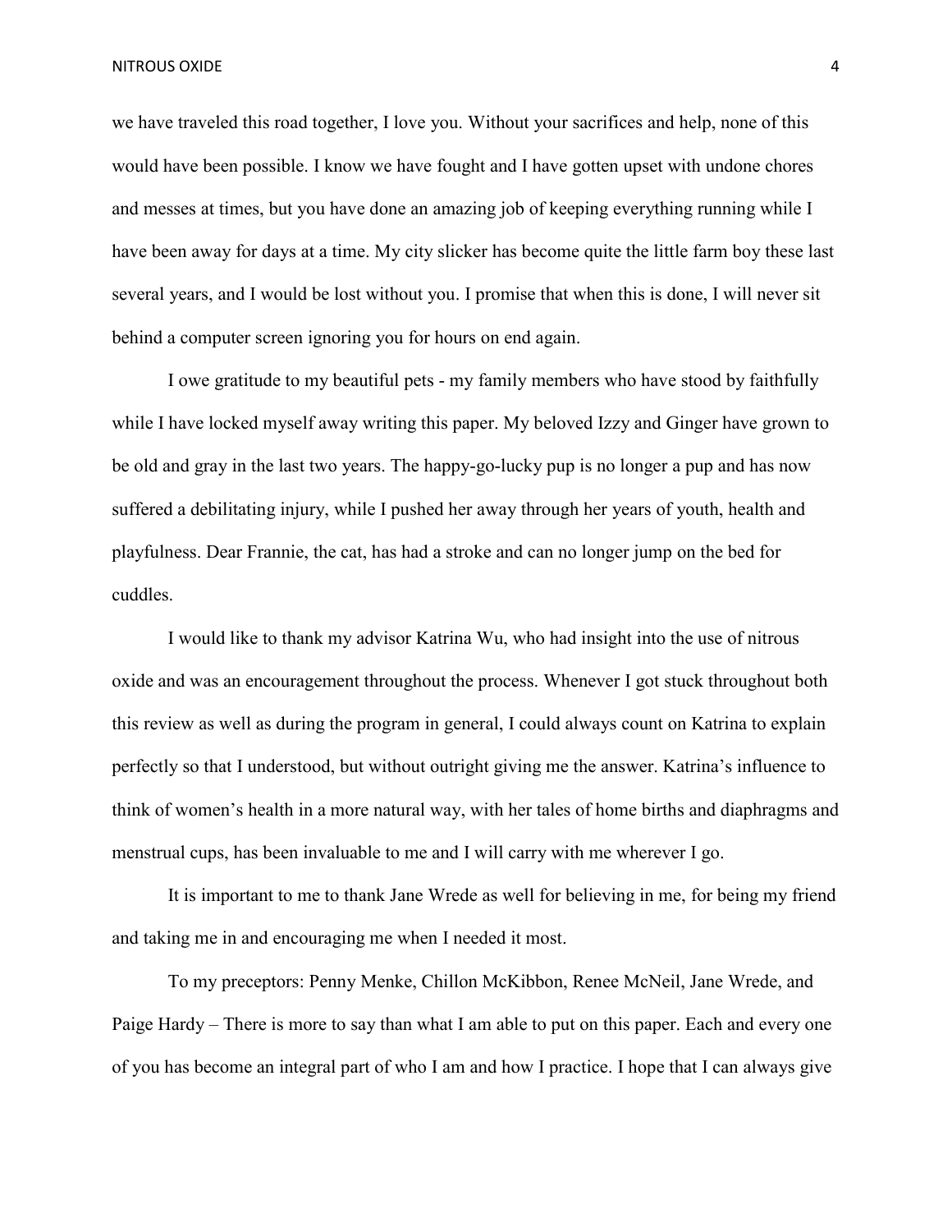we have traveled this road together, I love you. Without your sacrifices and help, none of this would have been possible. I know we have fought and I have gotten upset with undone chores and messes at times, but you have done an amazing job of keeping everything running while I have been away for days at a time. My city slicker has become quite the little farm boy these last several years, and I would be lost without you. I promise that when this is done, I will never sit behind a computer screen ignoring you for hours on end again.

I owe gratitude to my beautiful pets - my family members who have stood by faithfully while I have locked myself away writing this paper. My beloved Izzy and Ginger have grown to be old and gray in the last two years. The happy-go-lucky pup is no longer a pup and has now suffered a debilitating injury, while I pushed her away through her years of youth, health and playfulness. Dear Frannie, the cat, has had a stroke and can no longer jump on the bed for cuddles.

I would like to thank my advisor Katrina Wu, who had insight into the use of nitrous oxide and was an encouragement throughout the process. Whenever I got stuck throughout both this review as well as during the program in general, I could always count on Katrina to explain perfectly so that I understood, but without outright giving me the answer. Katrina's influence to think of women's health in a more natural way, with her tales of home births and diaphragms and menstrual cups, has been invaluable to me and I will carry with me wherever I go.

It is important to me to thank Jane Wrede as well for believing in me, for being my friend and taking me in and encouraging me when I needed it most.

To my preceptors: Penny Menke, Chillon McKibbon, Renee McNeil, Jane Wrede, and Paige Hardy – There is more to say than what I am able to put on this paper. Each and every one of you has become an integral part of who I am and how I practice. I hope that I can always give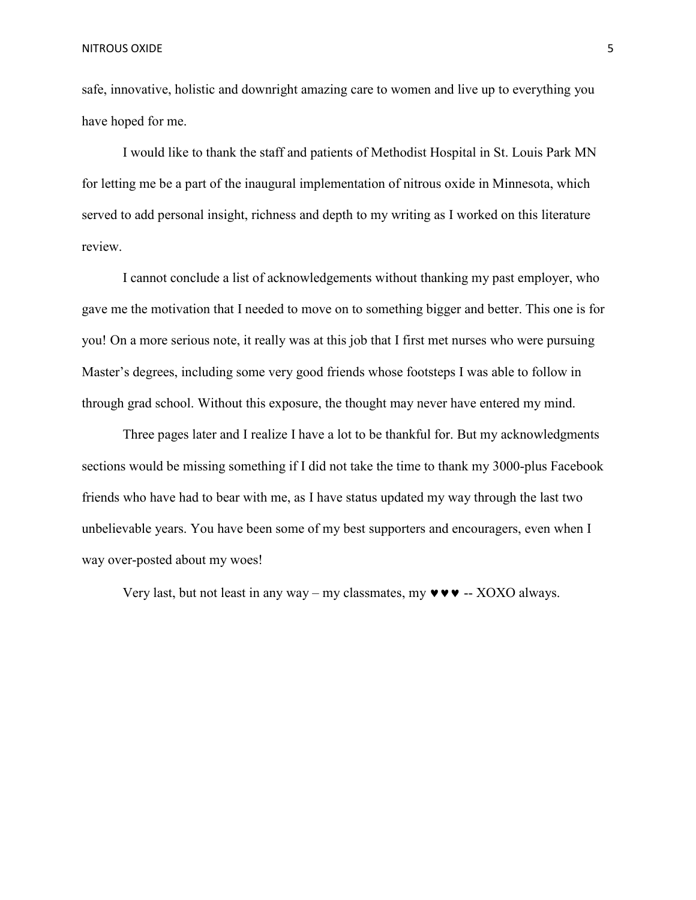safe, innovative, holistic and downright amazing care to women and live up to everything you have hoped for me.

I would like to thank the staff and patients of Methodist Hospital in St. Louis Park MN for letting me be a part of the inaugural implementation of nitrous oxide in Minnesota, which served to add personal insight, richness and depth to my writing as I worked on this literature review.

I cannot conclude a list of acknowledgements without thanking my past employer, who gave me the motivation that I needed to move on to something bigger and better. This one is for you! On a more serious note, it really was at this job that I first met nurses who were pursuing Master's degrees, including some very good friends whose footsteps I was able to follow in through grad school. Without this exposure, the thought may never have entered my mind.

Three pages later and I realize I have a lot to be thankful for. But my acknowledgments sections would be missing something if I did not take the time to thank my 3000-plus Facebook friends who have had to bear with me, as I have status updated my way through the last two unbelievable years. You have been some of my best supporters and encouragers, even when I way over-posted about my woes!

Very last, but not least in any way – my classmates, my ♥♥♥ -- XOXO always.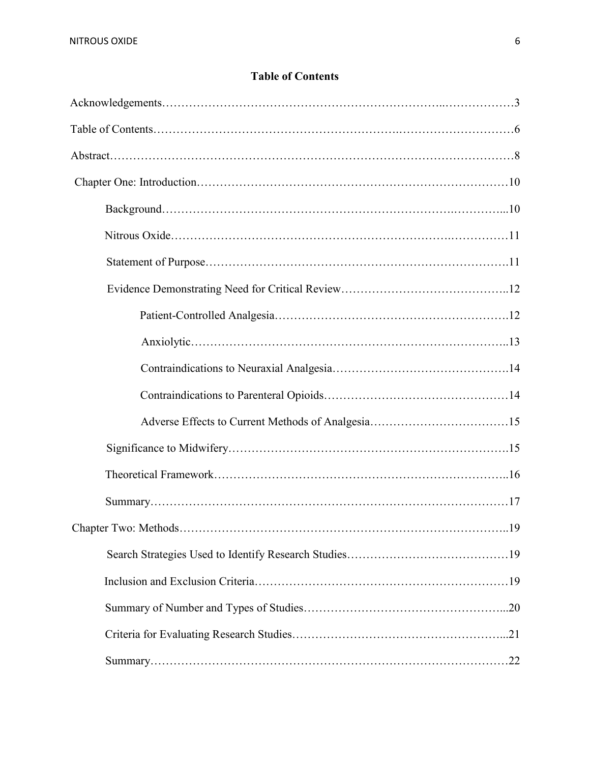# Table of Contents

Acknowledgements…………………………………………………………..………………3

Table of Contents………………………………………….……………………………6

Abstract……………………………………………………………………………………8

Chapter One: Introduction…………………………………………………………………10

- Background………………………………………………………….…………...10
- Nitrous Oxide…………………………………………………………..……………11
- Statement of Purpose…………………………………………………………………11
- Evidence Demonstrating Need for Critical Review……………………………………..12
  - Patient-Controlled Analgesia……………………………………………………12
  - Anxiolytic………………………………………………………………………..13
  - Contraindications to Neuraxial Analgesia………………………………………14
  - Contraindications to Parenteral Opioids…………………………………………14
  - Adverse Effects to Current Methods of Analgesia………………………………15
- Significance to Midwifery……………………………………………………………15
- Theoretical Framework…………………………………………………………..16
- Summary……………………………………………………………………………17

Chapter Two: Methods……………………………………………………………………..19

- Search Strategies Used to Identify Research Studies……………………………………19
- Inclusion and Exclusion Criteria……………………………………………………19
- Summary of Number and Types of Studies……………………………………………...20
- Criteria for Evaluating Research Studies………………………………………………...21
- Summary……………………………………………………………………………22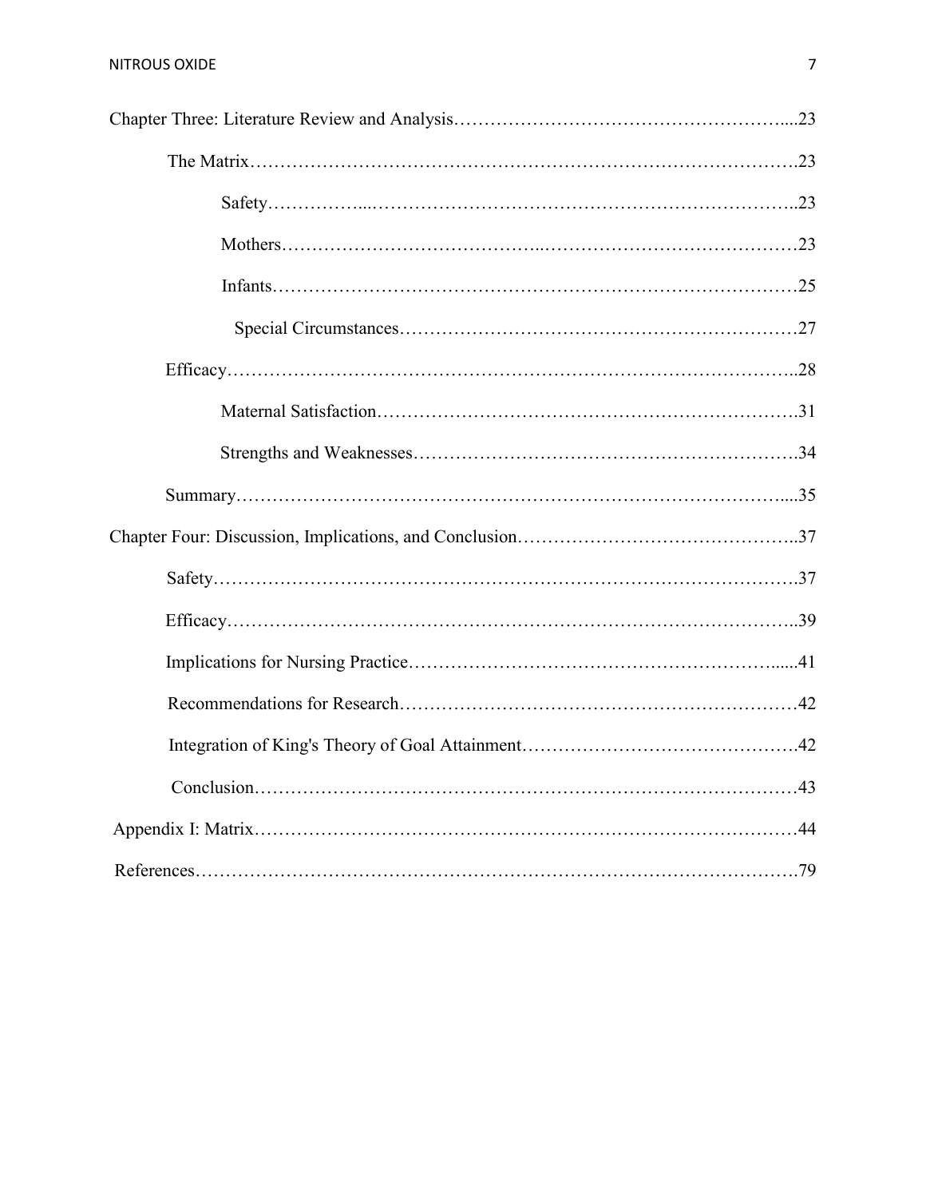Chapter Three: Literature Review and Analysis……………………………………………………....23

- The Matrix……………………………………………………………………………….23
  - Safety……………...…………………………………………………………………..23
  - Mothers…………………………………...……………………………………………23
  - Infants………………………………………………………………………………….25
  - Special Circumstances………………………………………………………….27
- Efficacy……………………………………………………………………………………..28
  - Maternal Satisfaction………………………………………………………………….31
  - Strengths and Weaknesses…………………………………………………………….34
- Summary……………………………………………………………………………….....35

Chapter Four: Discussion, Implications, and Conclusion……………………………………….37

- Safety……………………………………………………………………………………….37
- Efficacy…………………………………………………………………………………..39
- Implications for Nursing Practice…………………………………………………….....41
- Recommendations for Research…………………………………………………………42
- Integration of King's Theory of Goal Attainment……………………………………….42
- Conclusion…………………………………………………………………………………43

Appendix I: Matrix………………………………………………………………………………44

References………………………………………………………………………………………79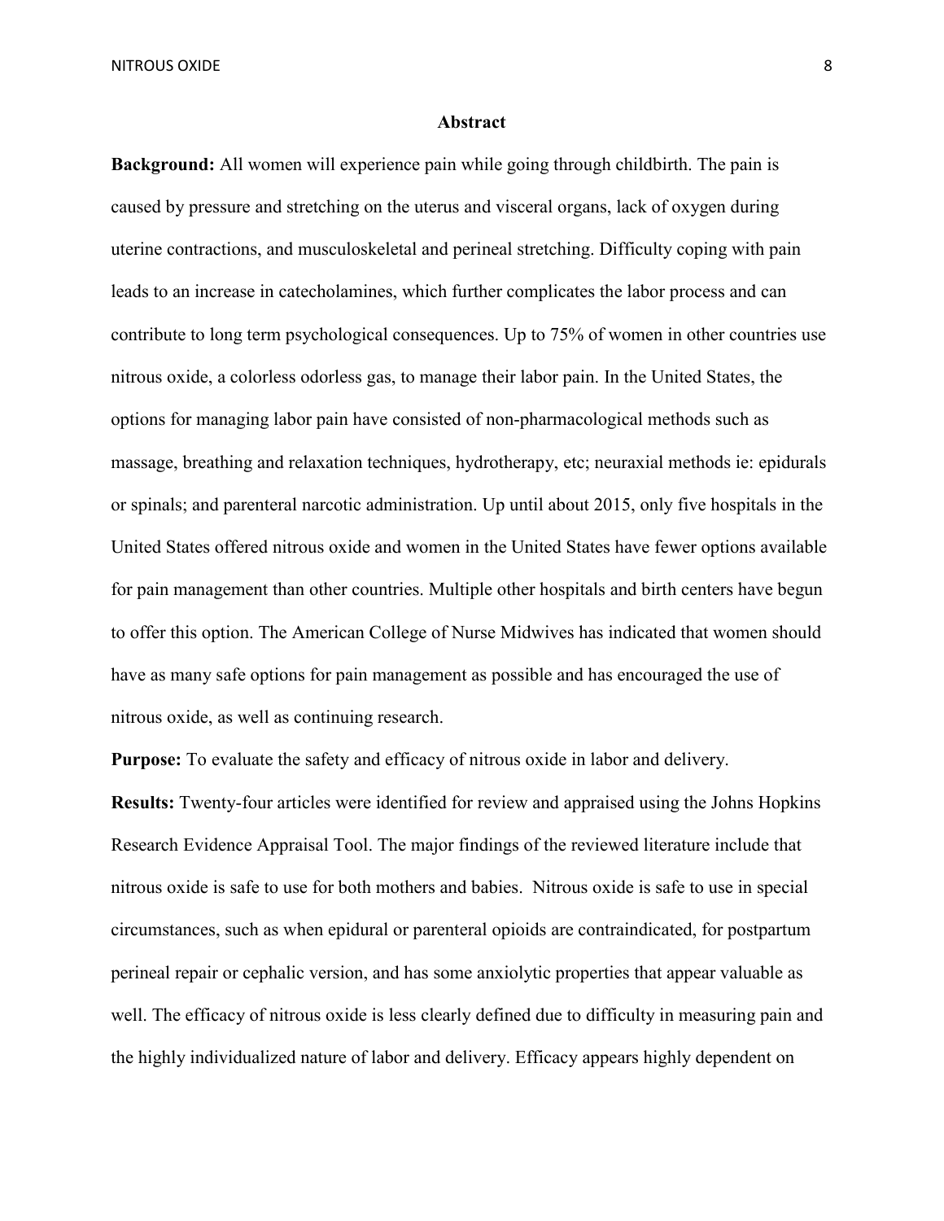## Abstract

**Background:** All women will experience pain while going through childbirth. The pain is caused by pressure and stretching on the uterus and visceral organs, lack of oxygen during uterine contractions, and musculoskeletal and perineal stretching. Difficulty coping with pain leads to an increase in catecholamines, which further complicates the labor process and can contribute to long term psychological consequences. Up to 75% of women in other countries use nitrous oxide, a colorless odorless gas, to manage their labor pain. In the United States, the options for managing labor pain have consisted of non-pharmacological methods such as massage, breathing and relaxation techniques, hydrotherapy, etc; neuraxial methods ie: epidurals or spinals; and parenteral narcotic administration. Up until about 2015, only five hospitals in the United States offered nitrous oxide and women in the United States have fewer options available for pain management than other countries. Multiple other hospitals and birth centers have begun to offer this option. The American College of Nurse Midwives has indicated that women should have as many safe options for pain management as possible and has encouraged the use of nitrous oxide, as well as continuing research.

**Purpose:** To evaluate the safety and efficacy of nitrous oxide in labor and delivery.

**Results:** Twenty-four articles were identified for review and appraised using the Johns Hopkins Research Evidence Appraisal Tool. The major findings of the reviewed literature include that nitrous oxide is safe to use for both mothers and babies. Nitrous oxide is safe to use in special circumstances, such as when epidural or parenteral opioids are contraindicated, for postpartum perineal repair or cephalic version, and has some anxiolytic properties that appear valuable as well. The efficacy of nitrous oxide is less clearly defined due to difficulty in measuring pain and the highly individualized nature of labor and delivery. Efficacy appears highly dependent on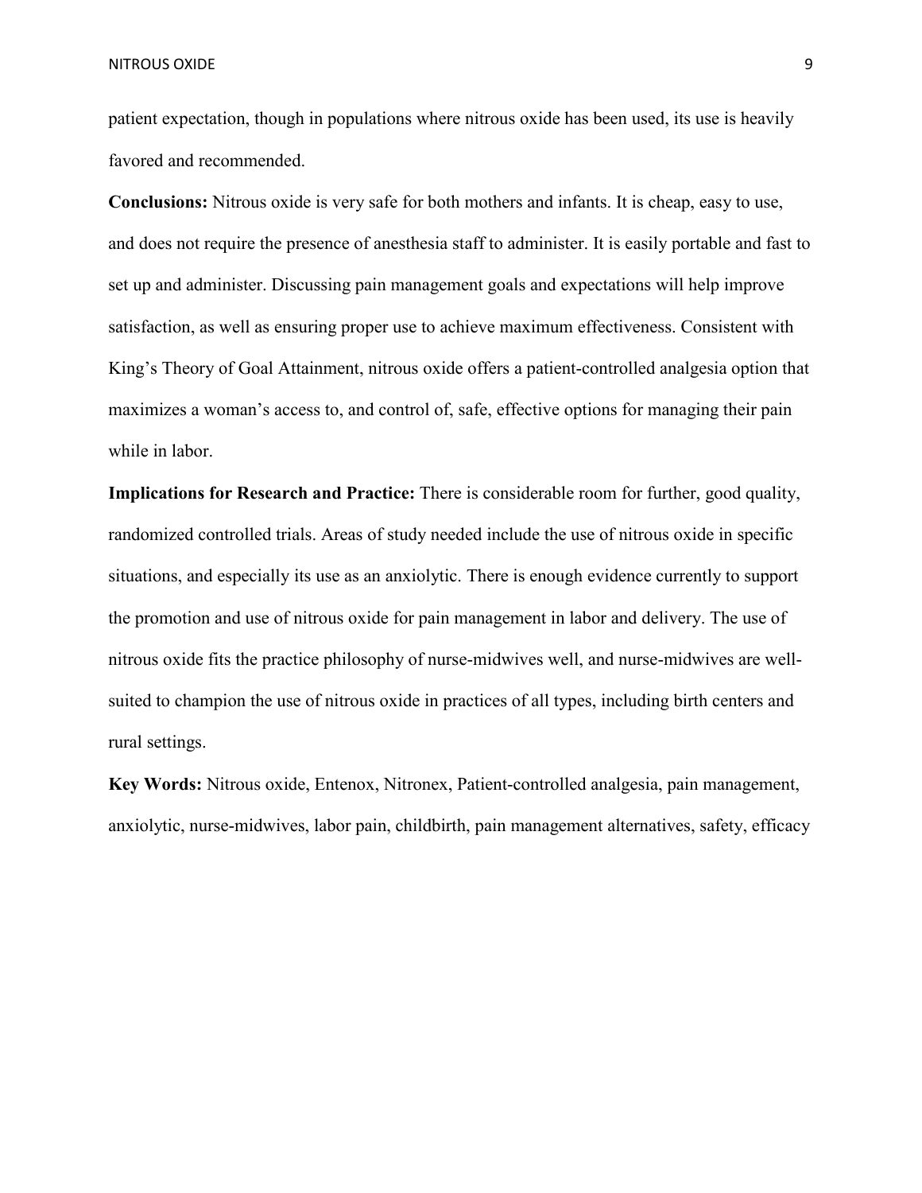patient expectation, though in populations where nitrous oxide has been used, its use is heavily favored and recommended.

**Conclusions:** Nitrous oxide is very safe for both mothers and infants. It is cheap, easy to use, and does not require the presence of anesthesia staff to administer. It is easily portable and fast to set up and administer. Discussing pain management goals and expectations will help improve satisfaction, as well as ensuring proper use to achieve maximum effectiveness. Consistent with King's Theory of Goal Attainment, nitrous oxide offers a patient-controlled analgesia option that maximizes a woman's access to, and control of, safe, effective options for managing their pain while in labor.

**Implications for Research and Practice:** There is considerable room for further, good quality, randomized controlled trials. Areas of study needed include the use of nitrous oxide in specific situations, and especially its use as an anxiolytic. There is enough evidence currently to support the promotion and use of nitrous oxide for pain management in labor and delivery. The use of nitrous oxide fits the practice philosophy of nurse-midwives well, and nurse-midwives are well-suited to champion the use of nitrous oxide in practices of all types, including birth centers and rural settings.

**Key Words:** Nitrous oxide, Entenox, Nitronex, Patient-controlled analgesia, pain management, anxiolytic, nurse-midwives, labor pain, childbirth, pain management alternatives, safety, efficacy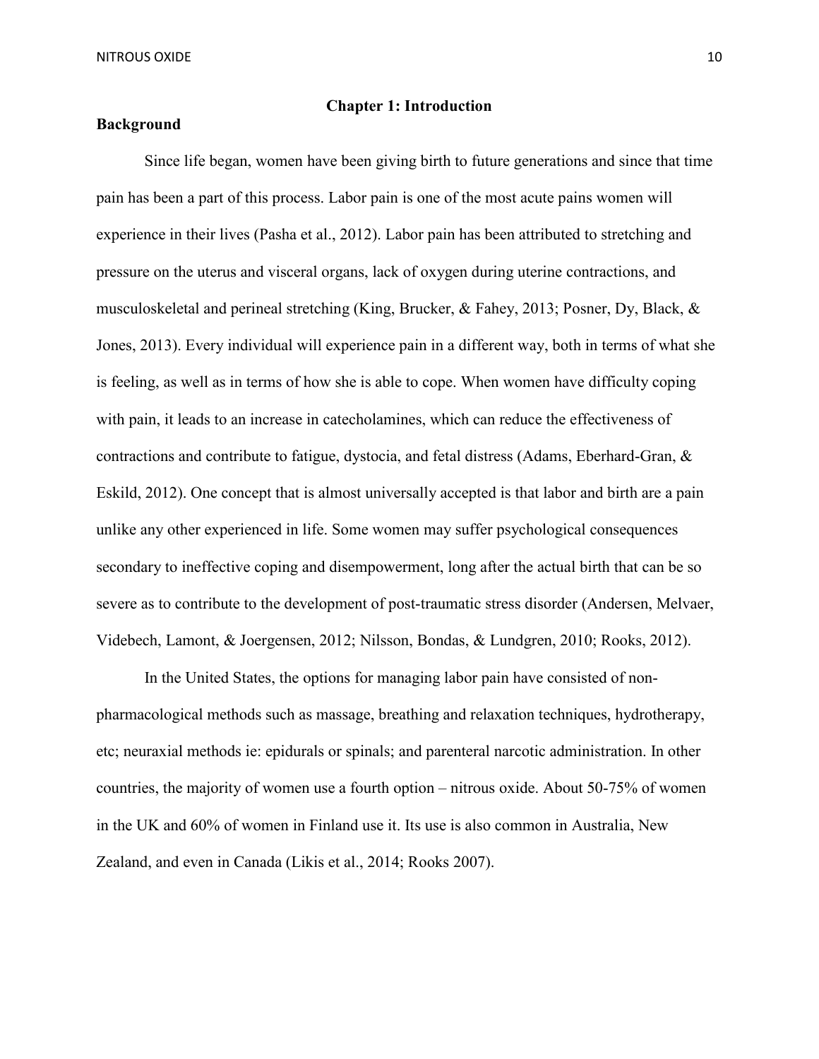# Chapter 1: Introduction

## Background

Since life began, women have been giving birth to future generations and since that time pain has been a part of this process. Labor pain is one of the most acute pains women will experience in their lives (Pasha et al., 2012). Labor pain has been attributed to stretching and pressure on the uterus and visceral organs, lack of oxygen during uterine contractions, and musculoskeletal and perineal stretching (King, Brucker, & Fahey, 2013; Posner, Dy, Black, & Jones, 2013). Every individual will experience pain in a different way, both in terms of what she is feeling, as well as in terms of how she is able to cope. When women have difficulty coping with pain, it leads to an increase in catecholamines, which can reduce the effectiveness of contractions and contribute to fatigue, dystocia, and fetal distress (Adams, Eberhard-Gran, & Eskild, 2012). One concept that is almost universally accepted is that labor and birth are a pain unlike any other experienced in life. Some women may suffer psychological consequences secondary to ineffective coping and disempowerment, long after the actual birth that can be so severe as to contribute to the development of post-traumatic stress disorder (Andersen, Melvaer, Videbech, Lamont, & Joergensen, 2012; Nilsson, Bondas, & Lundgren, 2010; Rooks, 2012).

In the United States, the options for managing labor pain have consisted of non-pharmacological methods such as massage, breathing and relaxation techniques, hydrotherapy, etc; neuraxial methods ie: epidurals or spinals; and parenteral narcotic administration. In other countries, the majority of women use a fourth option – nitrous oxide. About 50-75% of women in the UK and 60% of women in Finland use it. Its use is also common in Australia, New Zealand, and even in Canada (Likis et al., 2014; Rooks 2007).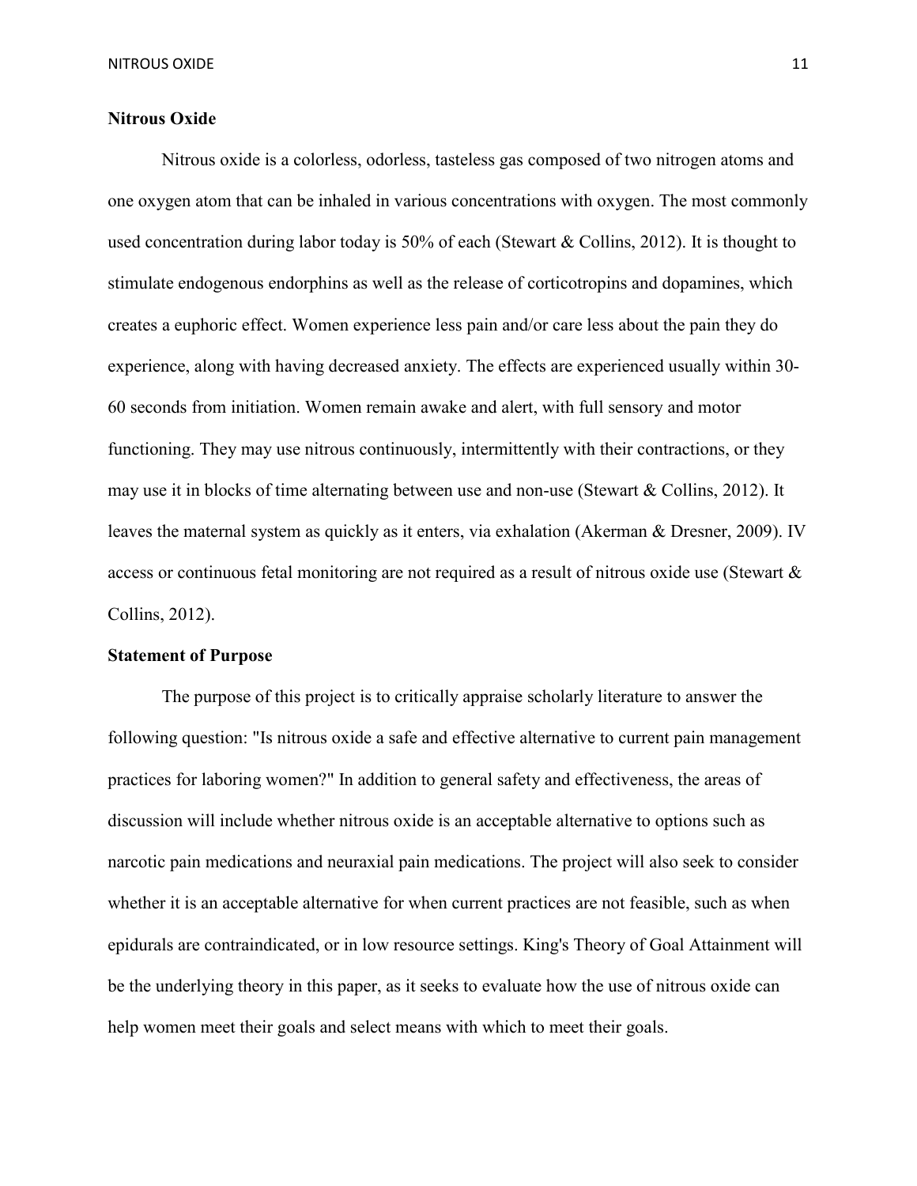## Nitrous Oxide

Nitrous oxide is a colorless, odorless, tasteless gas composed of two nitrogen atoms and one oxygen atom that can be inhaled in various concentrations with oxygen. The most commonly used concentration during labor today is 50% of each (Stewart & Collins, 2012). It is thought to stimulate endogenous endorphins as well as the release of corticotropins and dopamines, which creates a euphoric effect. Women experience less pain and/or care less about the pain they do experience, along with having decreased anxiety. The effects are experienced usually within 30-60 seconds from initiation. Women remain awake and alert, with full sensory and motor functioning. They may use nitrous continuously, intermittently with their contractions, or they may use it in blocks of time alternating between use and non-use (Stewart & Collins, 2012). It leaves the maternal system as quickly as it enters, via exhalation (Akerman & Dresner, 2009). IV access or continuous fetal monitoring are not required as a result of nitrous oxide use (Stewart & Collins, 2012).

## Statement of Purpose

The purpose of this project is to critically appraise scholarly literature to answer the following question: "Is nitrous oxide a safe and effective alternative to current pain management practices for laboring women?" In addition to general safety and effectiveness, the areas of discussion will include whether nitrous oxide is an acceptable alternative to options such as narcotic pain medications and neuraxial pain medications. The project will also seek to consider whether it is an acceptable alternative for when current practices are not feasible, such as when epidurals are contraindicated, or in low resource settings. King's Theory of Goal Attainment will be the underlying theory in this paper, as it seeks to evaluate how the use of nitrous oxide can help women meet their goals and select means with which to meet their goals.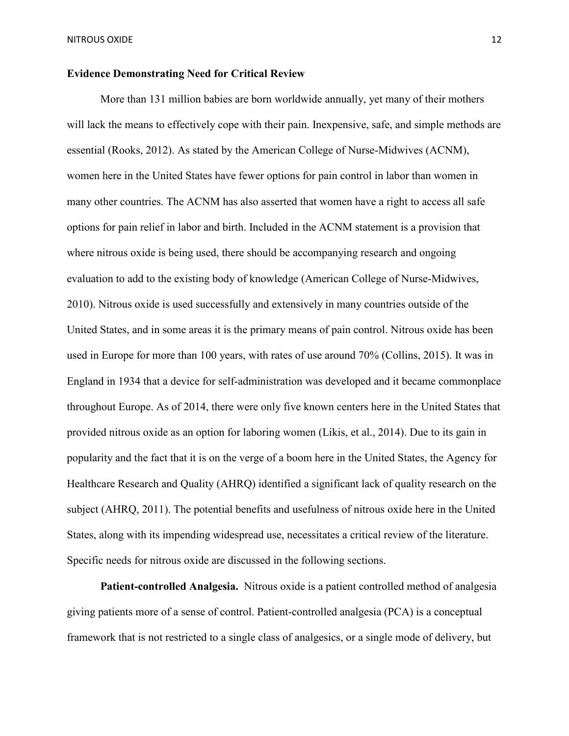**Evidence Demonstrating Need for Critical Review**

More than 131 million babies are born worldwide annually, yet many of their mothers will lack the means to effectively cope with their pain. Inexpensive, safe, and simple methods are essential (Rooks, 2012). As stated by the American College of Nurse-Midwives (ACNM), women here in the United States have fewer options for pain control in labor than women in many other countries. The ACNM has also asserted that women have a right to access all safe options for pain relief in labor and birth. Included in the ACNM statement is a provision that where nitrous oxide is being used, there should be accompanying research and ongoing evaluation to add to the existing body of knowledge (American College of Nurse-Midwives, 2010). Nitrous oxide is used successfully and extensively in many countries outside of the United States, and in some areas it is the primary means of pain control. Nitrous oxide has been used in Europe for more than 100 years, with rates of use around 70% (Collins, 2015). It was in England in 1934 that a device for self-administration was developed and it became commonplace throughout Europe. As of 2014, there were only five known centers here in the United States that provided nitrous oxide as an option for laboring women (Likis, et al., 2014). Due to its gain in popularity and the fact that it is on the verge of a boom here in the United States, the Agency for Healthcare Research and Quality (AHRQ) identified a significant lack of quality research on the subject (AHRQ, 2011). The potential benefits and usefulness of nitrous oxide here in the United States, along with its impending widespread use, necessitates a critical review of the literature. Specific needs for nitrous oxide are discussed in the following sections.

**Patient-controlled Analgesia.** Nitrous oxide is a patient controlled method of analgesia giving patients more of a sense of control. Patient-controlled analgesia (PCA) is a conceptual framework that is not restricted to a single class of analgesics, or a single mode of delivery, but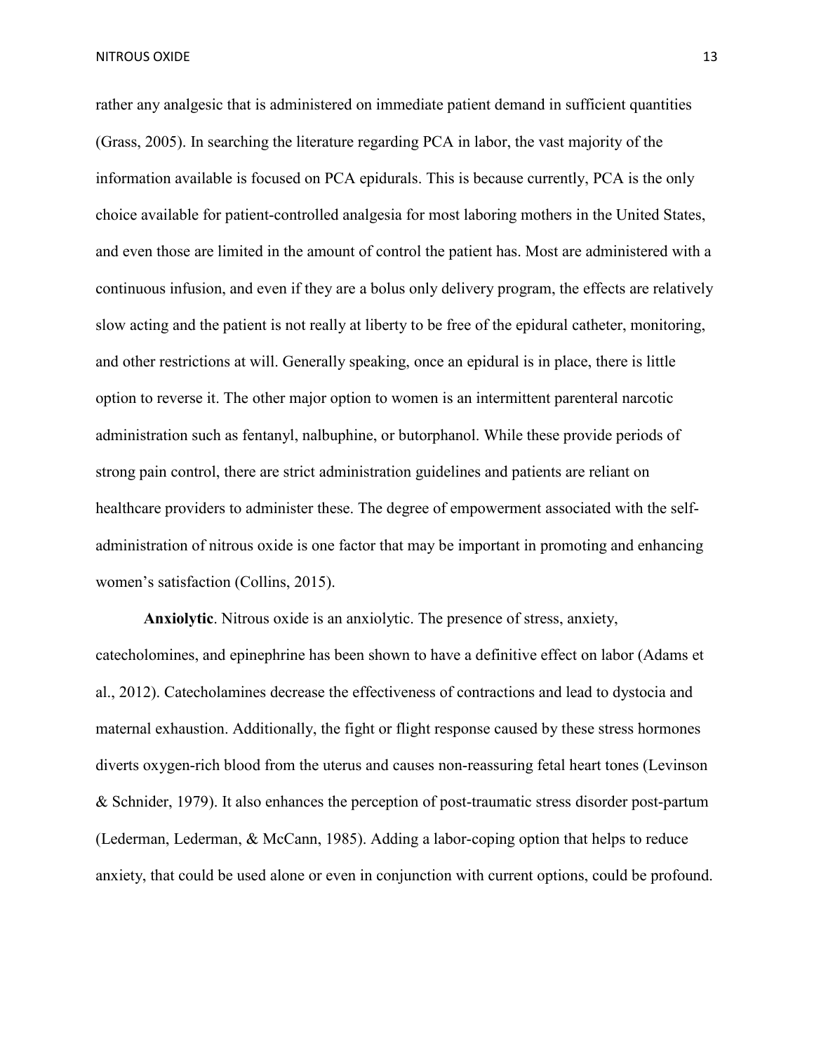rather any analgesic that is administered on immediate patient demand in sufficient quantities (Grass, 2005). In searching the literature regarding PCA in labor, the vast majority of the information available is focused on PCA epidurals. This is because currently, PCA is the only choice available for patient-controlled analgesia for most laboring mothers in the United States, and even those are limited in the amount of control the patient has. Most are administered with a continuous infusion, and even if they are a bolus only delivery program, the effects are relatively slow acting and the patient is not really at liberty to be free of the epidural catheter, monitoring, and other restrictions at will. Generally speaking, once an epidural is in place, there is little option to reverse it. The other major option to women is an intermittent parenteral narcotic administration such as fentanyl, nalbuphine, or butorphanol. While these provide periods of strong pain control, there are strict administration guidelines and patients are reliant on healthcare providers to administer these. The degree of empowerment associated with the self-administration of nitrous oxide is one factor that may be important in promoting and enhancing women's satisfaction (Collins, 2015).

**Anxiolytic**. Nitrous oxide is an anxiolytic. The presence of stress, anxiety, catecholomines, and epinephrine has been shown to have a definitive effect on labor (Adams et al., 2012). Catecholamines decrease the effectiveness of contractions and lead to dystocia and maternal exhaustion. Additionally, the fight or flight response caused by these stress hormones diverts oxygen-rich blood from the uterus and causes non-reassuring fetal heart tones (Levinson & Schnider, 1979). It also enhances the perception of post-traumatic stress disorder post-partum (Lederman, Lederman, & McCann, 1985). Adding a labor-coping option that helps to reduce anxiety, that could be used alone or even in conjunction with current options, could be profound.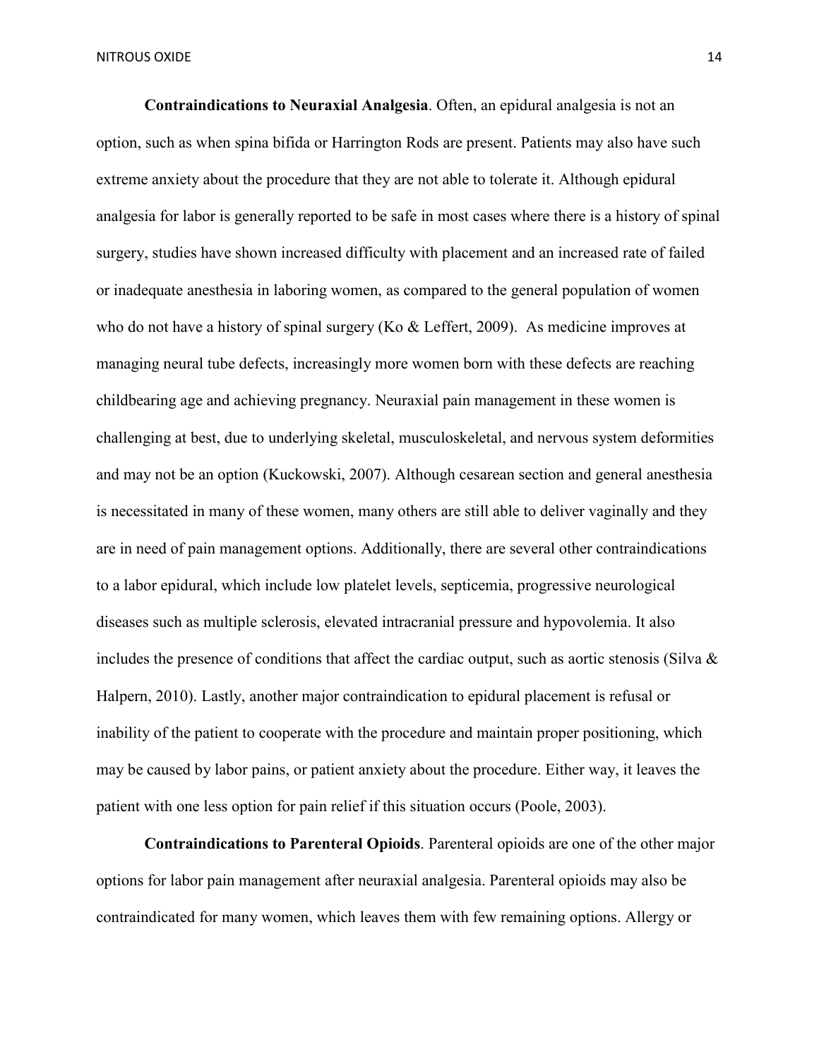**Contraindications to Neuraxial Analgesia**. Often, an epidural analgesia is not an option, such as when spina bifida or Harrington Rods are present. Patients may also have such extreme anxiety about the procedure that they are not able to tolerate it. Although epidural analgesia for labor is generally reported to be safe in most cases where there is a history of spinal surgery, studies have shown increased difficulty with placement and an increased rate of failed or inadequate anesthesia in laboring women, as compared to the general population of women who do not have a history of spinal surgery (Ko & Leffert, 2009). As medicine improves at managing neural tube defects, increasingly more women born with these defects are reaching childbearing age and achieving pregnancy. Neuraxial pain management in these women is challenging at best, due to underlying skeletal, musculoskeletal, and nervous system deformities and may not be an option (Kuckowski, 2007). Although cesarean section and general anesthesia is necessitated in many of these women, many others are still able to deliver vaginally and they are in need of pain management options. Additionally, there are several other contraindications to a labor epidural, which include low platelet levels, septicemia, progressive neurological diseases such as multiple sclerosis, elevated intracranial pressure and hypovolemia. It also includes the presence of conditions that affect the cardiac output, such as aortic stenosis (Silva & Halpern, 2010). Lastly, another major contraindication to epidural placement is refusal or inability of the patient to cooperate with the procedure and maintain proper positioning, which may be caused by labor pains, or patient anxiety about the procedure. Either way, it leaves the patient with one less option for pain relief if this situation occurs (Poole, 2003).

**Contraindications to Parenteral Opioids**. Parenteral opioids are one of the other major options for labor pain management after neuraxial analgesia. Parenteral opioids may also be contraindicated for many women, which leaves them with few remaining options. Allergy or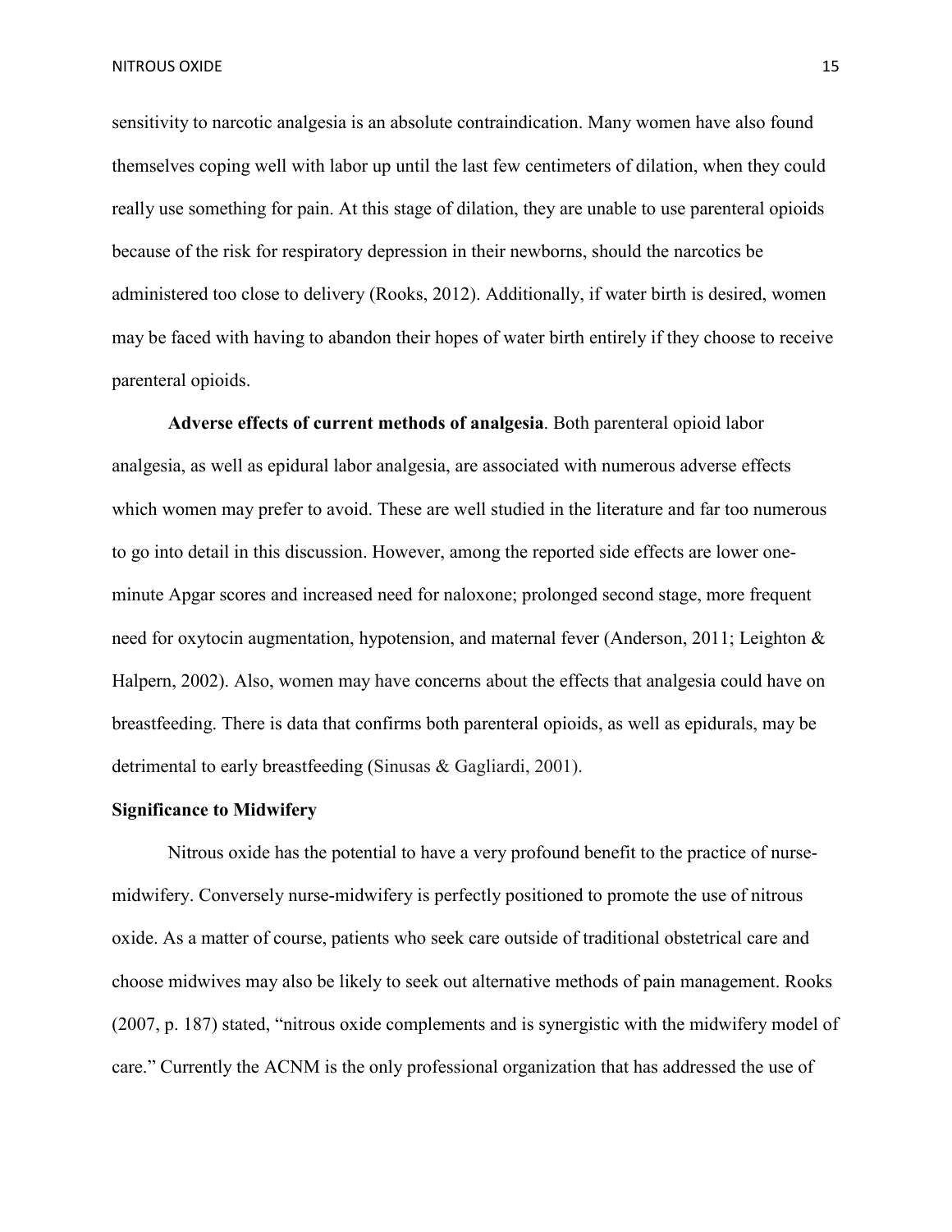sensitivity to narcotic analgesia is an absolute contraindication. Many women have also found themselves coping well with labor up until the last few centimeters of dilation, when they could really use something for pain. At this stage of dilation, they are unable to use parenteral opioids because of the risk for respiratory depression in their newborns, should the narcotics be administered too close to delivery (Rooks, 2012). Additionally, if water birth is desired, women may be faced with having to abandon their hopes of water birth entirely if they choose to receive parenteral opioids.

**Adverse effects of current methods of analgesia**. Both parenteral opioid labor analgesia, as well as epidural labor analgesia, are associated with numerous adverse effects which women may prefer to avoid. These are well studied in the literature and far too numerous to go into detail in this discussion. However, among the reported side effects are lower one-minute Apgar scores and increased need for naloxone; prolonged second stage, more frequent need for oxytocin augmentation, hypotension, and maternal fever (Anderson, 2011; Leighton & Halpern, 2002). Also, women may have concerns about the effects that analgesia could have on breastfeeding. There is data that confirms both parenteral opioids, as well as epidurals, may be detrimental to early breastfeeding (Sinusas & Gagliardi, 2001).

## Significance to Midwifery

Nitrous oxide has the potential to have a very profound benefit to the practice of nurse-midwifery. Conversely nurse-midwifery is perfectly positioned to promote the use of nitrous oxide. As a matter of course, patients who seek care outside of traditional obstetrical care and choose midwives may also be likely to seek out alternative methods of pain management. Rooks (2007, p. 187) stated, "nitrous oxide complements and is synergistic with the midwifery model of care." Currently the ACNM is the only professional organization that has addressed the use of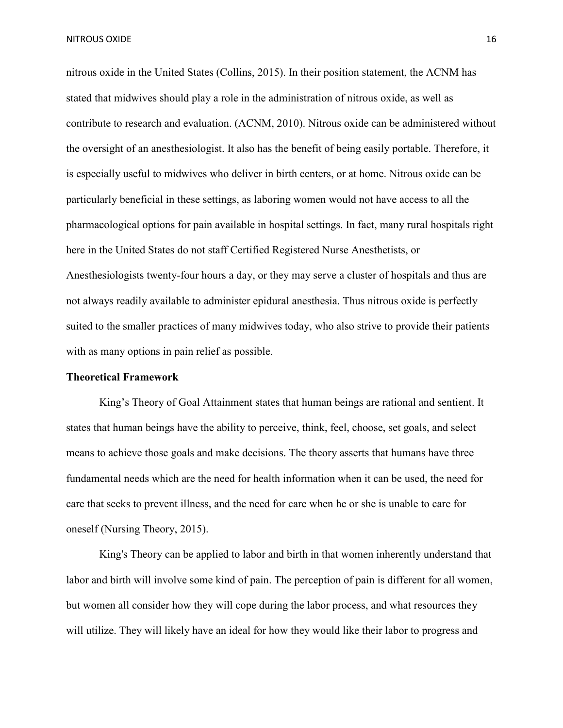nitrous oxide in the United States (Collins, 2015). In their position statement, the ACNM has stated that midwives should play a role in the administration of nitrous oxide, as well as contribute to research and evaluation. (ACNM, 2010). Nitrous oxide can be administered without the oversight of an anesthesiologist. It also has the benefit of being easily portable. Therefore, it is especially useful to midwives who deliver in birth centers, or at home. Nitrous oxide can be particularly beneficial in these settings, as laboring women would not have access to all the pharmacological options for pain available in hospital settings. In fact, many rural hospitals right here in the United States do not staff Certified Registered Nurse Anesthetists, or Anesthesiologists twenty-four hours a day, or they may serve a cluster of hospitals and thus are not always readily available to administer epidural anesthesia. Thus nitrous oxide is perfectly suited to the smaller practices of many midwives today, who also strive to provide their patients with as many options in pain relief as possible.

**Theoretical Framework**

King's Theory of Goal Attainment states that human beings are rational and sentient. It states that human beings have the ability to perceive, think, feel, choose, set goals, and select means to achieve those goals and make decisions. The theory asserts that humans have three fundamental needs which are the need for health information when it can be used, the need for care that seeks to prevent illness, and the need for care when he or she is unable to care for oneself (Nursing Theory, 2015).

King's Theory can be applied to labor and birth in that women inherently understand that labor and birth will involve some kind of pain. The perception of pain is different for all women, but women all consider how they will cope during the labor process, and what resources they will utilize. They will likely have an ideal for how they would like their labor to progress and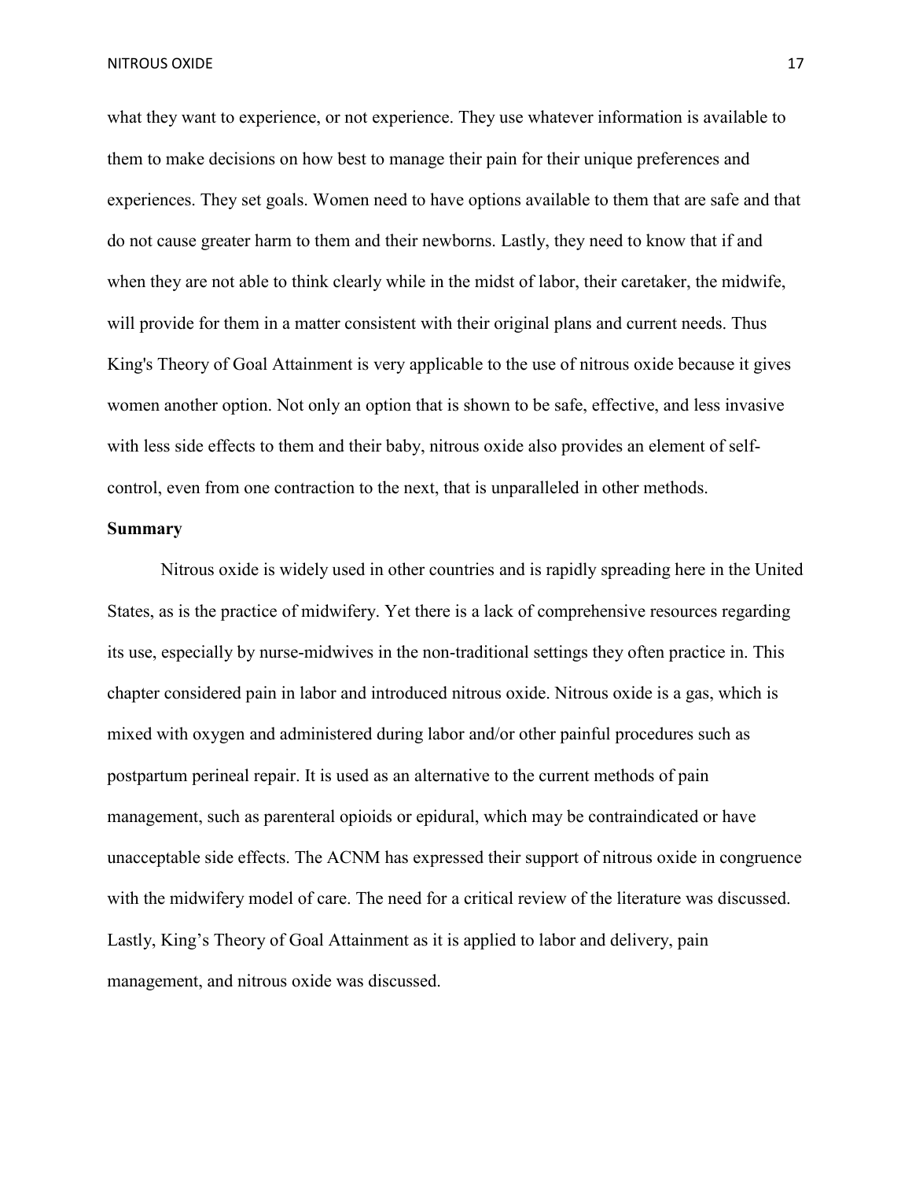what they want to experience, or not experience. They use whatever information is available to them to make decisions on how best to manage their pain for their unique preferences and experiences. They set goals. Women need to have options available to them that are safe and that do not cause greater harm to them and their newborns. Lastly, they need to know that if and when they are not able to think clearly while in the midst of labor, their caretaker, the midwife, will provide for them in a matter consistent with their original plans and current needs. Thus King's Theory of Goal Attainment is very applicable to the use of nitrous oxide because it gives women another option. Not only an option that is shown to be safe, effective, and less invasive with less side effects to them and their baby, nitrous oxide also provides an element of self-control, even from one contraction to the next, that is unparalleled in other methods.

## Summary

Nitrous oxide is widely used in other countries and is rapidly spreading here in the United States, as is the practice of midwifery. Yet there is a lack of comprehensive resources regarding its use, especially by nurse-midwives in the non-traditional settings they often practice in. This chapter considered pain in labor and introduced nitrous oxide. Nitrous oxide is a gas, which is mixed with oxygen and administered during labor and/or other painful procedures such as postpartum perineal repair. It is used as an alternative to the current methods of pain management, such as parenteral opioids or epidural, which may be contraindicated or have unacceptable side effects. The ACNM has expressed their support of nitrous oxide in congruence with the midwifery model of care. The need for a critical review of the literature was discussed. Lastly, King's Theory of Goal Attainment as it is applied to labor and delivery, pain management, and nitrous oxide was discussed.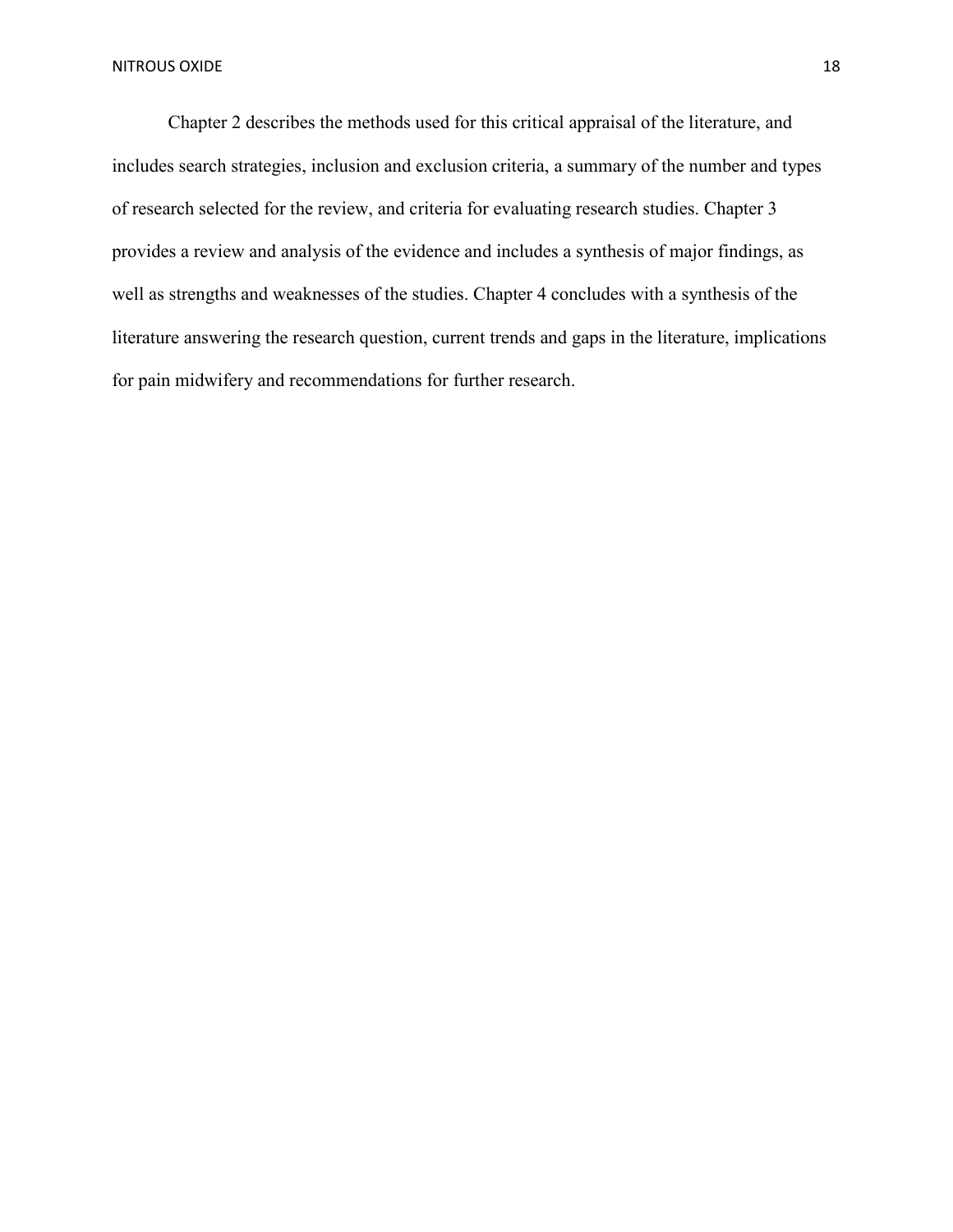Chapter 2 describes the methods used for this critical appraisal of the literature, and includes search strategies, inclusion and exclusion criteria, a summary of the number and types of research selected for the review, and criteria for evaluating research studies. Chapter 3 provides a review and analysis of the evidence and includes a synthesis of major findings, as well as strengths and weaknesses of the studies. Chapter 4 concludes with a synthesis of the literature answering the research question, current trends and gaps in the literature, implications for pain midwifery and recommendations for further research.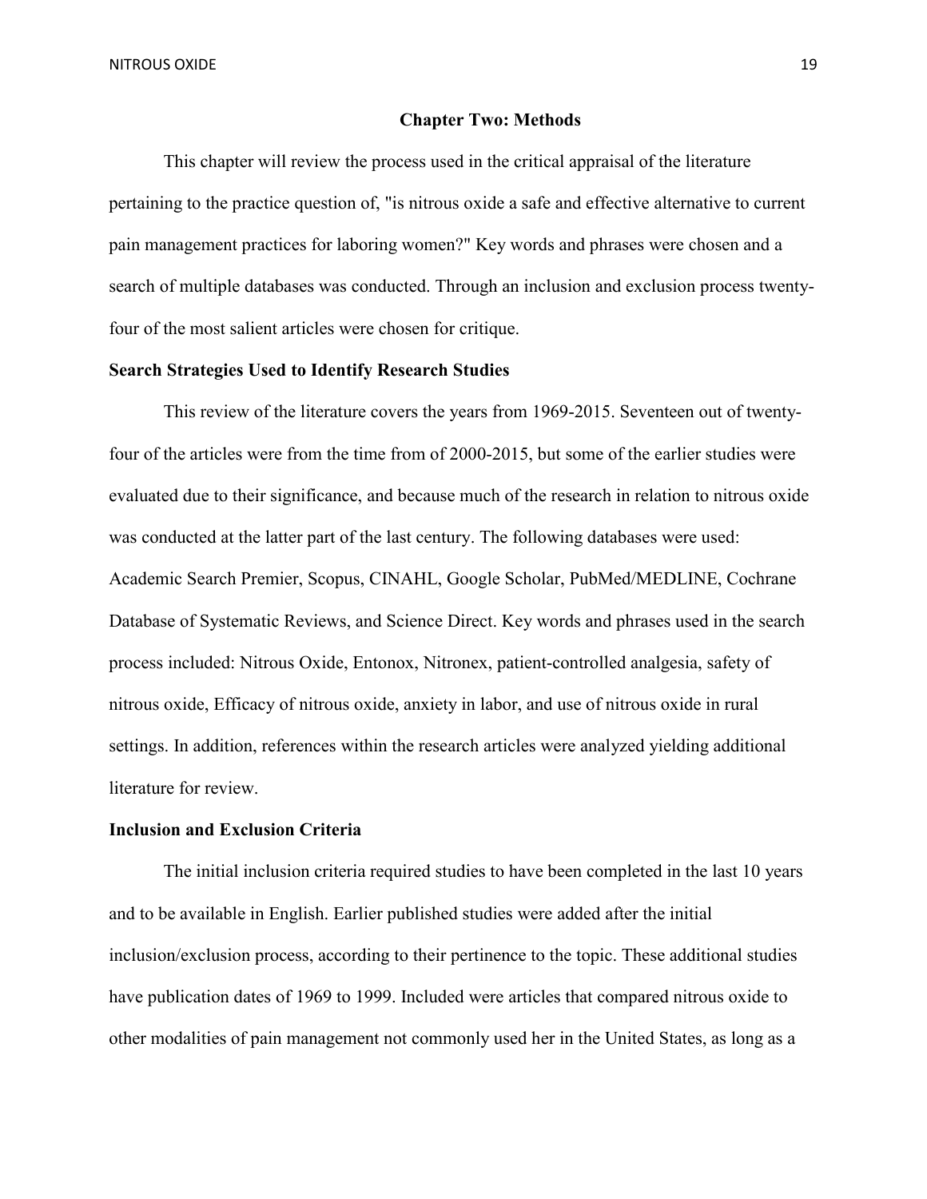# Chapter Two: Methods

This chapter will review the process used in the critical appraisal of the literature pertaining to the practice question of, "is nitrous oxide a safe and effective alternative to current pain management practices for laboring women?" Key words and phrases were chosen and a search of multiple databases was conducted. Through an inclusion and exclusion process twenty-four of the most salient articles were chosen for critique.

## Search Strategies Used to Identify Research Studies

This review of the literature covers the years from 1969-2015. Seventeen out of twenty-four of the articles were from the time from of 2000-2015, but some of the earlier studies were evaluated due to their significance, and because much of the research in relation to nitrous oxide was conducted at the latter part of the last century. The following databases were used: Academic Search Premier, Scopus, CINAHL, Google Scholar, PubMed/MEDLINE, Cochrane Database of Systematic Reviews, and Science Direct. Key words and phrases used in the search process included: Nitrous Oxide, Entonox, Nitronex, patient-controlled analgesia, safety of nitrous oxide, Efficacy of nitrous oxide, anxiety in labor, and use of nitrous oxide in rural settings. In addition, references within the research articles were analyzed yielding additional literature for review.

## Inclusion and Exclusion Criteria

The initial inclusion criteria required studies to have been completed in the last 10 years and to be available in English. Earlier published studies were added after the initial inclusion/exclusion process, according to their pertinence to the topic. These additional studies have publication dates of 1969 to 1999. Included were articles that compared nitrous oxide to other modalities of pain management not commonly used her in the United States, as long as a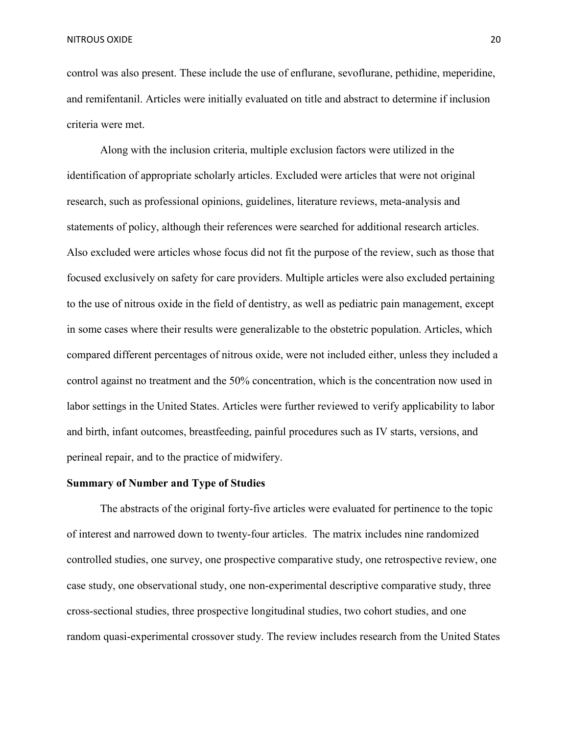control was also present. These include the use of enflurane, sevoflurane, pethidine, meperidine, and remifentanil. Articles were initially evaluated on title and abstract to determine if inclusion criteria were met.

Along with the inclusion criteria, multiple exclusion factors were utilized in the identification of appropriate scholarly articles. Excluded were articles that were not original research, such as professional opinions, guidelines, literature reviews, meta-analysis and statements of policy, although their references were searched for additional research articles. Also excluded were articles whose focus did not fit the purpose of the review, such as those that focused exclusively on safety for care providers. Multiple articles were also excluded pertaining to the use of nitrous oxide in the field of dentistry, as well as pediatric pain management, except in some cases where their results were generalizable to the obstetric population. Articles, which compared different percentages of nitrous oxide, were not included either, unless they included a control against no treatment and the 50% concentration, which is the concentration now used in labor settings in the United States. Articles were further reviewed to verify applicability to labor and birth, infant outcomes, breastfeeding, painful procedures such as IV starts, versions, and perineal repair, and to the practice of midwifery.

**Summary of Number and Type of Studies**

The abstracts of the original forty-five articles were evaluated for pertinence to the topic of interest and narrowed down to twenty-four articles. The matrix includes nine randomized controlled studies, one survey, one prospective comparative study, one retrospective review, one case study, one observational study, one non-experimental descriptive comparative study, three cross-sectional studies, three prospective longitudinal studies, two cohort studies, and one random quasi-experimental crossover study. The review includes research from the United States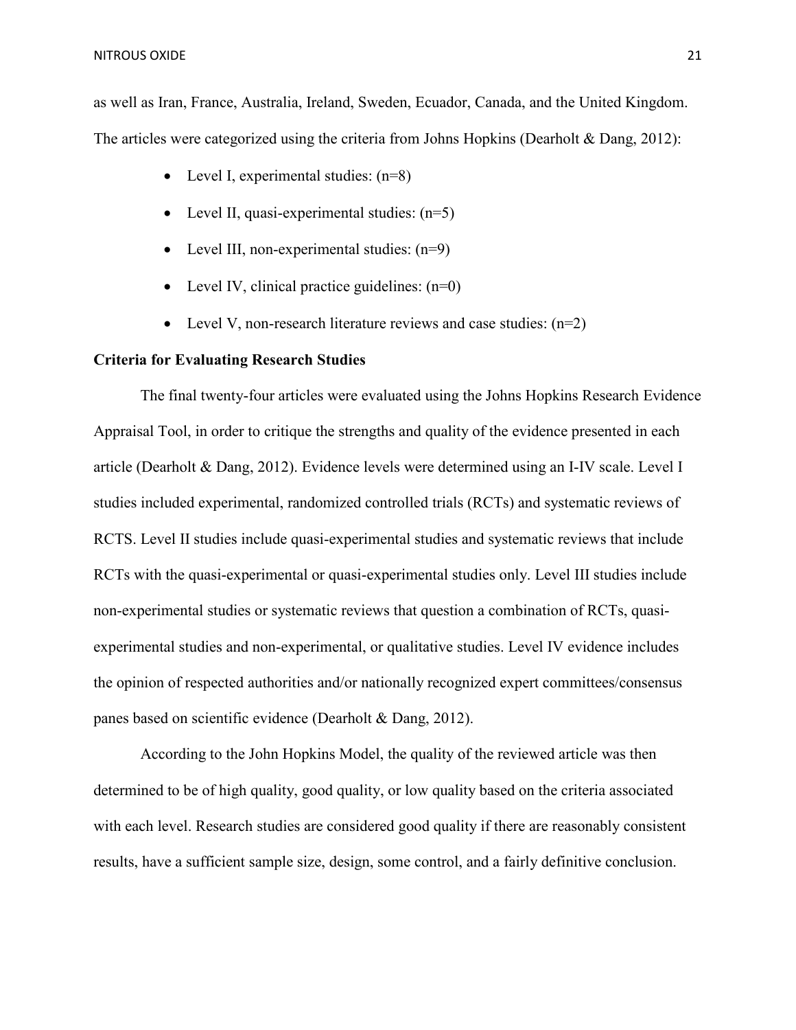as well as Iran, France, Australia, Ireland, Sweden, Ecuador, Canada, and the United Kingdom. The articles were categorized using the criteria from Johns Hopkins (Dearholt & Dang, 2012):

- Level I, experimental studies: (n=8)
- Level II, quasi-experimental studies: (n=5)
- Level III, non-experimental studies: (n=9)
- Level IV, clinical practice guidelines: (n=0)
- Level V, non-research literature reviews and case studies: (n=2)

**Criteria for Evaluating Research Studies**

The final twenty-four articles were evaluated using the Johns Hopkins Research Evidence Appraisal Tool, in order to critique the strengths and quality of the evidence presented in each article (Dearholt & Dang, 2012). Evidence levels were determined using an I-IV scale. Level I studies included experimental, randomized controlled trials (RCTs) and systematic reviews of RCTS. Level II studies include quasi-experimental studies and systematic reviews that include RCTs with the quasi-experimental or quasi-experimental studies only. Level III studies include non-experimental studies or systematic reviews that question a combination of RCTs, quasi-experimental studies and non-experimental, or qualitative studies. Level IV evidence includes the opinion of respected authorities and/or nationally recognized expert committees/consensus panes based on scientific evidence (Dearholt & Dang, 2012).

According to the John Hopkins Model, the quality of the reviewed article was then determined to be of high quality, good quality, or low quality based on the criteria associated with each level. Research studies are considered good quality if there are reasonably consistent results, have a sufficient sample size, design, some control, and a fairly definitive conclusion.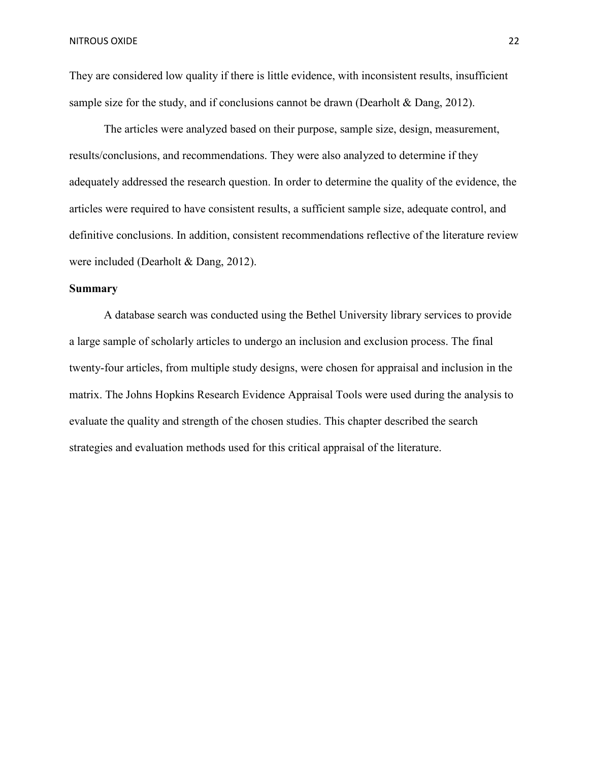They are considered low quality if there is little evidence, with inconsistent results, insufficient sample size for the study, and if conclusions cannot be drawn (Dearholt & Dang, 2012).

The articles were analyzed based on their purpose, sample size, design, measurement, results/conclusions, and recommendations. They were also analyzed to determine if they adequately addressed the research question. In order to determine the quality of the evidence, the articles were required to have consistent results, a sufficient sample size, adequate control, and definitive conclusions. In addition, consistent recommendations reflective of the literature review were included (Dearholt & Dang, 2012).

## Summary

A database search was conducted using the Bethel University library services to provide a large sample of scholarly articles to undergo an inclusion and exclusion process. The final twenty-four articles, from multiple study designs, were chosen for appraisal and inclusion in the matrix. The Johns Hopkins Research Evidence Appraisal Tools were used during the analysis to evaluate the quality and strength of the chosen studies. This chapter described the search strategies and evaluation methods used for this critical appraisal of the literature.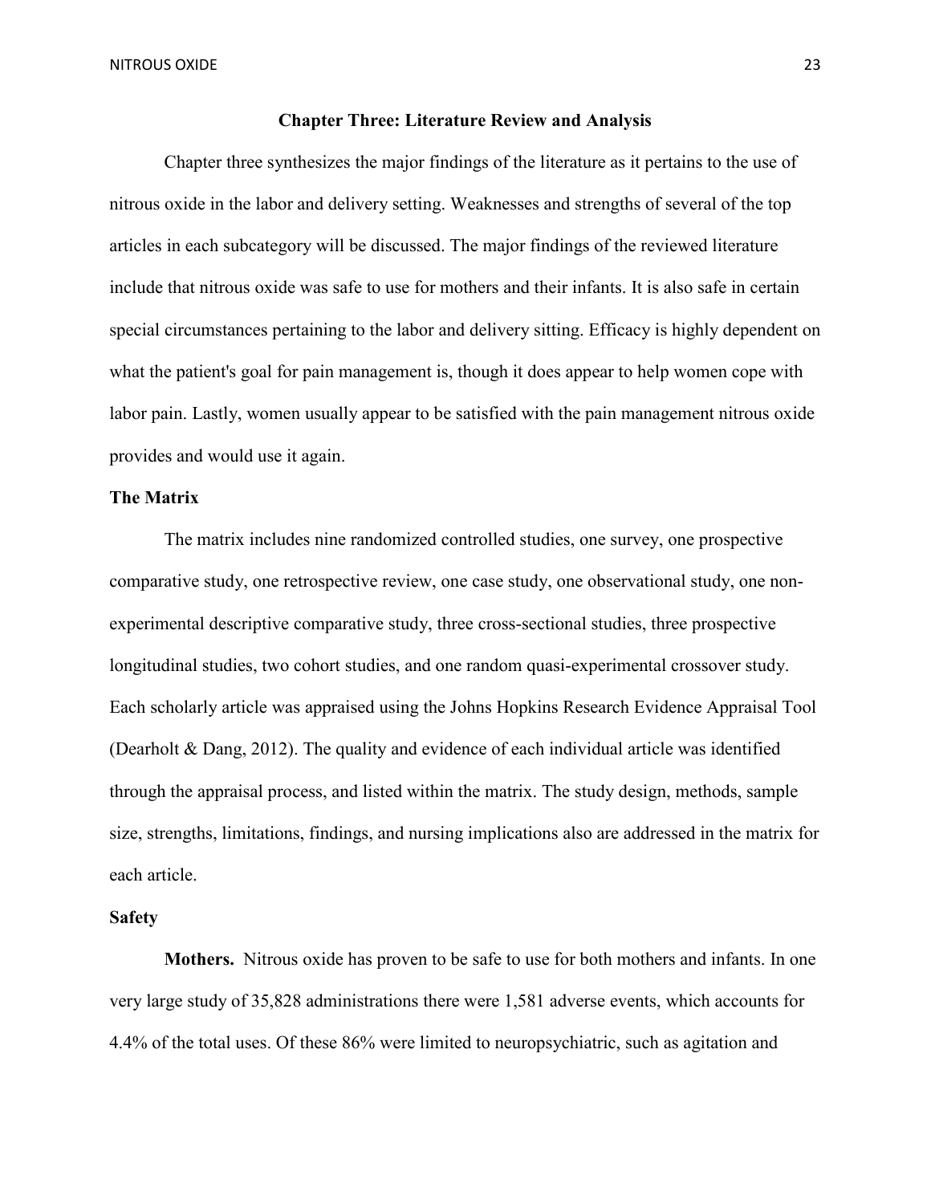## Chapter Three: Literature Review and Analysis

Chapter three synthesizes the major findings of the literature as it pertains to the use of nitrous oxide in the labor and delivery setting. Weaknesses and strengths of several of the top articles in each subcategory will be discussed. The major findings of the reviewed literature include that nitrous oxide was safe to use for mothers and their infants. It is also safe in certain special circumstances pertaining to the labor and delivery sitting. Efficacy is highly dependent on what the patient's goal for pain management is, though it does appear to help women cope with labor pain. Lastly, women usually appear to be satisfied with the pain management nitrous oxide provides and would use it again.

### The Matrix

The matrix includes nine randomized controlled studies, one survey, one prospective comparative study, one retrospective review, one case study, one observational study, one non-experimental descriptive comparative study, three cross-sectional studies, three prospective longitudinal studies, two cohort studies, and one random quasi-experimental crossover study. Each scholarly article was appraised using the Johns Hopkins Research Evidence Appraisal Tool (Dearholt & Dang, 2012). The quality and evidence of each individual article was identified through the appraisal process, and listed within the matrix. The study design, methods, sample size, strengths, limitations, findings, and nursing implications also are addressed in the matrix for each article.

### Safety

**Mothers.** Nitrous oxide has proven to be safe to use for both mothers and infants. In one very large study of 35,828 administrations there were 1,581 adverse events, which accounts for 4.4% of the total uses. Of these 86% were limited to neuropsychiatric, such as agitation and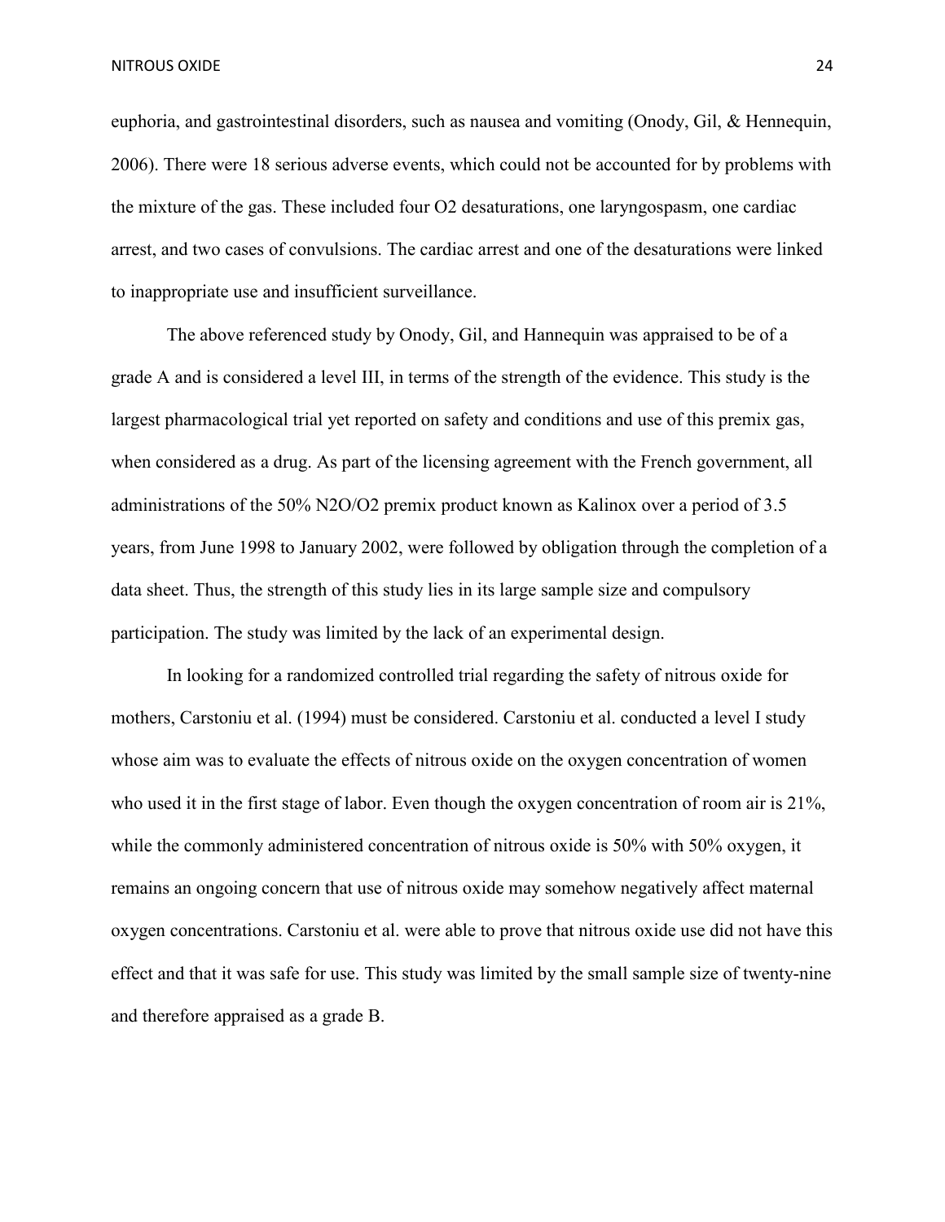euphoria, and gastrointestinal disorders, such as nausea and vomiting (Onody, Gil, & Hennequin, 2006). There were 18 serious adverse events, which could not be accounted for by problems with the mixture of the gas. These included four $O_2$ desaturations, one laryngospasm, one cardiac arrest, and two cases of convulsions. The cardiac arrest and one of the desaturations were linked to inappropriate use and insufficient surveillance.

The above referenced study by Onody, Gil, and Hannequin was appraised to be of a grade A and is considered a level III, in terms of the strength of the evidence. This study is the largest pharmacological trial yet reported on safety and conditions and use of this premix gas, when considered as a drug. As part of the licensing agreement with the French government, all administrations of the 50% $N_2O/O_2$ premix product known as Kalinox over a period of 3.5 years, from June 1998 to January 2002, were followed by obligation through the completion of a data sheet. Thus, the strength of this study lies in its large sample size and compulsory participation. The study was limited by the lack of an experimental design.

In looking for a randomized controlled trial regarding the safety of nitrous oxide for mothers, Carstoniu et al. (1994) must be considered. Carstoniu et al. conducted a level I study whose aim was to evaluate the effects of nitrous oxide on the oxygen concentration of women who used it in the first stage of labor. Even though the oxygen concentration of room air is 21%, while the commonly administered concentration of nitrous oxide is 50% with 50% oxygen, it remains an ongoing concern that use of nitrous oxide may somehow negatively affect maternal oxygen concentrations. Carstoniu et al. were able to prove that nitrous oxide use did not have this effect and that it was safe for use. This study was limited by the small sample size of twenty-nine and therefore appraised as a grade B.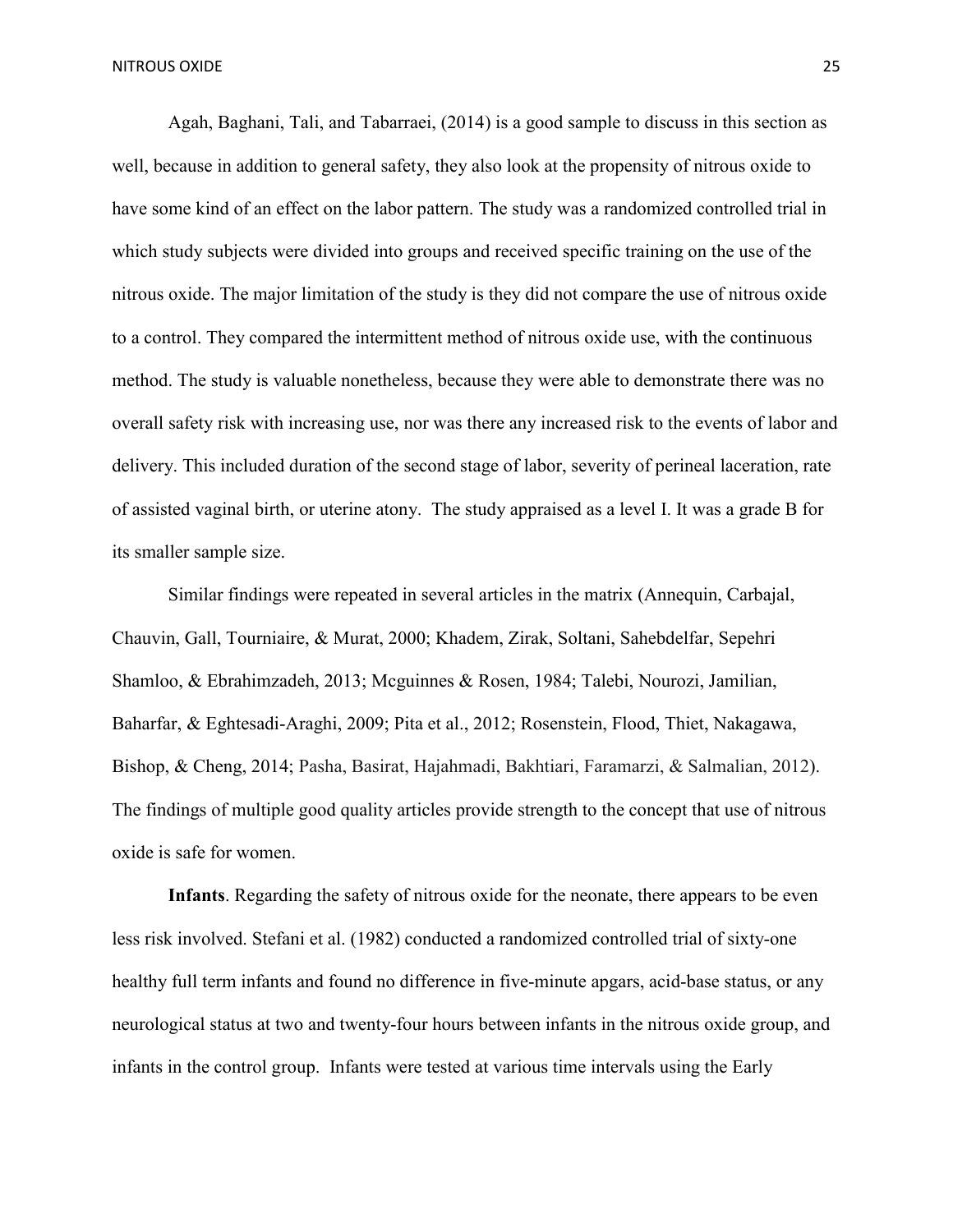Agah, Baghani, Tali, and Tabarraei, (2014) is a good sample to discuss in this section as well, because in addition to general safety, they also look at the propensity of nitrous oxide to have some kind of an effect on the labor pattern. The study was a randomized controlled trial in which study subjects were divided into groups and received specific training on the use of the nitrous oxide. The major limitation of the study is they did not compare the use of nitrous oxide to a control. They compared the intermittent method of nitrous oxide use, with the continuous method. The study is valuable nonetheless, because they were able to demonstrate there was no overall safety risk with increasing use, nor was there any increased risk to the events of labor and delivery. This included duration of the second stage of labor, severity of perineal laceration, rate of assisted vaginal birth, or uterine atony. The study appraised as a level I. It was a grade B for its smaller sample size.

Similar findings were repeated in several articles in the matrix (Annequin, Carbajal, Chauvin, Gall, Tourniaire, & Murat, 2000; Khadem, Zirak, Soltani, Sahebdelfar, Sepehri Shamloo, & Ebrahimzadeh, 2013; Mcguinnes & Rosen, 1984; Talebi, Nourozi, Jamilian, Baharfar, & Eghtesadi-Araghi, 2009; Pita et al., 2012; Rosenstein, Flood, Thiet, Nakagawa, Bishop, & Cheng, 2014; Pasha, Basirat, Hajahmadi, Bakhtiari, Faramarzi, & Salmalian, 2012). The findings of multiple good quality articles provide strength to the concept that use of nitrous oxide is safe for women.

**Infants**. Regarding the safety of nitrous oxide for the neonate, there appears to be even less risk involved. Stefani et al. (1982) conducted a randomized controlled trial of sixty-one healthy full term infants and found no difference in five-minute apgars, acid-base status, or any neurological status at two and twenty-four hours between infants in the nitrous oxide group, and infants in the control group. Infants were tested at various time intervals using the Early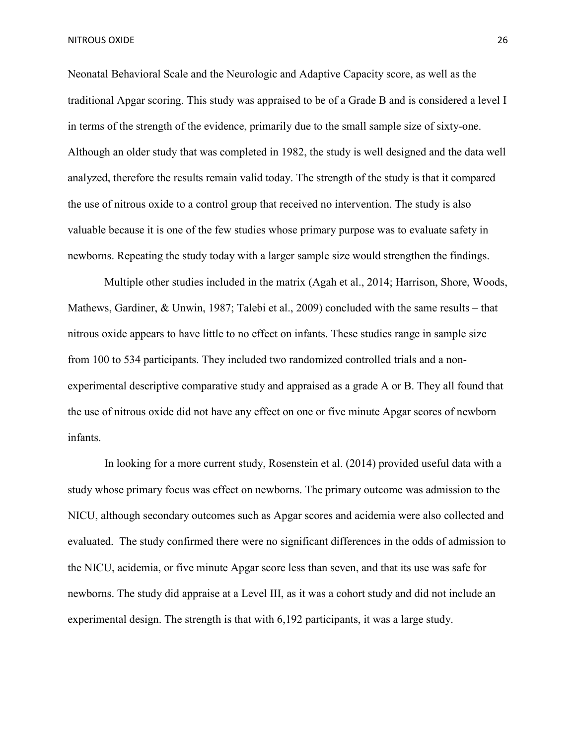Neonatal Behavioral Scale and the Neurologic and Adaptive Capacity score, as well as the traditional Apgar scoring. This study was appraised to be of a Grade B and is considered a level I in terms of the strength of the evidence, primarily due to the small sample size of sixty-one. Although an older study that was completed in 1982, the study is well designed and the data well analyzed, therefore the results remain valid today. The strength of the study is that it compared the use of nitrous oxide to a control group that received no intervention. The study is also valuable because it is one of the few studies whose primary purpose was to evaluate safety in newborns. Repeating the study today with a larger sample size would strengthen the findings.

Multiple other studies included in the matrix (Agah et al., 2014; Harrison, Shore, Woods, Mathews, Gardiner, & Unwin, 1987; Talebi et al., 2009) concluded with the same results – that nitrous oxide appears to have little to no effect on infants. These studies range in sample size from 100 to 534 participants. They included two randomized controlled trials and a non-experimental descriptive comparative study and appraised as a grade A or B. They all found that the use of nitrous oxide did not have any effect on one or five minute Apgar scores of newborn infants.

In looking for a more current study, Rosenstein et al. (2014) provided useful data with a study whose primary focus was effect on newborns. The primary outcome was admission to the NICU, although secondary outcomes such as Apgar scores and acidemia were also collected and evaluated. The study confirmed there were no significant differences in the odds of admission to the NICU, acidemia, or five minute Apgar score less than seven, and that its use was safe for newborns. The study did appraise at a Level III, as it was a cohort study and did not include an experimental design. The strength is that with 6,192 participants, it was a large study.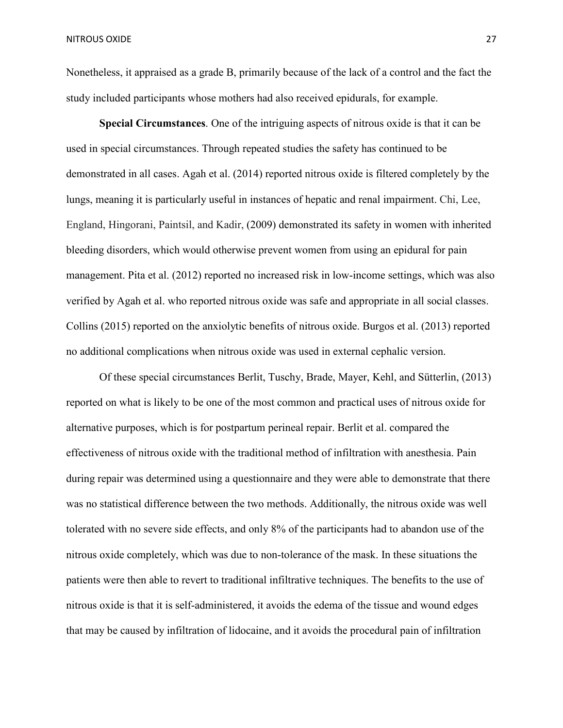Nonetheless, it appraised as a grade B, primarily because of the lack of a control and the fact the study included participants whose mothers had also received epidurals, for example.

**Special Circumstances**. One of the intriguing aspects of nitrous oxide is that it can be used in special circumstances. Through repeated studies the safety has continued to be demonstrated in all cases. Agah et al. (2014) reported nitrous oxide is filtered completely by the lungs, meaning it is particularly useful in instances of hepatic and renal impairment. Chi, Lee, England, Hingorani, Paintsil, and Kadir, (2009) demonstrated its safety in women with inherited bleeding disorders, which would otherwise prevent women from using an epidural for pain management. Pita et al. (2012) reported no increased risk in low-income settings, which was also verified by Agah et al. who reported nitrous oxide was safe and appropriate in all social classes. Collins (2015) reported on the anxiolytic benefits of nitrous oxide. Burgos et al. (2013) reported no additional complications when nitrous oxide was used in external cephalic version.

Of these special circumstances Berlit, Tuschy, Brade, Mayer, Kehl, and Sütterlin, (2013) reported on what is likely to be one of the most common and practical uses of nitrous oxide for alternative purposes, which is for postpartum perineal repair. Berlit et al. compared the effectiveness of nitrous oxide with the traditional method of infiltration with anesthesia. Pain during repair was determined using a questionnaire and they were able to demonstrate that there was no statistical difference between the two methods. Additionally, the nitrous oxide was well tolerated with no severe side effects, and only 8% of the participants had to abandon use of the nitrous oxide completely, which was due to non-tolerance of the mask. In these situations the patients were then able to revert to traditional infiltrative techniques. The benefits to the use of nitrous oxide is that it is self-administered, it avoids the edema of the tissue and wound edges that may be caused by infiltration of lidocaine, and it avoids the procedural pain of infiltration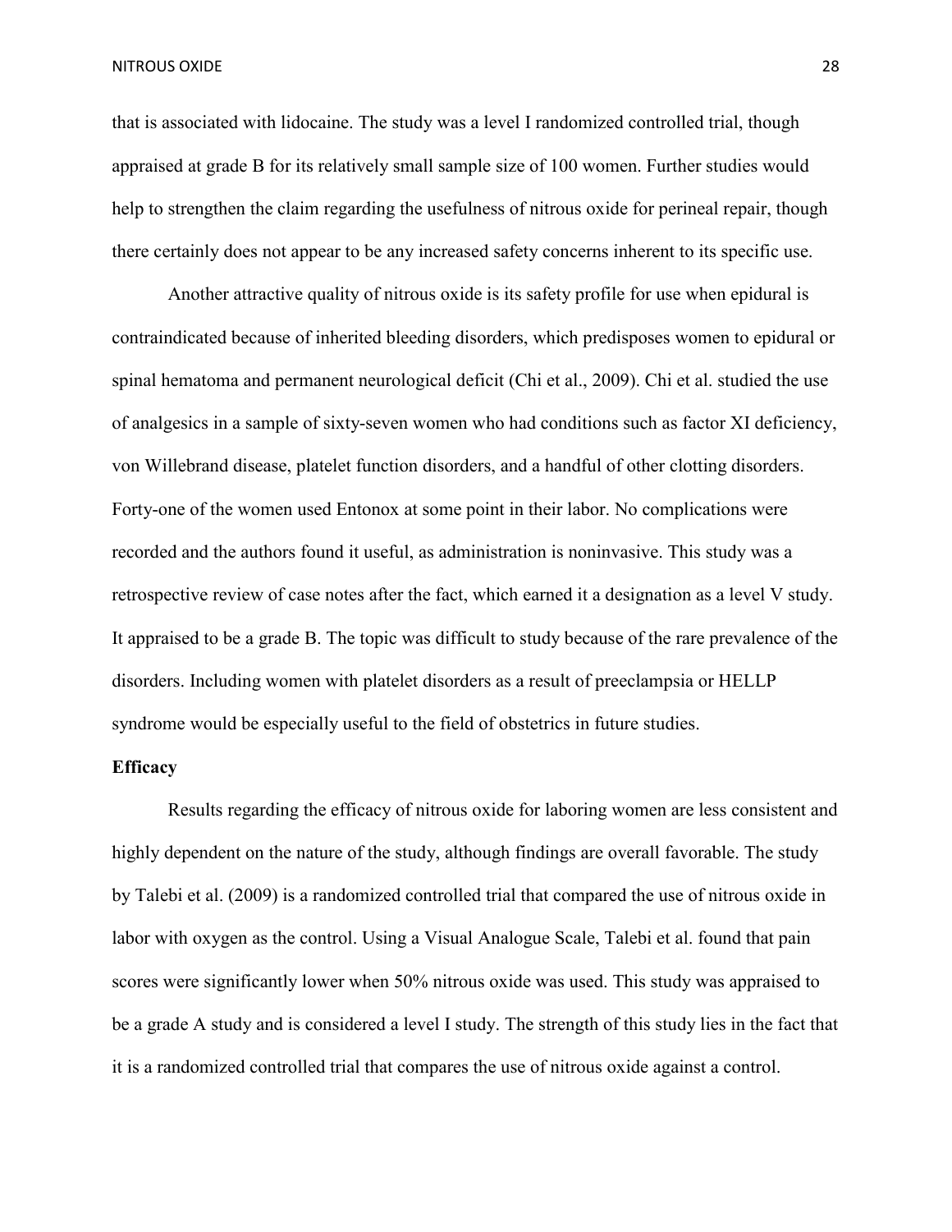that is associated with lidocaine. The study was a level I randomized controlled trial, though appraised at grade B for its relatively small sample size of 100 women. Further studies would help to strengthen the claim regarding the usefulness of nitrous oxide for perineal repair, though there certainly does not appear to be any increased safety concerns inherent to its specific use.

Another attractive quality of nitrous oxide is its safety profile for use when epidural is contraindicated because of inherited bleeding disorders, which predisposes women to epidural or spinal hematoma and permanent neurological deficit (Chi et al., 2009). Chi et al. studied the use of analgesics in a sample of sixty-seven women who had conditions such as factor XI deficiency, von Willebrand disease, platelet function disorders, and a handful of other clotting disorders. Forty-one of the women used Entonox at some point in their labor. No complications were recorded and the authors found it useful, as administration is noninvasive. This study was a retrospective review of case notes after the fact, which earned it a designation as a level V study. It appraised to be a grade B. The topic was difficult to study because of the rare prevalence of the disorders. Including women with platelet disorders as a result of preeclampsia or HELLP syndrome would be especially useful to the field of obstetrics in future studies.

**Efficacy**

Results regarding the efficacy of nitrous oxide for laboring women are less consistent and highly dependent on the nature of the study, although findings are overall favorable. The study by Talebi et al. (2009) is a randomized controlled trial that compared the use of nitrous oxide in labor with oxygen as the control. Using a Visual Analogue Scale, Talebi et al. found that pain scores were significantly lower when 50% nitrous oxide was used. This study was appraised to be a grade A study and is considered a level I study. The strength of this study lies in the fact that it is a randomized controlled trial that compares the use of nitrous oxide against a control.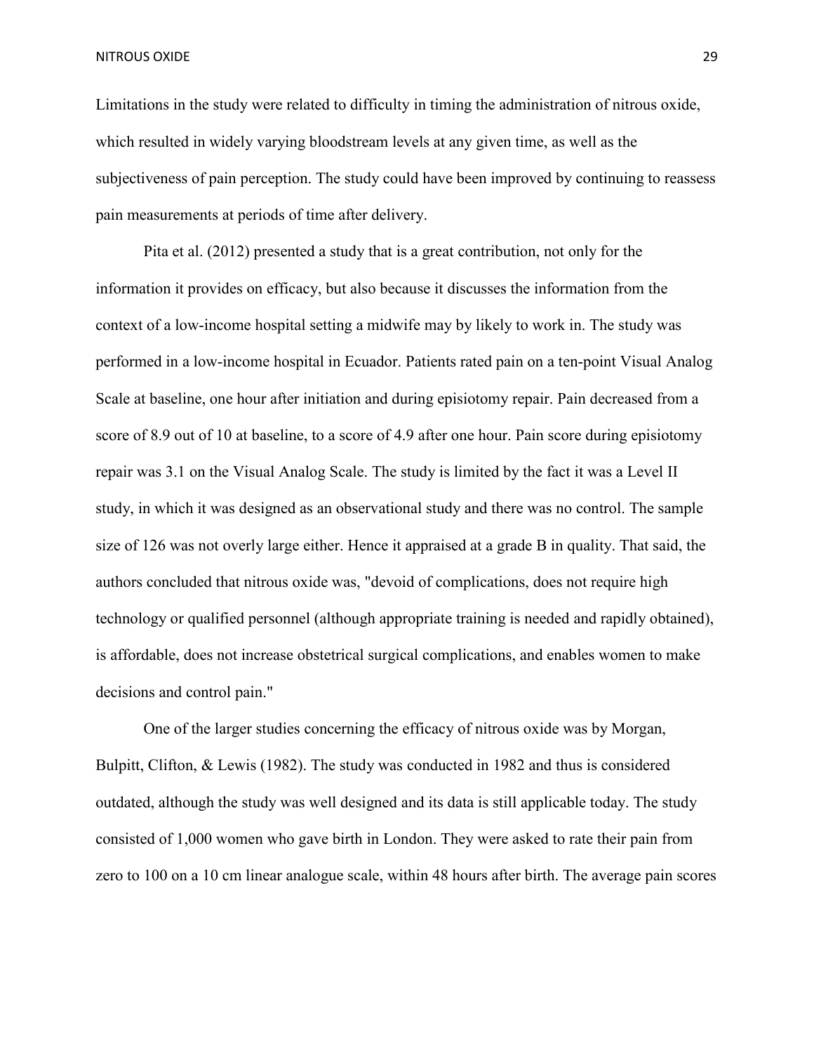Limitations in the study were related to difficulty in timing the administration of nitrous oxide, which resulted in widely varying bloodstream levels at any given time, as well as the subjectiveness of pain perception. The study could have been improved by continuing to reassess pain measurements at periods of time after delivery.

Pita et al. (2012) presented a study that is a great contribution, not only for the information it provides on efficacy, but also because it discusses the information from the context of a low-income hospital setting a midwife may by likely to work in. The study was performed in a low-income hospital in Ecuador. Patients rated pain on a ten-point Visual Analog Scale at baseline, one hour after initiation and during episiotomy repair. Pain decreased from a score of 8.9 out of 10 at baseline, to a score of 4.9 after one hour. Pain score during episiotomy repair was 3.1 on the Visual Analog Scale. The study is limited by the fact it was a Level II study, in which it was designed as an observational study and there was no control. The sample size of 126 was not overly large either. Hence it appraised at a grade B in quality. That said, the authors concluded that nitrous oxide was, "devoid of complications, does not require high technology or qualified personnel (although appropriate training is needed and rapidly obtained), is affordable, does not increase obstetrical surgical complications, and enables women to make decisions and control pain."

One of the larger studies concerning the efficacy of nitrous oxide was by Morgan, Bulpitt, Clifton, & Lewis (1982). The study was conducted in 1982 and thus is considered outdated, although the study was well designed and its data is still applicable today. The study consisted of 1,000 women who gave birth in London. They were asked to rate their pain from zero to 100 on a 10 cm linear analogue scale, within 48 hours after birth. The average pain scores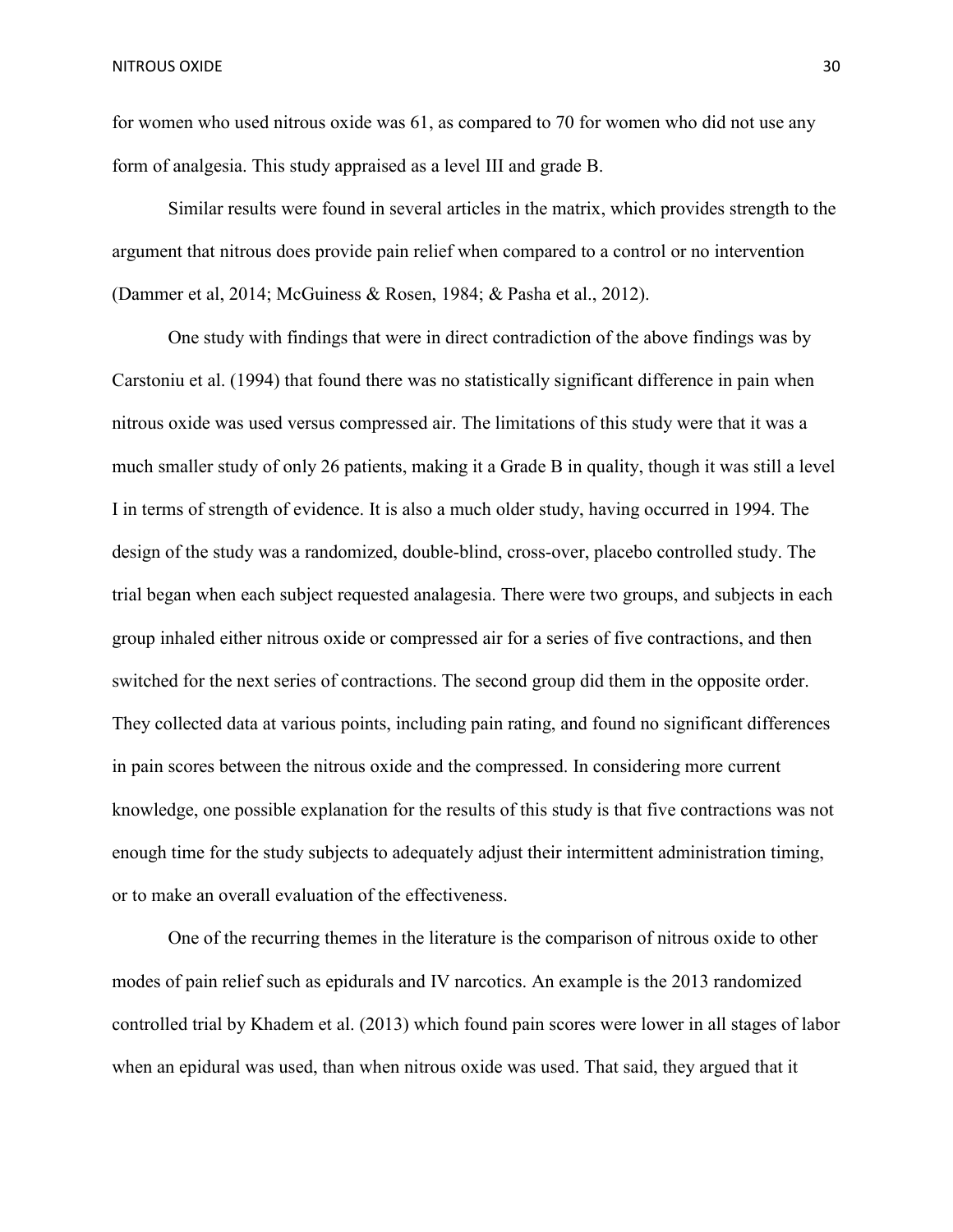for women who used nitrous oxide was 61, as compared to 70 for women who did not use any form of analgesia. This study appraised as a level III and grade B.

Similar results were found in several articles in the matrix, which provides strength to the argument that nitrous does provide pain relief when compared to a control or no intervention (Dammer et al, 2014; McGuiness & Rosen, 1984; & Pasha et al., 2012).

One study with findings that were in direct contradiction of the above findings was by Carstoniu et al. (1994) that found there was no statistically significant difference in pain when nitrous oxide was used versus compressed air. The limitations of this study were that it was a much smaller study of only 26 patients, making it a Grade B in quality, though it was still a level I in terms of strength of evidence. It is also a much older study, having occurred in 1994. The design of the study was a randomized, double-blind, cross-over, placebo controlled study. The trial began when each subject requested analagesia. There were two groups, and subjects in each group inhaled either nitrous oxide or compressed air for a series of five contractions, and then switched for the next series of contractions. The second group did them in the opposite order. They collected data at various points, including pain rating, and found no significant differences in pain scores between the nitrous oxide and the compressed. In considering more current knowledge, one possible explanation for the results of this study is that five contractions was not enough time for the study subjects to adequately adjust their intermittent administration timing, or to make an overall evaluation of the effectiveness.

One of the recurring themes in the literature is the comparison of nitrous oxide to other modes of pain relief such as epidurals and IV narcotics. An example is the 2013 randomized controlled trial by Khadem et al. (2013) which found pain scores were lower in all stages of labor when an epidural was used, than when nitrous oxide was used. That said, they argued that it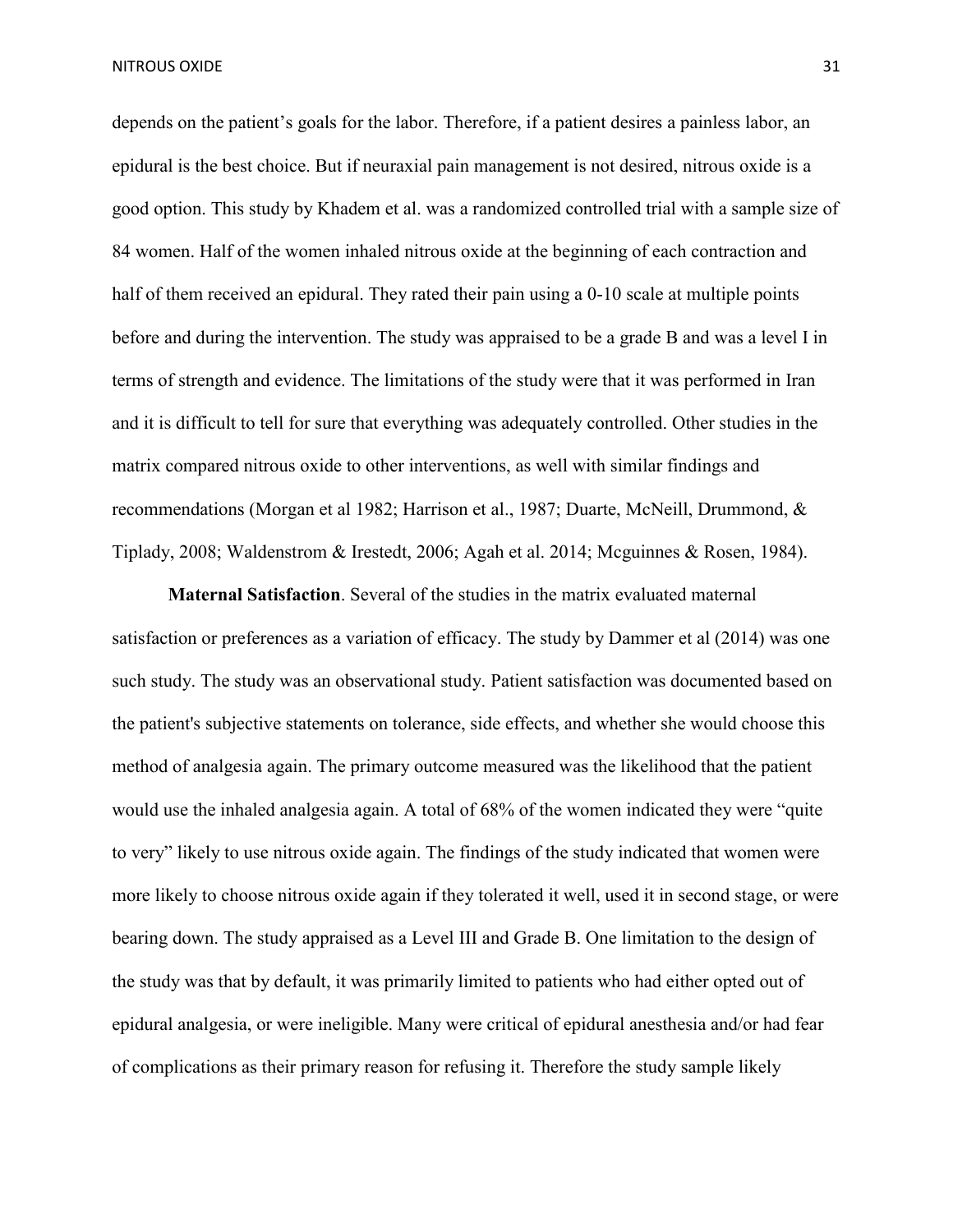depends on the patient's goals for the labor. Therefore, if a patient desires a painless labor, an epidural is the best choice. But if neuraxial pain management is not desired, nitrous oxide is a good option. This study by Khadem et al. was a randomized controlled trial with a sample size of 84 women. Half of the women inhaled nitrous oxide at the beginning of each contraction and half of them received an epidural. They rated their pain using a 0-10 scale at multiple points before and during the intervention. The study was appraised to be a grade B and was a level I in terms of strength and evidence. The limitations of the study were that it was performed in Iran and it is difficult to tell for sure that everything was adequately controlled. Other studies in the matrix compared nitrous oxide to other interventions, as well with similar findings and recommendations (Morgan et al 1982; Harrison et al., 1987; Duarte, McNeill, Drummond, & Tiplady, 2008; Waldenstrom & Irestedt, 2006; Agah et al. 2014; Mcguinnes & Rosen, 1984).

**Maternal Satisfaction**. Several of the studies in the matrix evaluated maternal satisfaction or preferences as a variation of efficacy. The study by Dammer et al (2014) was one such study. The study was an observational study. Patient satisfaction was documented based on the patient's subjective statements on tolerance, side effects, and whether she would choose this method of analgesia again. The primary outcome measured was the likelihood that the patient would use the inhaled analgesia again. A total of 68% of the women indicated they were "quite to very" likely to use nitrous oxide again. The findings of the study indicated that women were more likely to choose nitrous oxide again if they tolerated it well, used it in second stage, or were bearing down. The study appraised as a Level III and Grade B. One limitation to the design of the study was that by default, it was primarily limited to patients who had either opted out of epidural analgesia, or were ineligible. Many were critical of epidural anesthesia and/or had fear of complications as their primary reason for refusing it. Therefore the study sample likely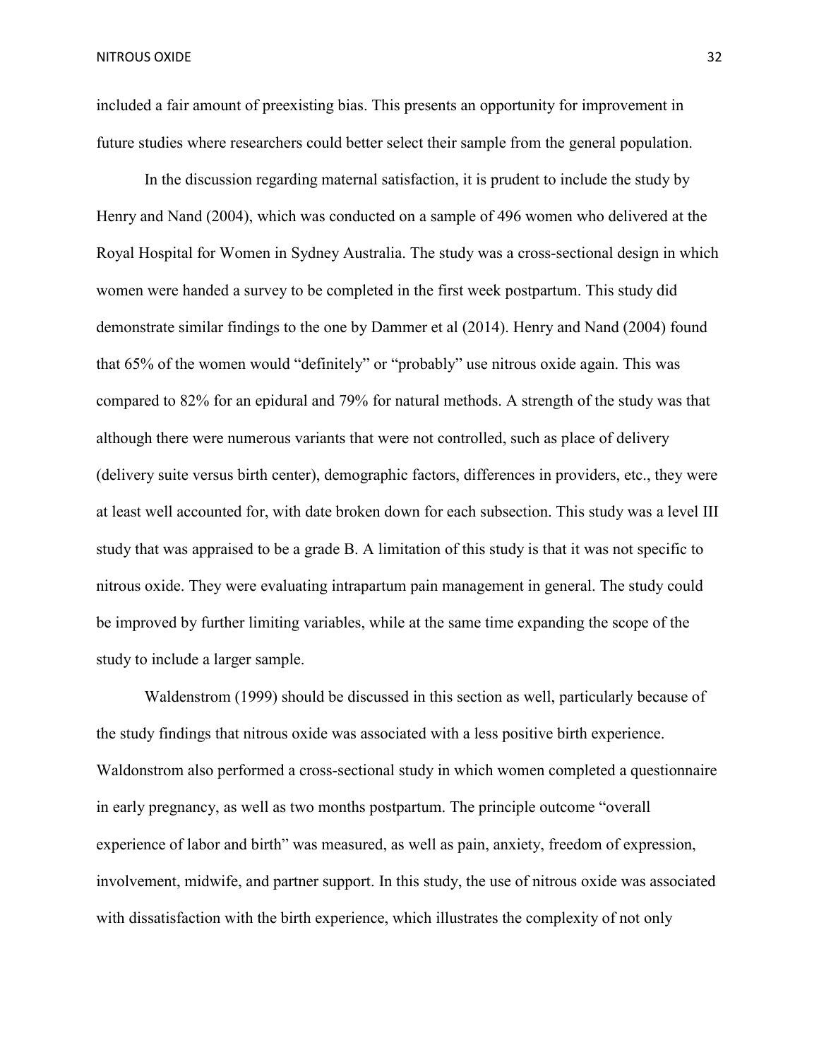included a fair amount of preexisting bias. This presents an opportunity for improvement in future studies where researchers could better select their sample from the general population.

In the discussion regarding maternal satisfaction, it is prudent to include the study by Henry and Nand (2004), which was conducted on a sample of 496 women who delivered at the Royal Hospital for Women in Sydney Australia. The study was a cross-sectional design in which women were handed a survey to be completed in the first week postpartum. This study did demonstrate similar findings to the one by Dammer et al (2014). Henry and Nand (2004) found that 65% of the women would "definitely" or "probably" use nitrous oxide again. This was compared to 82% for an epidural and 79% for natural methods. A strength of the study was that although there were numerous variants that were not controlled, such as place of delivery (delivery suite versus birth center), demographic factors, differences in providers, etc., they were at least well accounted for, with date broken down for each subsection. This study was a level III study that was appraised to be a grade B. A limitation of this study is that it was not specific to nitrous oxide. They were evaluating intrapartum pain management in general. The study could be improved by further limiting variables, while at the same time expanding the scope of the study to include a larger sample.

Waldenstrom (1999) should be discussed in this section as well, particularly because of the study findings that nitrous oxide was associated with a less positive birth experience. Waldonstrom also performed a cross-sectional study in which women completed a questionnaire in early pregnancy, as well as two months postpartum. The principle outcome "overall experience of labor and birth" was measured, as well as pain, anxiety, freedom of expression, involvement, midwife, and partner support. In this study, the use of nitrous oxide was associated with dissatisfaction with the birth experience, which illustrates the complexity of not only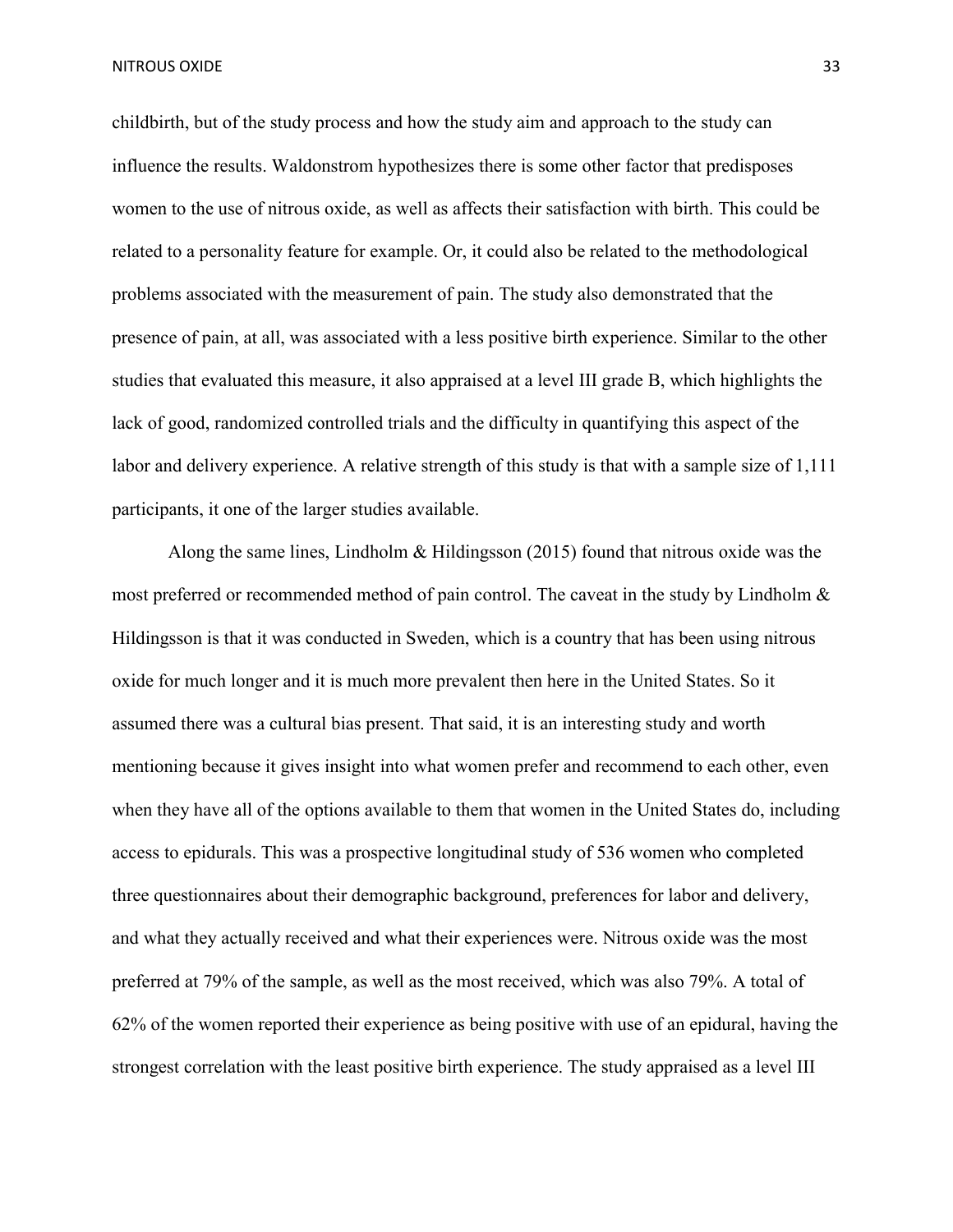childbirth, but of the study process and how the study aim and approach to the study can influence the results. Waldonstrom hypothesizes there is some other factor that predisposes women to the use of nitrous oxide, as well as affects their satisfaction with birth. This could be related to a personality feature for example. Or, it could also be related to the methodological problems associated with the measurement of pain. The study also demonstrated that the presence of pain, at all, was associated with a less positive birth experience. Similar to the other studies that evaluated this measure, it also appraised at a level III grade B, which highlights the lack of good, randomized controlled trials and the difficulty in quantifying this aspect of the labor and delivery experience. A relative strength of this study is that with a sample size of 1,111 participants, it one of the larger studies available.

Along the same lines, Lindholm & Hildingsson (2015) found that nitrous oxide was the most preferred or recommended method of pain control. The caveat in the study by Lindholm & Hildingsson is that it was conducted in Sweden, which is a country that has been using nitrous oxide for much longer and it is much more prevalent then here in the United States. So it assumed there was a cultural bias present. That said, it is an interesting study and worth mentioning because it gives insight into what women prefer and recommend to each other, even when they have all of the options available to them that women in the United States do, including access to epidurals. This was a prospective longitudinal study of 536 women who completed three questionnaires about their demographic background, preferences for labor and delivery, and what they actually received and what their experiences were. Nitrous oxide was the most preferred at 79% of the sample, as well as the most received, which was also 79%. A total of 62% of the women reported their experience as being positive with use of an epidural, having the strongest correlation with the least positive birth experience. The study appraised as a level III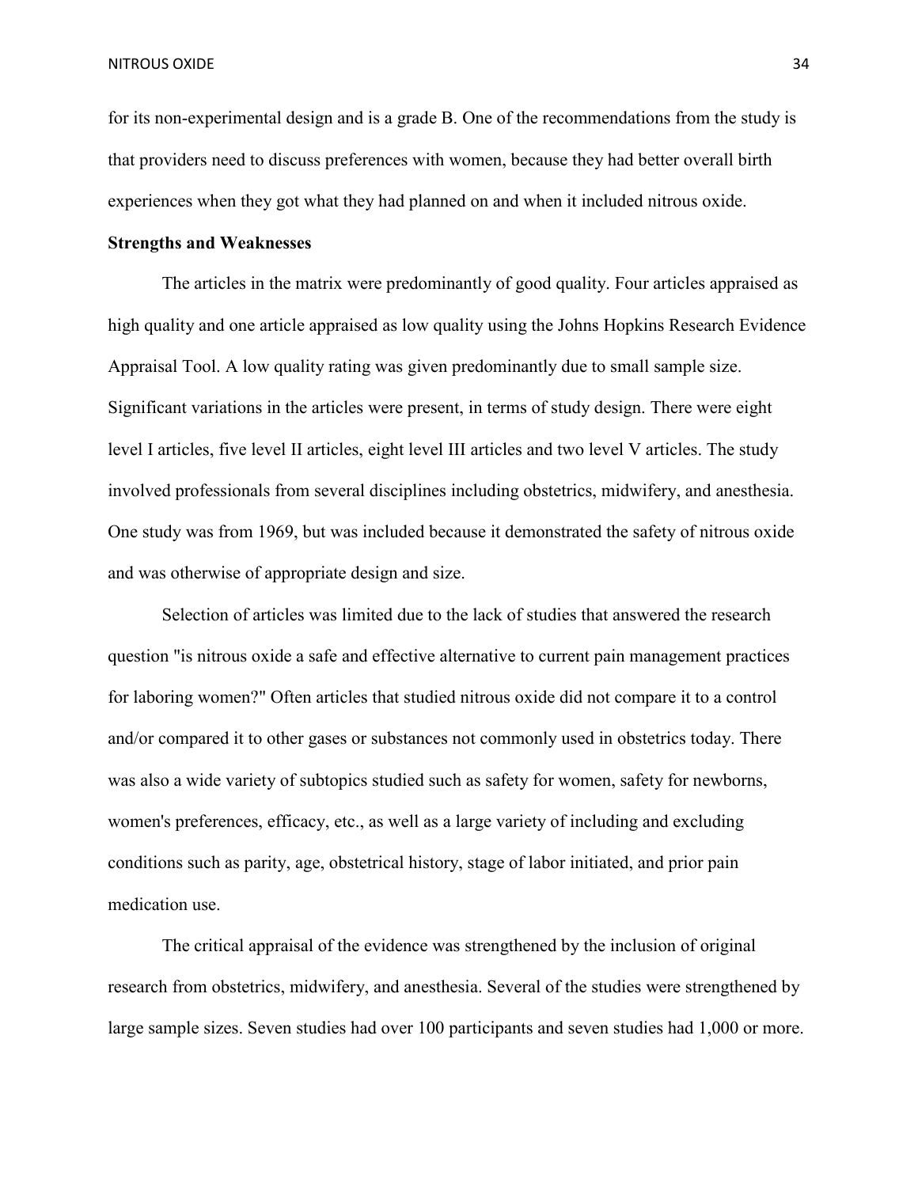for its non-experimental design and is a grade B. One of the recommendations from the study is that providers need to discuss preferences with women, because they had better overall birth experiences when they got what they had planned on and when it included nitrous oxide.

**Strengths and Weaknesses**

The articles in the matrix were predominantly of good quality. Four articles appraised as high quality and one article appraised as low quality using the Johns Hopkins Research Evidence Appraisal Tool. A low quality rating was given predominantly due to small sample size. Significant variations in the articles were present, in terms of study design. There were eight level I articles, five level II articles, eight level III articles and two level V articles. The study involved professionals from several disciplines including obstetrics, midwifery, and anesthesia. One study was from 1969, but was included because it demonstrated the safety of nitrous oxide and was otherwise of appropriate design and size.

Selection of articles was limited due to the lack of studies that answered the research question "is nitrous oxide a safe and effective alternative to current pain management practices for laboring women?" Often articles that studied nitrous oxide did not compare it to a control and/or compared it to other gases or substances not commonly used in obstetrics today. There was also a wide variety of subtopics studied such as safety for women, safety for newborns, women's preferences, efficacy, etc., as well as a large variety of including and excluding conditions such as parity, age, obstetrical history, stage of labor initiated, and prior pain medication use.

The critical appraisal of the evidence was strengthened by the inclusion of original research from obstetrics, midwifery, and anesthesia. Several of the studies were strengthened by large sample sizes. Seven studies had over 100 participants and seven studies had 1,000 or more.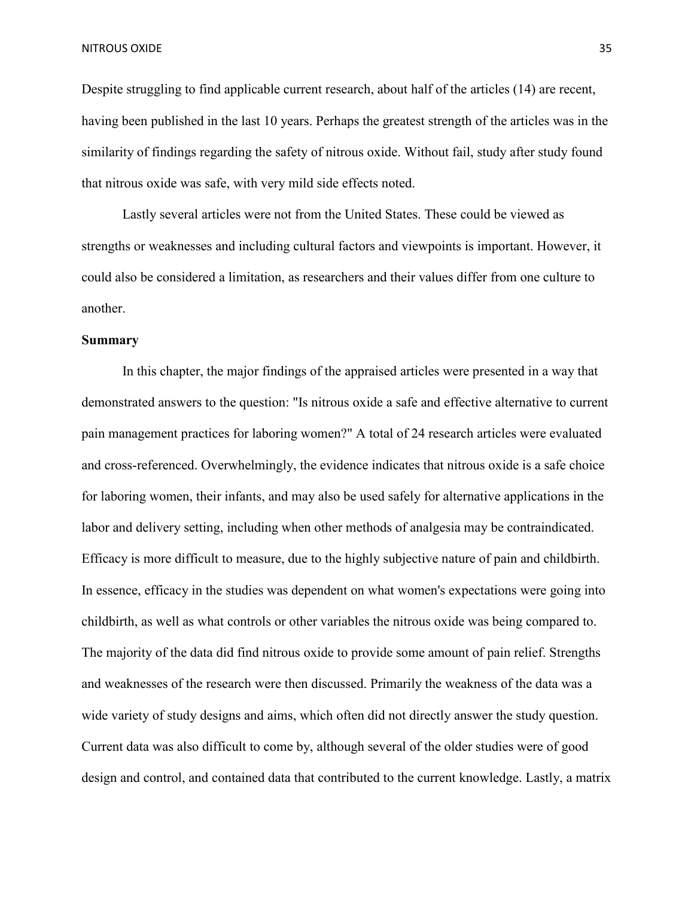Despite struggling to find applicable current research, about half of the articles (14) are recent, having been published in the last 10 years. Perhaps the greatest strength of the articles was in the similarity of findings regarding the safety of nitrous oxide. Without fail, study after study found that nitrous oxide was safe, with very mild side effects noted.

Lastly several articles were not from the United States. These could be viewed as strengths or weaknesses and including cultural factors and viewpoints is important. However, it could also be considered a limitation, as researchers and their values differ from one culture to another.

**Summary**

In this chapter, the major findings of the appraised articles were presented in a way that demonstrated answers to the question: "Is nitrous oxide a safe and effective alternative to current pain management practices for laboring women?" A total of 24 research articles were evaluated and cross-referenced. Overwhelmingly, the evidence indicates that nitrous oxide is a safe choice for laboring women, their infants, and may also be used safely for alternative applications in the labor and delivery setting, including when other methods of analgesia may be contraindicated. Efficacy is more difficult to measure, due to the highly subjective nature of pain and childbirth. In essence, efficacy in the studies was dependent on what women's expectations were going into childbirth, as well as what controls or other variables the nitrous oxide was being compared to. The majority of the data did find nitrous oxide to provide some amount of pain relief. Strengths and weaknesses of the research were then discussed. Primarily the weakness of the data was a wide variety of study designs and aims, which often did not directly answer the study question. Current data was also difficult to come by, although several of the older studies were of good design and control, and contained data that contributed to the current knowledge. Lastly, a matrix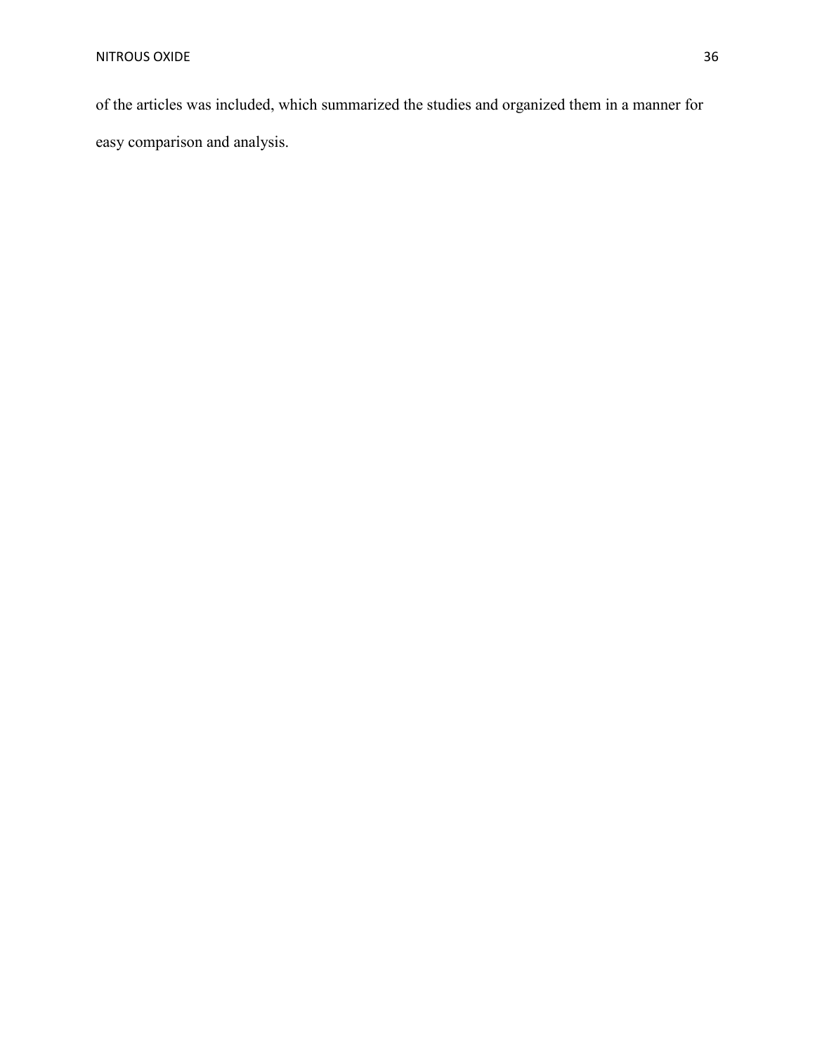of the articles was included, which summarized the studies and organized them in a manner for easy comparison and analysis.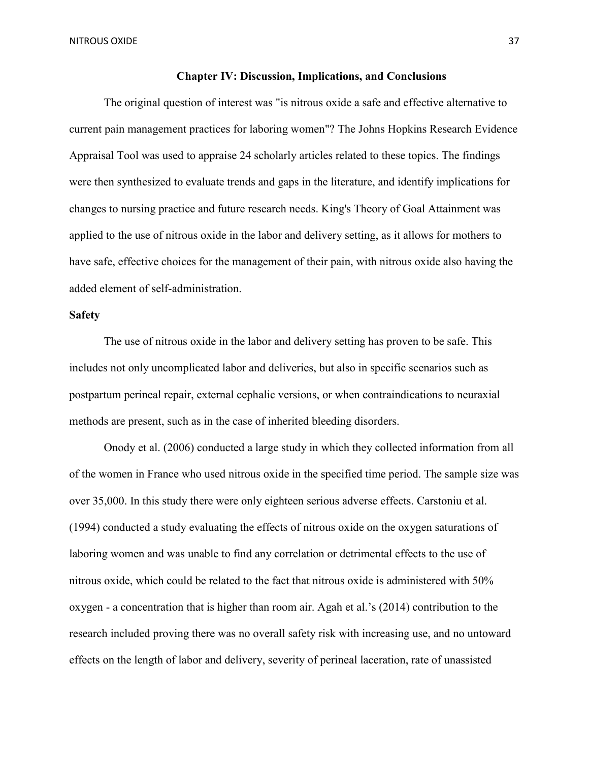## Chapter IV: Discussion, Implications, and Conclusions

The original question of interest was "is nitrous oxide a safe and effective alternative to current pain management practices for laboring women"? The Johns Hopkins Research Evidence Appraisal Tool was used to appraise 24 scholarly articles related to these topics. The findings were then synthesized to evaluate trends and gaps in the literature, and identify implications for changes to nursing practice and future research needs. King's Theory of Goal Attainment was applied to the use of nitrous oxide in the labor and delivery setting, as it allows for mothers to have safe, effective choices for the management of their pain, with nitrous oxide also having the added element of self-administration.

### Safety

The use of nitrous oxide in the labor and delivery setting has proven to be safe. This includes not only uncomplicated labor and deliveries, but also in specific scenarios such as postpartum perineal repair, external cephalic versions, or when contraindications to neuraxial methods are present, such as in the case of inherited bleeding disorders.

Onody et al. (2006) conducted a large study in which they collected information from all of the women in France who used nitrous oxide in the specified time period. The sample size was over 35,000. In this study there were only eighteen serious adverse effects. Carstoniu et al. (1994) conducted a study evaluating the effects of nitrous oxide on the oxygen saturations of laboring women and was unable to find any correlation or detrimental effects to the use of nitrous oxide, which could be related to the fact that nitrous oxide is administered with 50% oxygen - a concentration that is higher than room air. Agah et al.'s (2014) contribution to the research included proving there was no overall safety risk with increasing use, and no untoward effects on the length of labor and delivery, severity of perineal laceration, rate of unassisted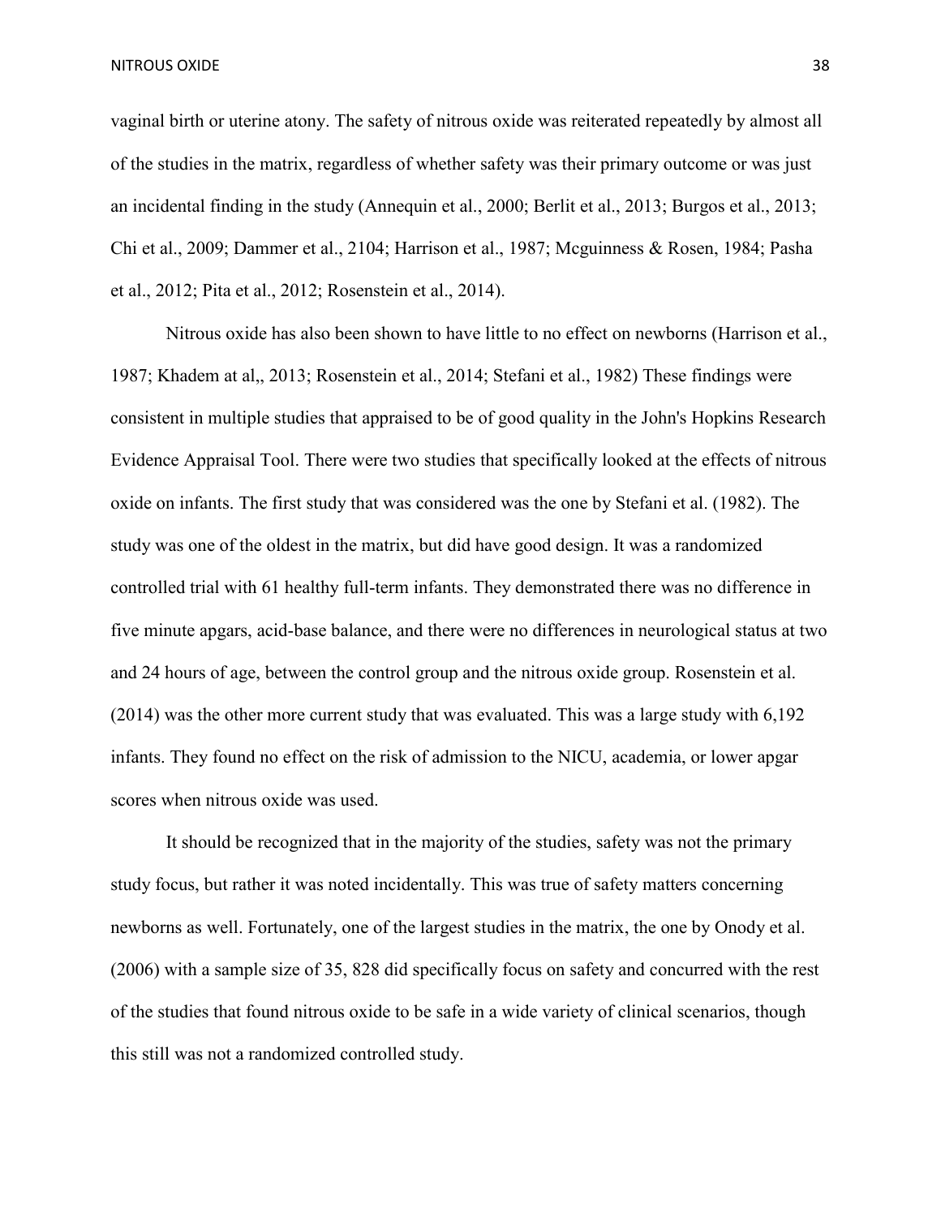vaginal birth or uterine atony. The safety of nitrous oxide was reiterated repeatedly by almost all of the studies in the matrix, regardless of whether safety was their primary outcome or was just an incidental finding in the study (Annequin et al., 2000; Berlit et al., 2013; Burgos et al., 2013; Chi et al., 2009; Dammer et al., 2104; Harrison et al., 1987; Mcguinness & Rosen, 1984; Pasha et al., 2012; Pita et al., 2012; Rosenstein et al., 2014).

Nitrous oxide has also been shown to have little to no effect on newborns (Harrison et al., 1987; Khadem at al,, 2013; Rosenstein et al., 2014; Stefani et al., 1982) These findings were consistent in multiple studies that appraised to be of good quality in the John's Hopkins Research Evidence Appraisal Tool. There were two studies that specifically looked at the effects of nitrous oxide on infants. The first study that was considered was the one by Stefani et al. (1982). The study was one of the oldest in the matrix, but did have good design. It was a randomized controlled trial with 61 healthy full-term infants. They demonstrated there was no difference in five minute apgars, acid-base balance, and there were no differences in neurological status at two and 24 hours of age, between the control group and the nitrous oxide group. Rosenstein et al. (2014) was the other more current study that was evaluated. This was a large study with 6,192 infants. They found no effect on the risk of admission to the NICU, academia, or lower apgar scores when nitrous oxide was used.

It should be recognized that in the majority of the studies, safety was not the primary study focus, but rather it was noted incidentally. This was true of safety matters concerning newborns as well. Fortunately, one of the largest studies in the matrix, the one by Onody et al. (2006) with a sample size of 35, 828 did specifically focus on safety and concurred with the rest of the studies that found nitrous oxide to be safe in a wide variety of clinical scenarios, though this still was not a randomized controlled study.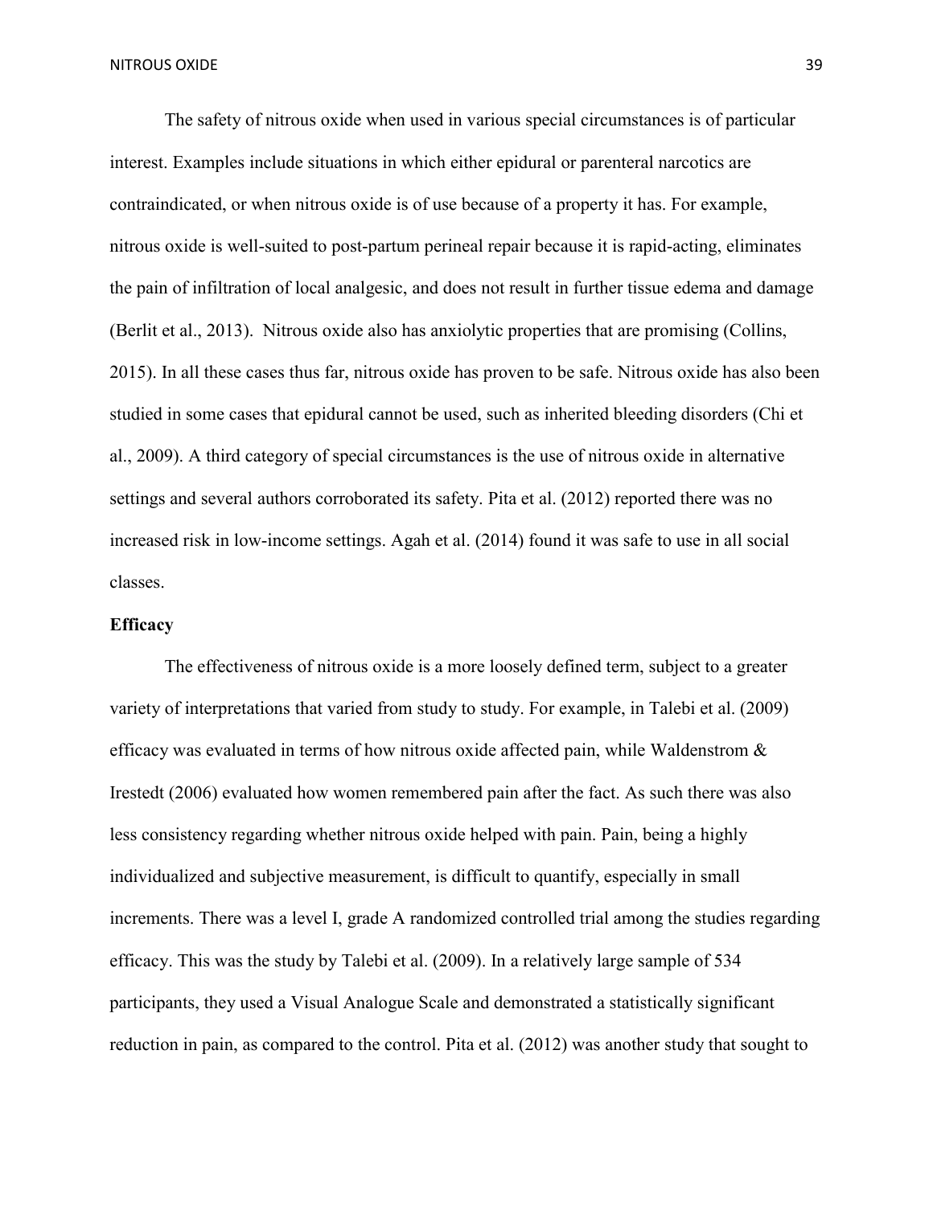The safety of nitrous oxide when used in various special circumstances is of particular interest. Examples include situations in which either epidural or parenteral narcotics are contraindicated, or when nitrous oxide is of use because of a property it has. For example, nitrous oxide is well-suited to post-partum perineal repair because it is rapid-acting, eliminates the pain of infiltration of local analgesic, and does not result in further tissue edema and damage (Berlit et al., 2013). Nitrous oxide also has anxiolytic properties that are promising (Collins, 2015). In all these cases thus far, nitrous oxide has proven to be safe. Nitrous oxide has also been studied in some cases that epidural cannot be used, such as inherited bleeding disorders (Chi et al., 2009). A third category of special circumstances is the use of nitrous oxide in alternative settings and several authors corroborated its safety. Pita et al. (2012) reported there was no increased risk in low-income settings. Agah et al. (2014) found it was safe to use in all social classes.

**Efficacy**

The effectiveness of nitrous oxide is a more loosely defined term, subject to a greater variety of interpretations that varied from study to study. For example, in Talebi et al. (2009) efficacy was evaluated in terms of how nitrous oxide affected pain, while Waldenstrom & Irestedt (2006) evaluated how women remembered pain after the fact. As such there was also less consistency regarding whether nitrous oxide helped with pain. Pain, being a highly individualized and subjective measurement, is difficult to quantify, especially in small increments. There was a level I, grade A randomized controlled trial among the studies regarding efficacy. This was the study by Talebi et al. (2009). In a relatively large sample of 534 participants, they used a Visual Analogue Scale and demonstrated a statistically significant reduction in pain, as compared to the control. Pita et al. (2012) was another study that sought to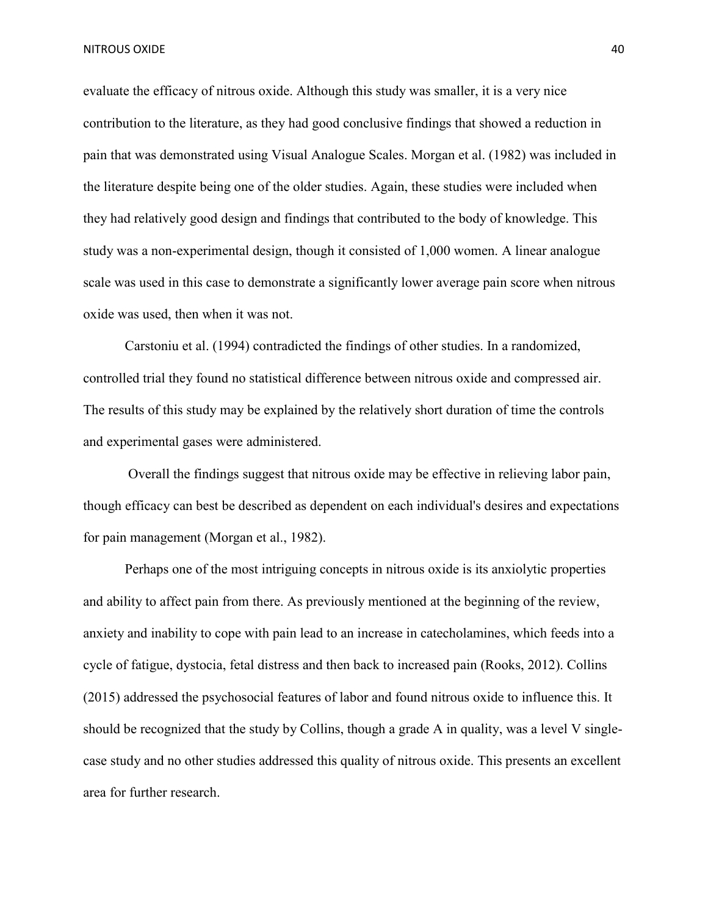evaluate the efficacy of nitrous oxide. Although this study was smaller, it is a very nice contribution to the literature, as they had good conclusive findings that showed a reduction in pain that was demonstrated using Visual Analogue Scales. Morgan et al. (1982) was included in the literature despite being one of the older studies. Again, these studies were included when they had relatively good design and findings that contributed to the body of knowledge. This study was a non-experimental design, though it consisted of 1,000 women. A linear analogue scale was used in this case to demonstrate a significantly lower average pain score when nitrous oxide was used, then when it was not.

Carstoniu et al. (1994) contradicted the findings of other studies. In a randomized, controlled trial they found no statistical difference between nitrous oxide and compressed air. The results of this study may be explained by the relatively short duration of time the controls and experimental gases were administered.

Overall the findings suggest that nitrous oxide may be effective in relieving labor pain, though efficacy can best be described as dependent on each individual's desires and expectations for pain management (Morgan et al., 1982).

Perhaps one of the most intriguing concepts in nitrous oxide is its anxiolytic properties and ability to affect pain from there. As previously mentioned at the beginning of the review, anxiety and inability to cope with pain lead to an increase in catecholamines, which feeds into a cycle of fatigue, dystocia, fetal distress and then back to increased pain (Rooks, 2012). Collins (2015) addressed the psychosocial features of labor and found nitrous oxide to influence this. It should be recognized that the study by Collins, though a grade A in quality, was a level V single-case study and no other studies addressed this quality of nitrous oxide. This presents an excellent area for further research.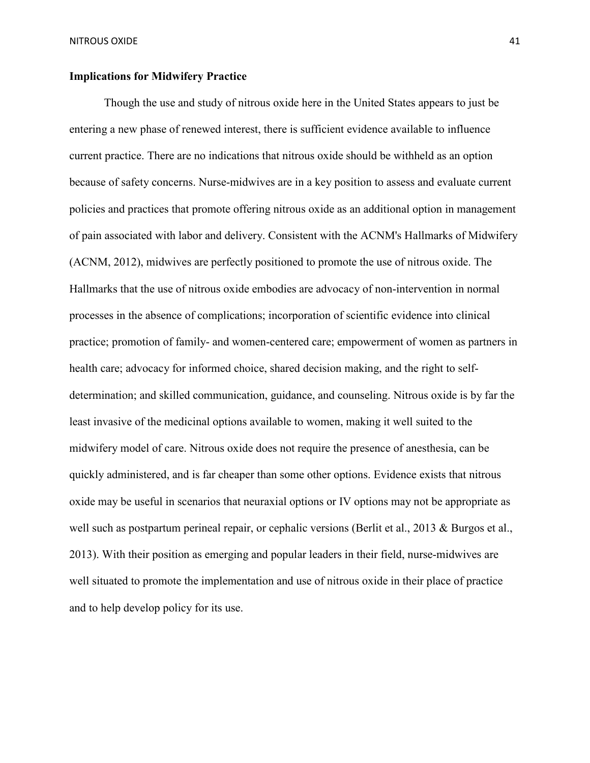## Implications for Midwifery Practice

Though the use and study of nitrous oxide here in the United States appears to just be entering a new phase of renewed interest, there is sufficient evidence available to influence current practice. There are no indications that nitrous oxide should be withheld as an option because of safety concerns. Nurse-midwives are in a key position to assess and evaluate current policies and practices that promote offering nitrous oxide as an additional option in management of pain associated with labor and delivery. Consistent with the ACNM's Hallmarks of Midwifery (ACNM, 2012), midwives are perfectly positioned to promote the use of nitrous oxide. The Hallmarks that the use of nitrous oxide embodies are advocacy of non-intervention in normal processes in the absence of complications; incorporation of scientific evidence into clinical practice; promotion of family- and women-centered care; empowerment of women as partners in health care; advocacy for informed choice, shared decision making, and the right to self-determination; and skilled communication, guidance, and counseling. Nitrous oxide is by far the least invasive of the medicinal options available to women, making it well suited to the midwifery model of care. Nitrous oxide does not require the presence of anesthesia, can be quickly administered, and is far cheaper than some other options. Evidence exists that nitrous oxide may be useful in scenarios that neuraxial options or IV options may not be appropriate as well such as postpartum perineal repair, or cephalic versions (Berlit et al., 2013 & Burgos et al., 2013). With their position as emerging and popular leaders in their field, nurse-midwives are well situated to promote the implementation and use of nitrous oxide in their place of practice and to help develop policy for its use.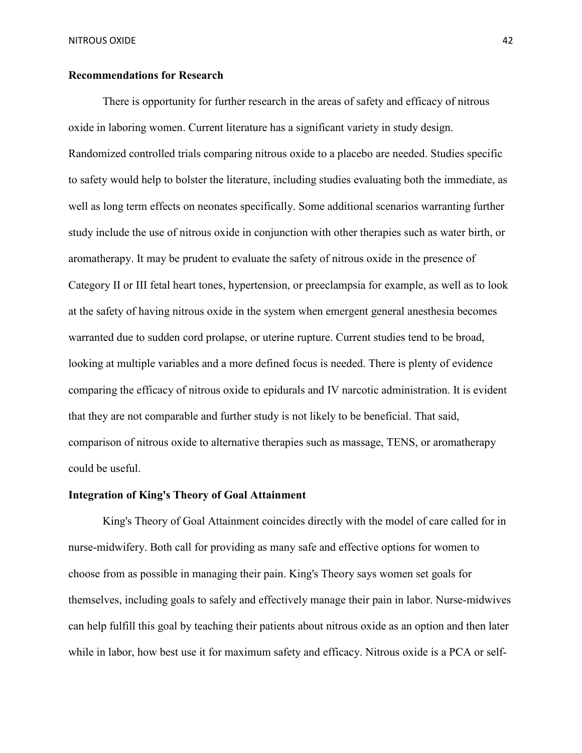## Recommendations for Research

There is opportunity for further research in the areas of safety and efficacy of nitrous oxide in laboring women. Current literature has a significant variety in study design. Randomized controlled trials comparing nitrous oxide to a placebo are needed. Studies specific to safety would help to bolster the literature, including studies evaluating both the immediate, as well as long term effects on neonates specifically. Some additional scenarios warranting further study include the use of nitrous oxide in conjunction with other therapies such as water birth, or aromatherapy. It may be prudent to evaluate the safety of nitrous oxide in the presence of Category II or III fetal heart tones, hypertension, or preeclampsia for example, as well as to look at the safety of having nitrous oxide in the system when emergent general anesthesia becomes warranted due to sudden cord prolapse, or uterine rupture. Current studies tend to be broad, looking at multiple variables and a more defined focus is needed. There is plenty of evidence comparing the efficacy of nitrous oxide to epidurals and IV narcotic administration. It is evident that they are not comparable and further study is not likely to be beneficial. That said, comparison of nitrous oxide to alternative therapies such as massage, TENS, or aromatherapy could be useful.

## Integration of King's Theory of Goal Attainment

King's Theory of Goal Attainment coincides directly with the model of care called for in nurse-midwifery. Both call for providing as many safe and effective options for women to choose from as possible in managing their pain. King's Theory says women set goals for themselves, including goals to safely and effectively manage their pain in labor. Nurse-midwives can help fulfill this goal by teaching their patients about nitrous oxide as an option and then later while in labor, how best use it for maximum safety and efficacy. Nitrous oxide is a PCA or self-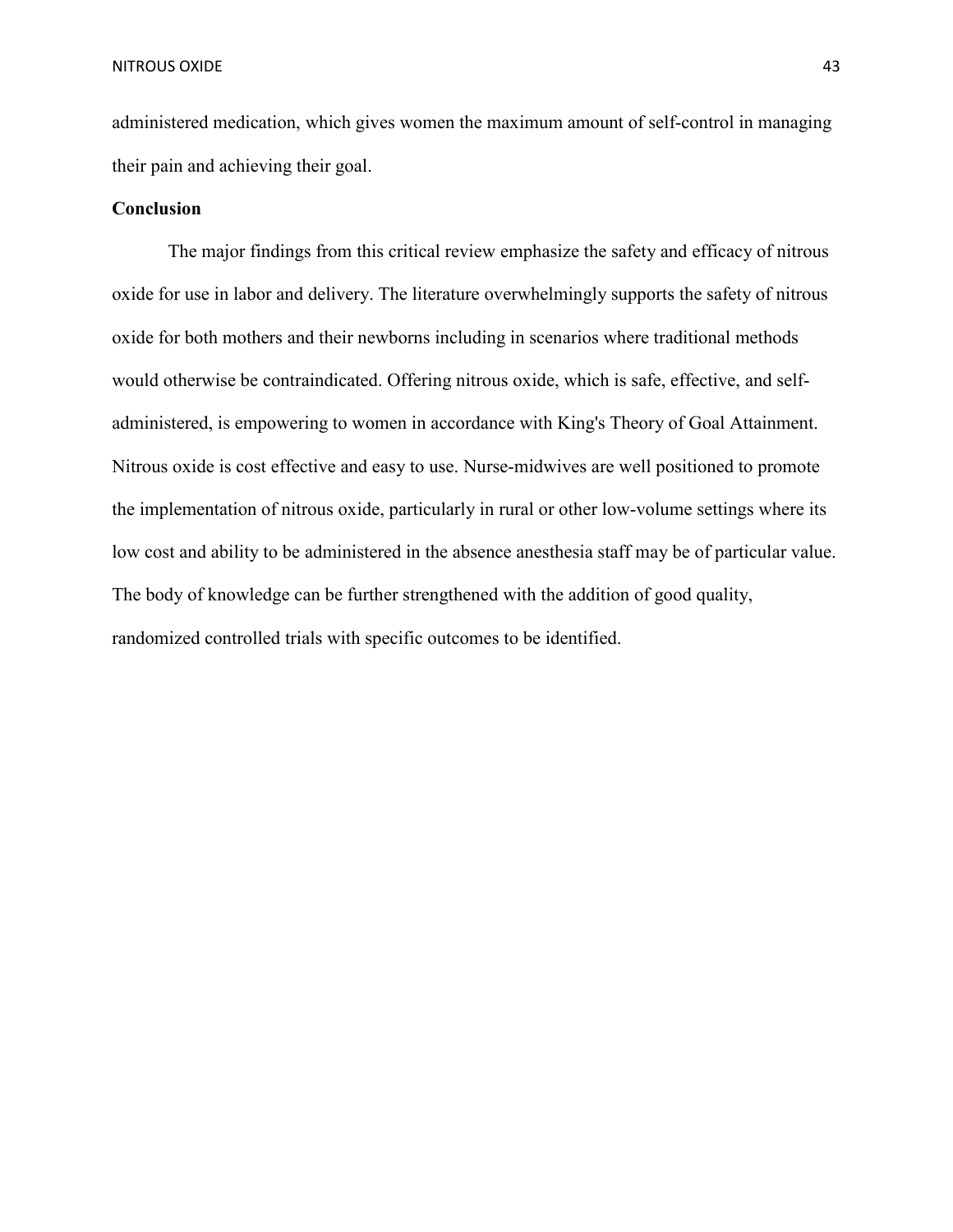administered medication, which gives women the maximum amount of self-control in managing their pain and achieving their goal.

**Conclusion**

The major findings from this critical review emphasize the safety and efficacy of nitrous oxide for use in labor and delivery. The literature overwhelmingly supports the safety of nitrous oxide for both mothers and their newborns including in scenarios where traditional methods would otherwise be contraindicated. Offering nitrous oxide, which is safe, effective, and self-administered, is empowering to women in accordance with King's Theory of Goal Attainment. Nitrous oxide is cost effective and easy to use. Nurse-midwives are well positioned to promote the implementation of nitrous oxide, particularly in rural or other low-volume settings where its low cost and ability to be administered in the absence anesthesia staff may be of particular value. The body of knowledge can be further strengthened with the addition of good quality, randomized controlled trials with specific outcomes to be identified.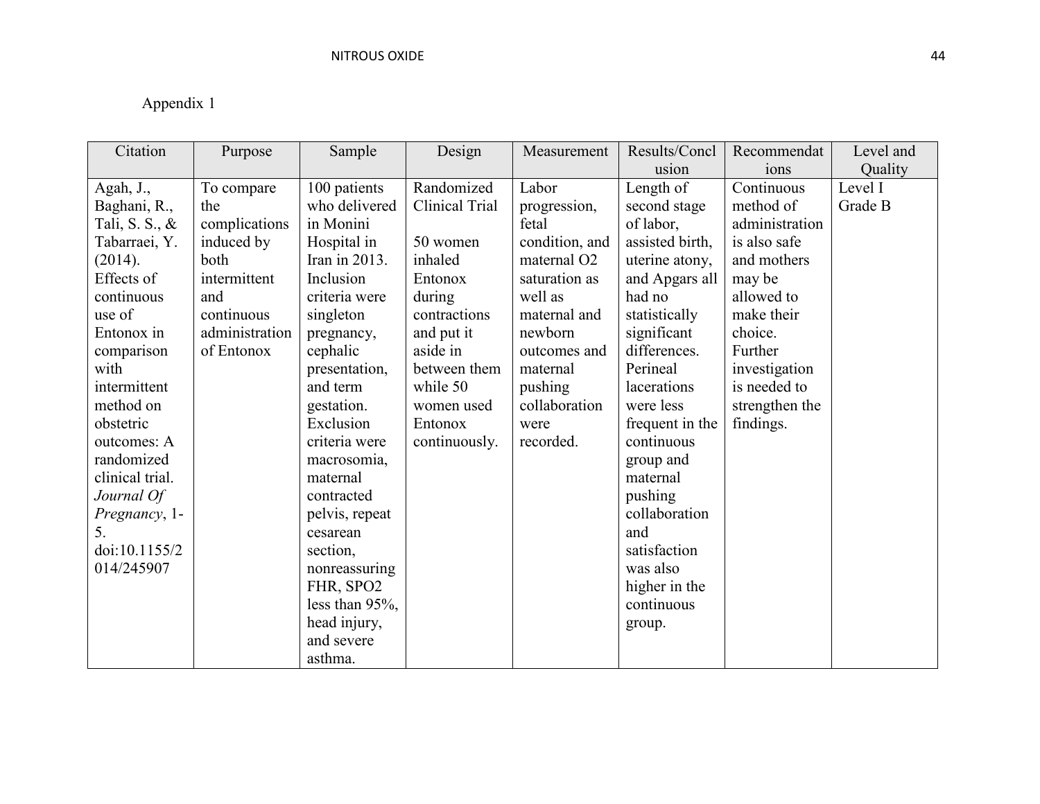Appendix 1

| Citation | Purpose | Sample | Design | Measurement | Results/Conclusion | Recommendations | Level and Quality |
|---|---|---|---|---|---|---|---|
| Agah, J., Baghani, R., Tali, S. S., & Tabarraei, Y. (2014). Effects of continuous use of Entonox in comparison with intermittent method on obstetric outcomes: A randomized clinical trial. *Journal Of Pregnancy*, 1-5. doi:10.1155/2014/245907 | To compare the complications induced by both intermittent and continuous administration of Entonox | 100 patients who delivered in Monini Hospital in Iran in 2013. Inclusion criteria were singleton pregnancy, cephalic presentation, and term gestation. Exclusion criteria were macrosomia, maternal contracted pelvis, repeat cesarean section, nonreassuring FHR, SPO2 less than 95%, head injury, and severe asthma. | Randomized Clinical Trial<br><br>50 women inhaled Entonox during contractions and put it aside in between them while 50 women used Entonox continuously. | Labor progression, fetal condition, and maternal O2 saturation as well as maternal and newborn outcomes and maternal pushing collaboration were recorded. | Length of second stage of labor, assisted birth, uterine atony, and Apgars all had no statistically significant differences. Perineal lacerations were less frequent in the continuous group and maternal pushing collaboration and satisfaction was also higher in the continuous group. | Continuous method of administration is also safe and mothers may be allowed to make their choice. Further investigation is needed to strengthen the findings. | Level I Grade B |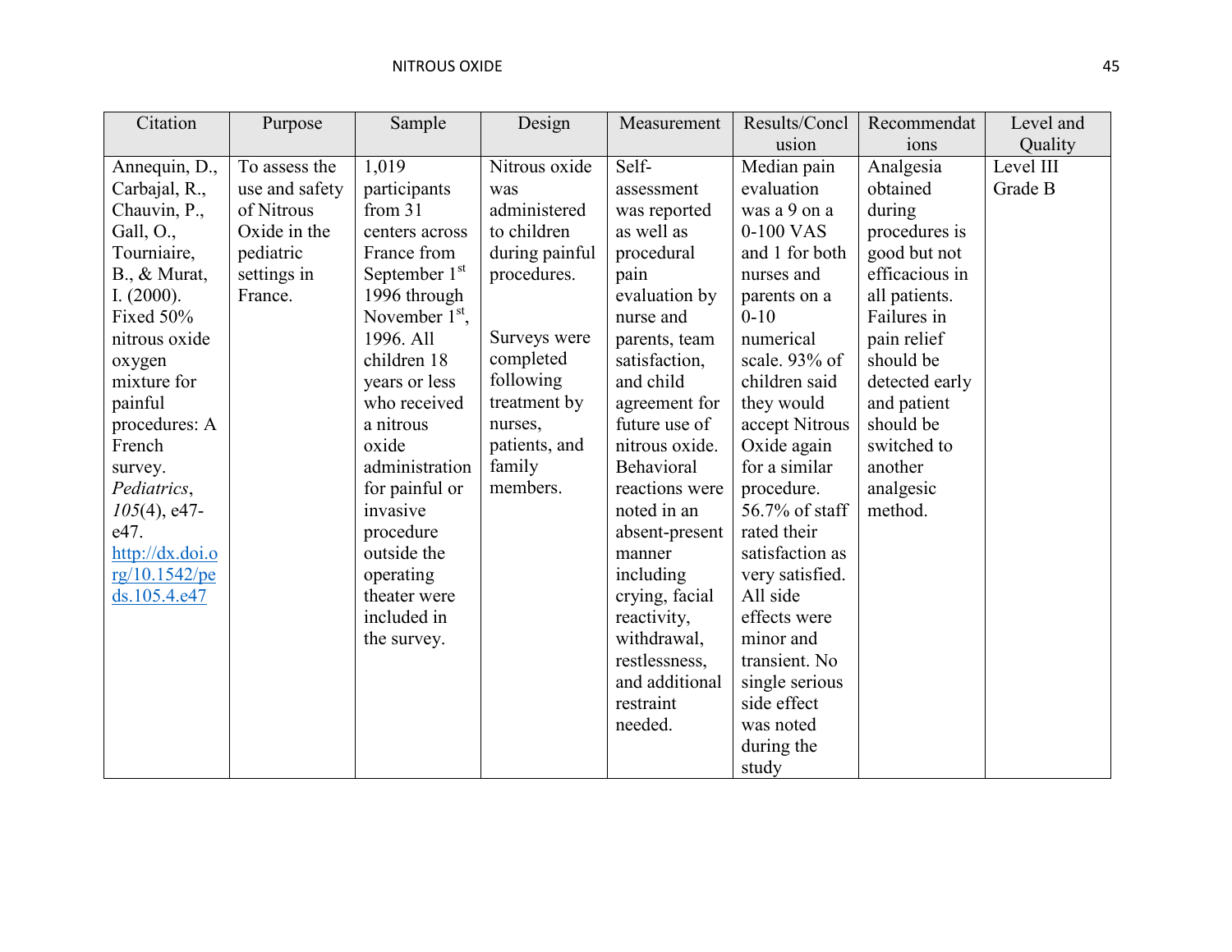| Citation | Purpose | Sample | Design | Measurement | Results/Conclusion | Recommendations | Level and Quality |
|---|---|---|---|---|---|---|---|
| Annequin, D., Carbajal, R., Chauvin, P., Gall, O., Tourniaire, B., & Murat, I. (2000). Fixed 50% nitrous oxide oxygen mixture for painful procedures: A French survey. *Pediatrics*, *105*(4), e47-e47. http://dx.doi.org/10.1542/peds.105.4.e47 | To assess the use and safety of Nitrous Oxide in the pediatric settings in France. | 1,019 participants from 31 centers across France from September 1st 1996 through November 1st, 1996. All children 18 years or less who received a nitrous oxide administration for painful or invasive procedure outside the operating theater were included in the survey. | Nitrous oxide was administered to children during painful procedures.<br><br>Surveys were completed following treatment by nurses, patients, and family members. | Self-assessment was reported as well as procedural pain evaluation by nurse and parents, team satisfaction, and child agreement for future use of nitrous oxide. Behavioral reactions were noted in an absent-present manner including crying, facial reactivity, withdrawal, restlessness, and additional restraint needed. | Median pain evaluation was a 9 on a 0-100 VAS and 1 for both nurses and parents on a 0-10 numerical scale. 93% of children said they would accept Nitrous Oxide again for a similar procedure. 56.7% of staff rated their satisfaction as very satisfied. All side effects were minor and transient. No single serious side effect was noted during the study | Analgesia obtained during procedures is good but not efficacious in all patients. Failures in pain relief should be detected early and patient should be switched to another analgesic method. | Level III Grade B |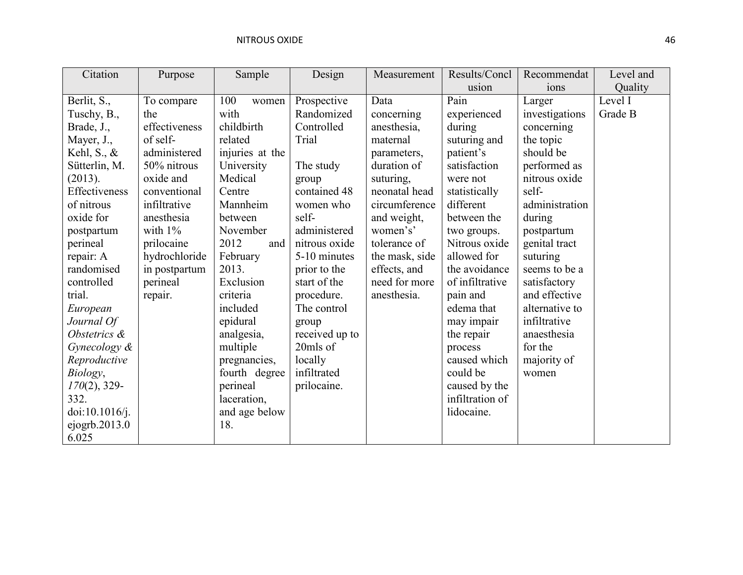| Citation | Purpose | Sample | Design | Measurement | Results/Conclusion | Recommendations | Level and Quality |
|---|---|---|---|---|---|---|---|
| Berlit, S., Tuschy, B., Brade, J., Mayer, J., Kehl, S., & Sütterlin, M. (2013). Effectiveness of nitrous oxide for postpartum perineal repair: A randomised controlled trial. *European Journal Of Obstetrics & Gynecology & Reproductive Biology*, *170*(2), 329-332. doi:10.1016/j.ejogrb.2013.06.025 | To compare the effectiveness of self-administered 50% nitrous oxide and conventional infiltrative anesthesia with 1% prilocaine hydrochloride in postpartum perineal repair. | 100 women with childbirth related injuries at the University Medical Centre Mannheim between November 2012 and February 2013. Exclusion criteria included epidural analgesia, multiple pregnancies, fourth degree perineal laceration, and age below 18. | Prospective Randomized Controlled Trial<br><br>The study group contained 48 women who self-administered nitrous oxide 5-10 minutes prior to the start of the procedure. The control group received up to 20mls of locally infiltrated prilocaine. | Data concerning anesthesia, maternal parameters, duration of suturing, neonatal head circumference and weight, women's' tolerance of the mask, side effects, and need for more anesthesia. | Pain experienced during suturing and patient's satisfaction were not statistically different between the two groups. Nitrous oxide allowed for the avoidance of infiltrative pain and edema that may impair the repair process caused which could be caused by the infiltration of lidocaine. | Larger investigations concerning the topic should be performed as nitrous oxide self-administration during postpartum genital tract suturing seems to be a satisfactory and effective alternative to infiltrative anaesthesia for the majority of women | Level I Grade B |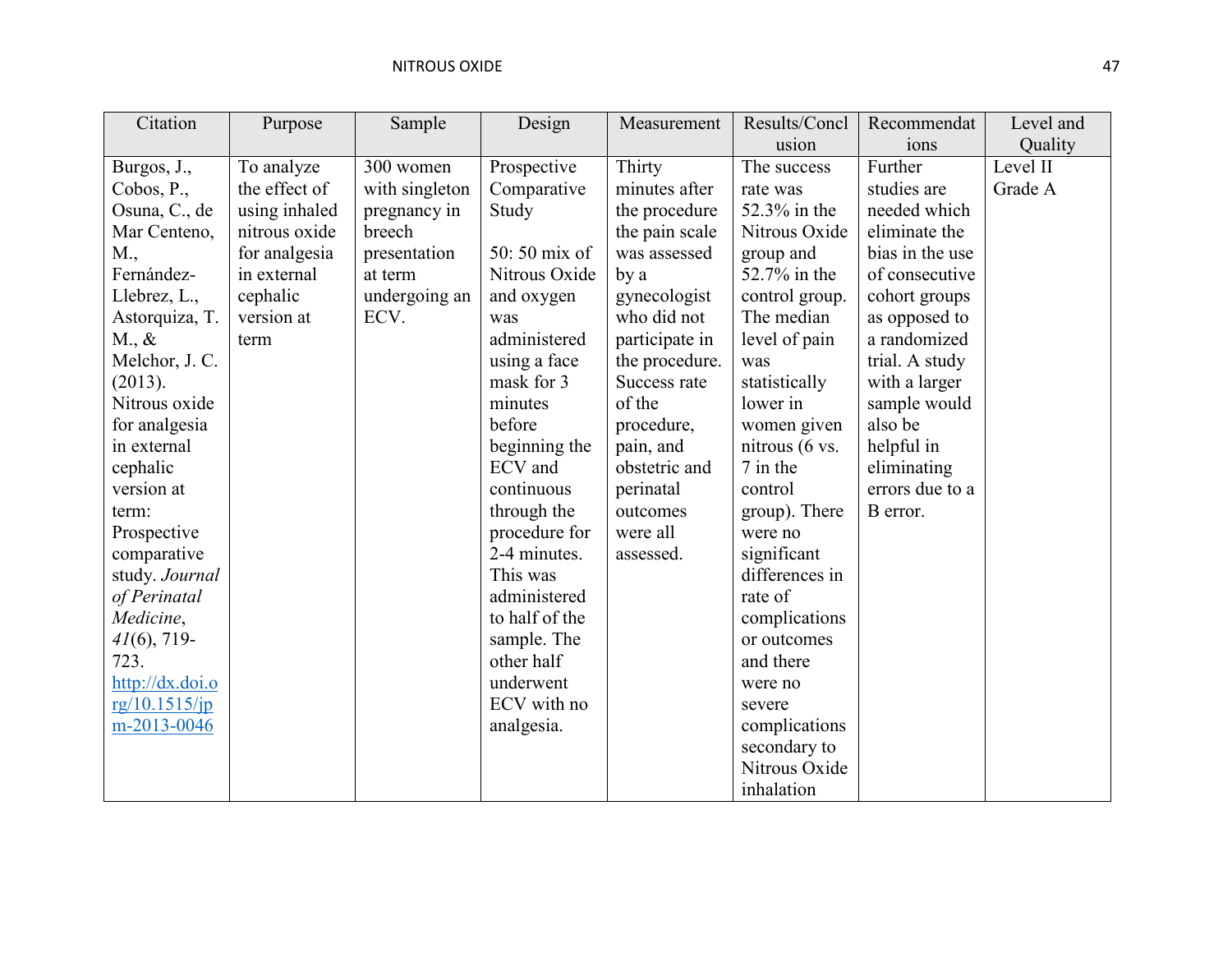| Citation | Purpose | Sample | Design | Measurement | Results/Conclusion | Recommendations | Level and Quality |
|---|---|---|---|---|---|---|---|
| Burgos, J., Cobos, P., Osuna, C., de Mar Centeno, M., Fernández-Llebrez, L., Astorquiza, T. M., & Melchor, J. C. (2013). Nitrous oxide for analgesia in external cephalic version at term: Prospective comparative study. *Journal of Perinatal Medicine*, *41*(6), 719-723. http://dx.doi.org/10.1515/jpm-2013-0046 | To analyze the effect of using inhaled nitrous oxide for analgesia in external cephalic version at term | 300 women with singleton pregnancy in breech presentation at term undergoing an ECV. | Prospective Comparative Study<br><br>50: 50 mix of Nitrous Oxide and oxygen was administered using a face mask for 3 minutes before beginning the ECV and continuous through the procedure for 2-4 minutes. This was administered to half of the sample. The other half underwent ECV with no analgesia. | Thirty minutes after the procedure the pain scale was assessed by a gynecologist who did not participate in the procedure. Success rate of the procedure, pain, and obstetric and perinatal outcomes were all assessed. | The success rate was 52.3% in the Nitrous Oxide group and 52.7% in the control group. The median level of pain was statistically lower in women given nitrous (6 vs. 7 in the control group). There were no significant differences in rate of complications or outcomes and there were no severe complications secondary to Nitrous Oxide inhalation | Further studies are needed which eliminate the bias in the use of consecutive cohort groups as opposed to a randomized trial. A study with a larger sample would also be helpful in eliminating errors due to a B error. | Level II Grade A |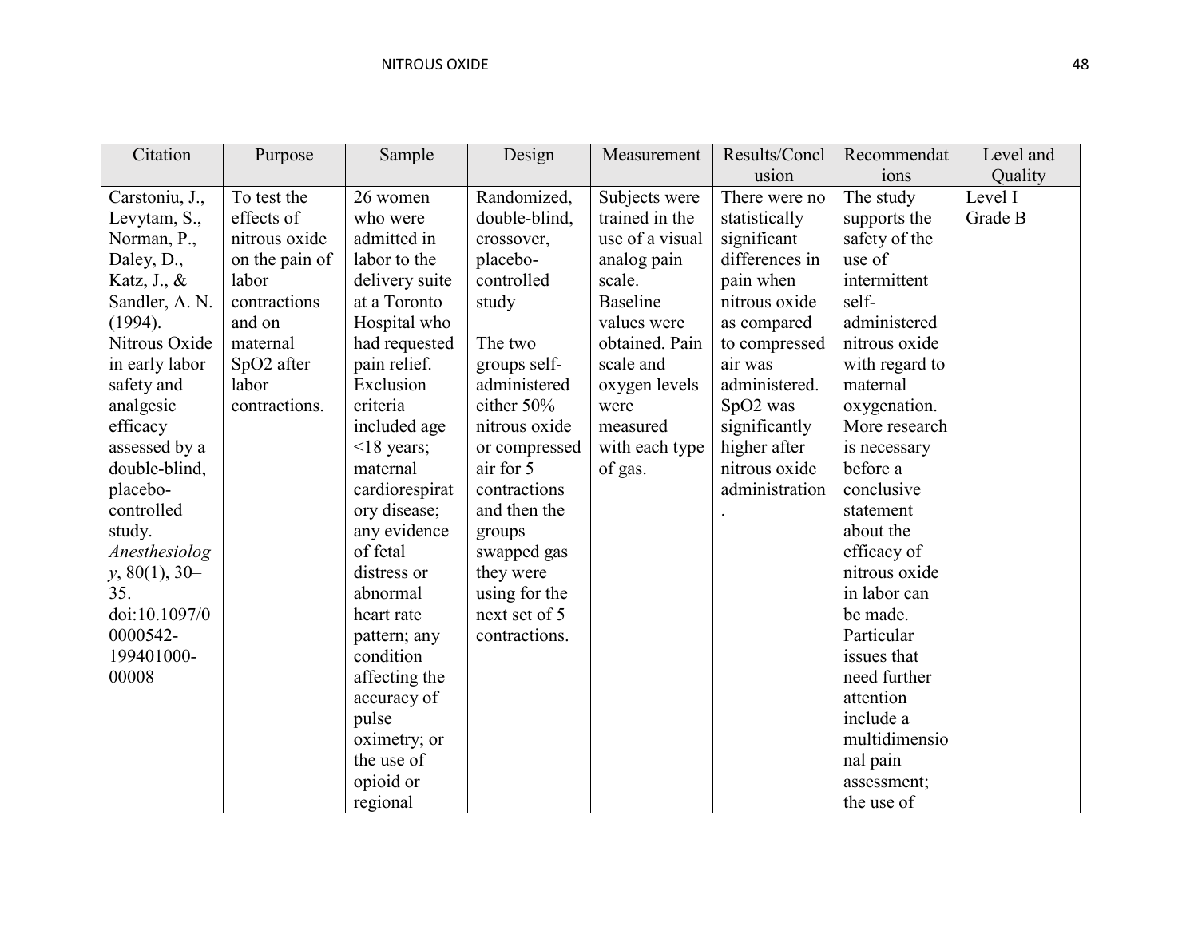| Citation | Purpose | Sample | Design | Measurement | Results/Conclusion | Recommendations | Level and Quality |
|---|---|---|---|---|---|---|---|
| Carstoniu, J., Levytam, S., Norman, P., Daley, D., Katz, J., & Sandler, A. N. (1994). Nitrous Oxide in early labor safety and analgesic efficacy assessed by a double-blind, placebo-controlled study. *Anesthesiology*, 80(1), 30–35. doi:10.1097/00000542-199401000-00008 | To test the effects of nitrous oxide on the pain of labor contractions and on maternal SpO2 after labor contractions. | 26 women who were admitted in labor to the delivery suite at a Toronto Hospital who had requested pain relief. Exclusion criteria included age <18 years; maternal cardiorespiratory disease; any evidence of fetal distress or abnormal heart rate pattern; any condition affecting the accuracy of pulse oximetry; or the use of opioid or regional | Randomized, double-blind, crossover, placebo-controlled study<br><br>The two groups self-administered either 50% nitrous oxide or compressed air for 5 contractions and then the groups swapped gas they were using for the next set of 5 contractions. | Subjects were trained in the use of a visual analog pain scale. Baseline values were obtained. Pain scale and oxygen levels were measured with each type of gas. | There were no statistically significant differences in pain when nitrous oxide as compared to compressed air was administered. SpO2 was significantly higher after nitrous oxide administration. | The study supports the safety of the use of intermittent self-administered nitrous oxide with regard to maternal oxygenation. More research is necessary before a conclusive statement about the efficacy of nitrous oxide in labor can be made. Particular issues that need further attention include a multidimensional pain assessment; the use of | Level I Grade B |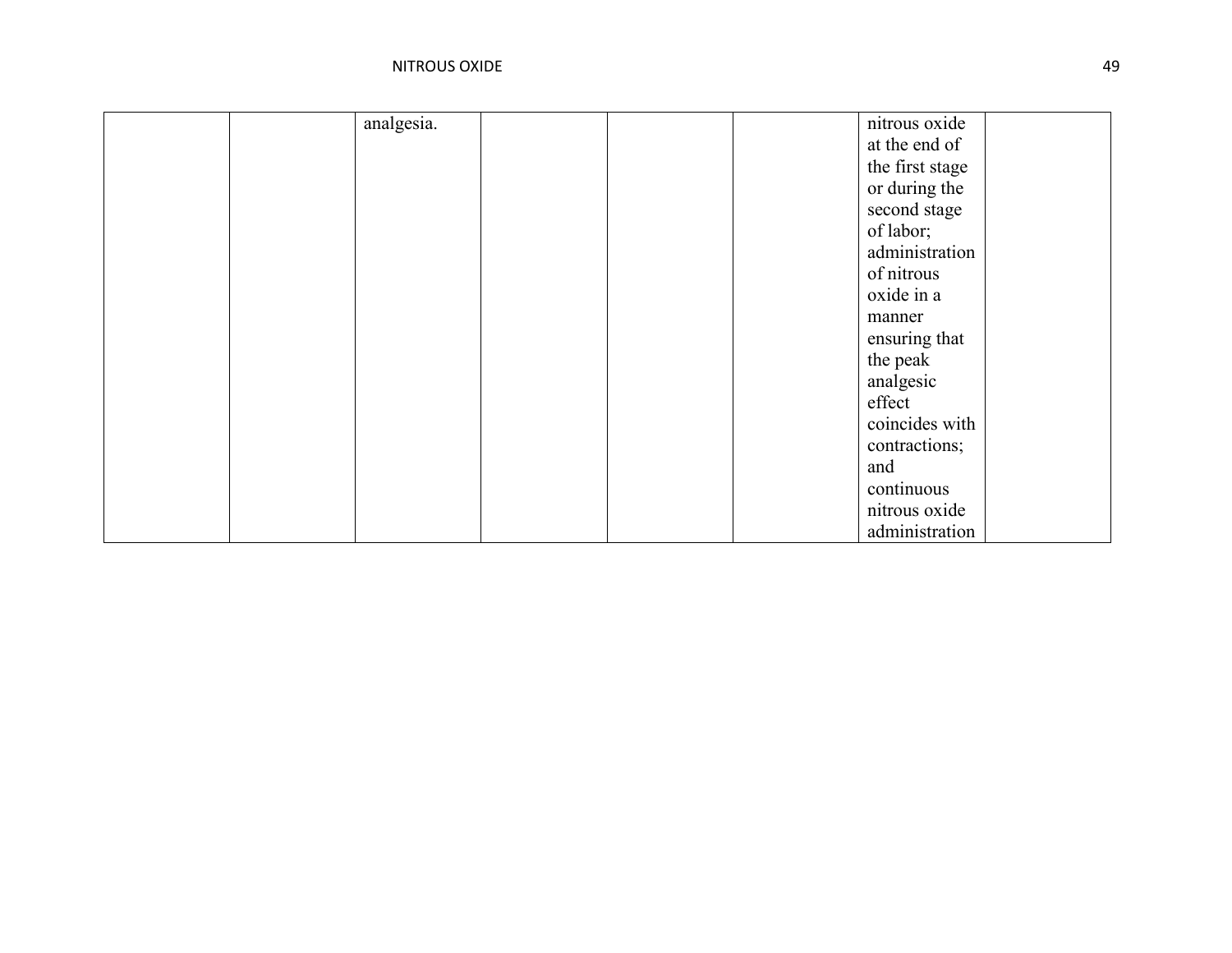| | | | | | | | |
|---|---|---|---|---|---|---|---|
| | | analgesia. | | | | nitrous oxide at the end of the first stage or during the second stage of labor; administration of nitrous oxide in a manner ensuring that the peak analgesic effect coincides with contractions; and continuous nitrous oxide administration | |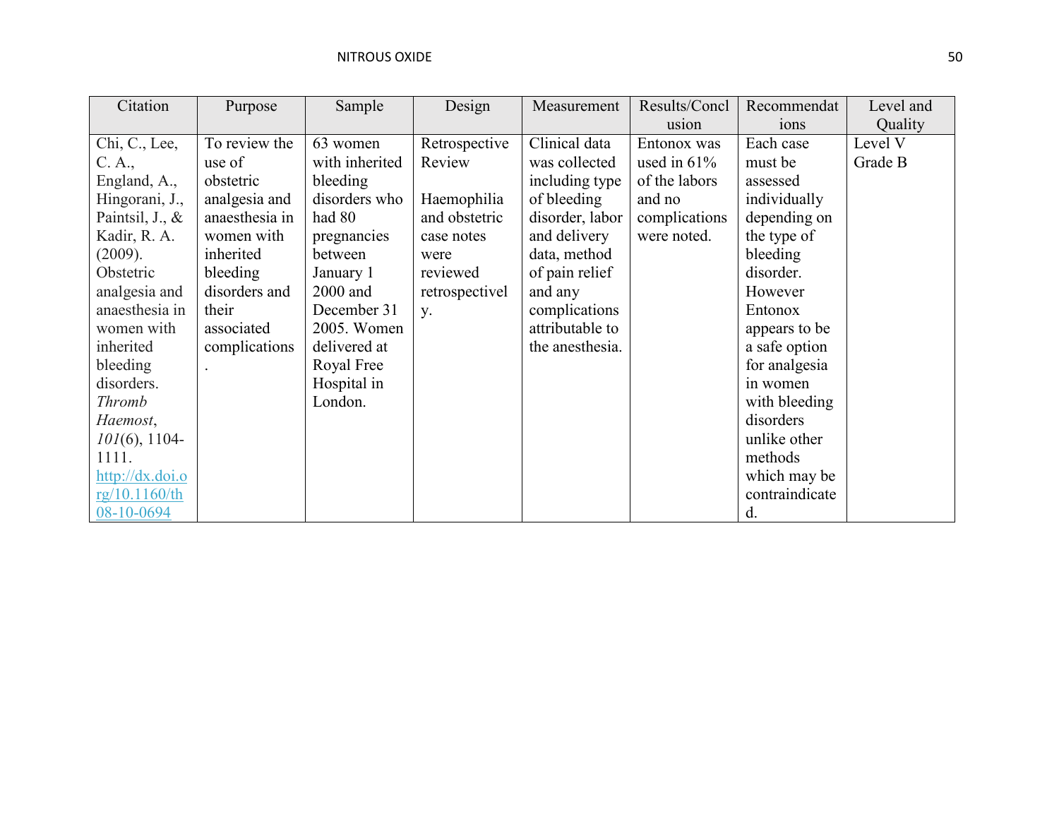| Citation | Purpose | Sample | Design | Measurement | Results/Conclusion | Recommendations | Level and Quality |
|---|---|---|---|---|---|---|---|
| Chi, C., Lee, C. A., England, A., Hingorani, J., Paintsil, J., & Kadir, R. A. (2009). Obstetric analgesia and anaesthesia in women with inherited bleeding disorders. *Thromb Haemost*, *101*(6), 1104-1111. http://dx.doi.org/10.1160/th08-10-0694 | To review the use of obstetric analgesia and anaesthesia in women with inherited bleeding disorders and their associated complications. | 63 women with inherited bleeding disorders who had 80 pregnancies between January 1 2000 and December 31 2005. Women delivered at Royal Free Hospital in London. | Retrospective Review<br><br>Haemophilia and obstetric case notes were reviewed retrospectively. | Clinical data was collected including type of bleeding disorder, labor and delivery data, method of pain relief and any complications attributable to the anesthesia. | Entonox was used in 61% of the labors and no complications were noted. | Each case must be assessed individually depending on the type of bleeding disorder. However Entonox appears to be a safe option for analgesia in women with bleeding disorders unlike other methods which may be contraindicated. | Level V<br>Grade B |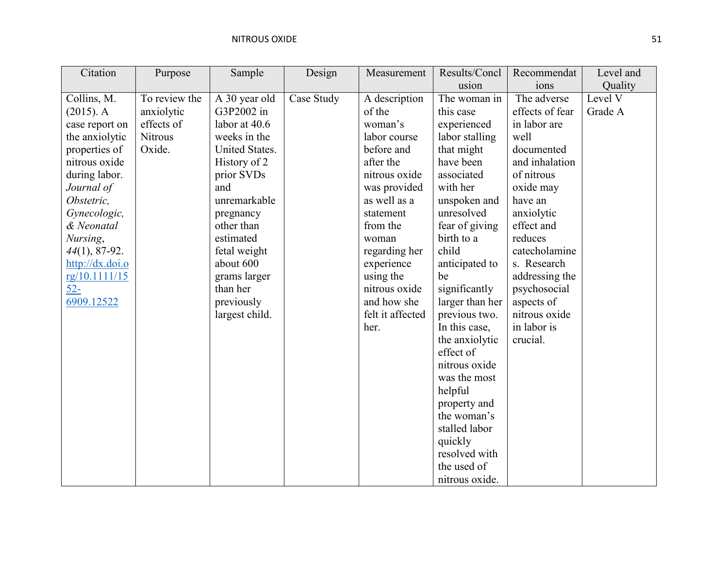| Citation | Purpose | Sample | Design | Measurement | Results/Conclusion | Recommendations | Level and Quality |
|---|---|---|---|---|---|---|---|
| Collins, M. (2015). A case report on the anxiolytic properties of nitrous oxide during labor. *Journal of Obstetric, Gynecologic, & Neonatal Nursing*, *44*(1), 87-92. http://dx.doi.org/10.1111/1552-6909.12522 | To review the anxiolytic effects of Nitrous Oxide. | A 30 year old G3P2002 in labor at 40.6 weeks in the United States. History of 2 prior SVDs and unremarkable pregnancy other than estimated fetal weight about 600 grams larger than her previously largest child. | Case Study | A description of the woman's labor course before and after the nitrous oxide was provided as well as a statement from the woman regarding her experience using the nitrous oxide and how she felt it affected her. | The woman in this case experienced labor stalling that might have been associated with her unspoken and unresolved fear of giving birth to a child anticipated to be significantly larger than her previous two. In this case, the anxiolytic effect of nitrous oxide was the most helpful property and the woman's stalled labor quickly resolved with the used of nitrous oxide. | The adverse effects of fear in labor are well documented and inhalation of nitrous oxide may have an anxiolytic effect and reduces catecholamines. Research addressing the psychosocial aspects of nitrous oxide in labor is crucial. | Level V Grade A |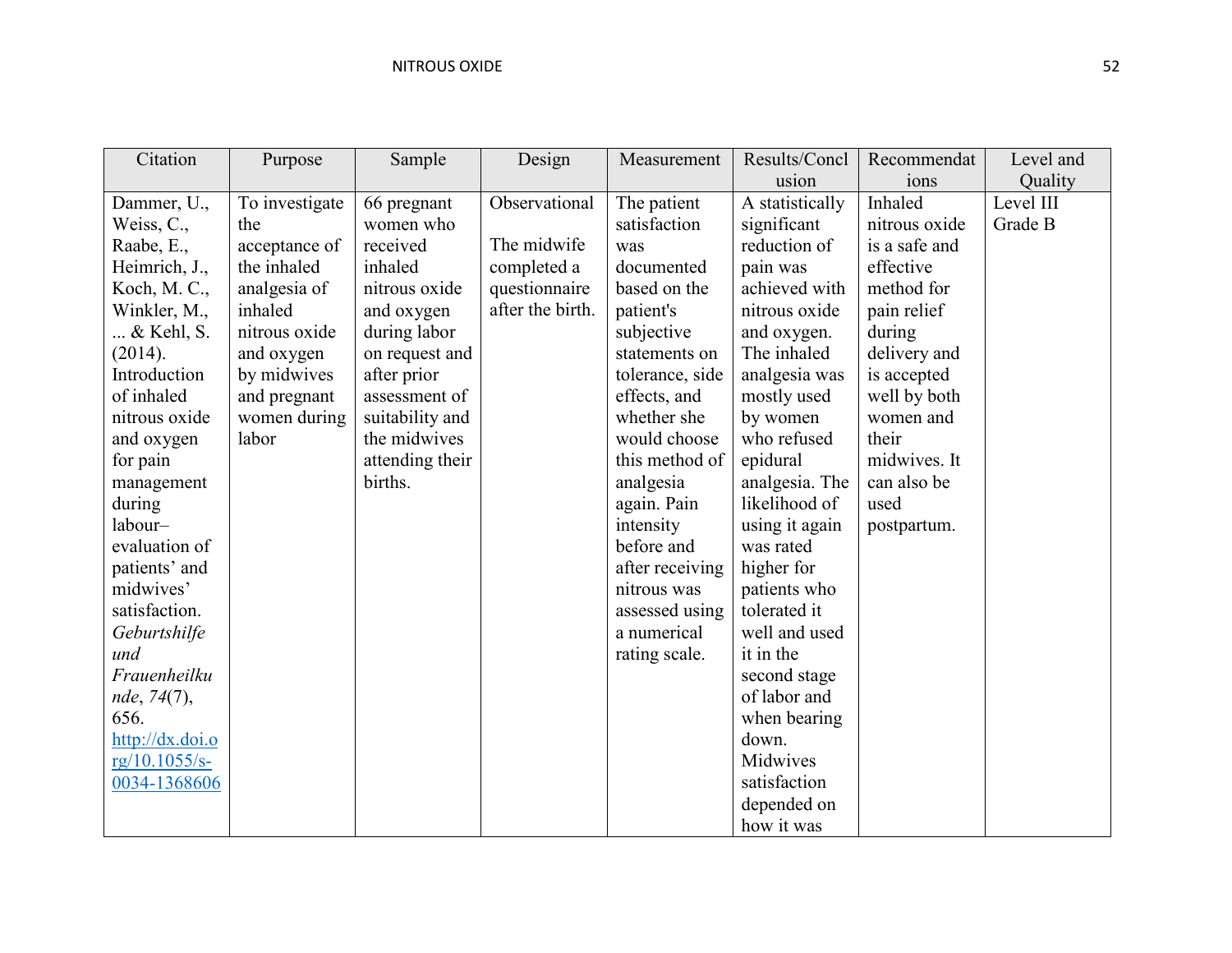| Citation | Purpose | Sample | Design | Measurement | Results/Conclusion | Recommendations | Level and Quality |
|---|---|---|---|---|---|---|---|
| Dammer, U., Weiss, C., Raabe, E., Heimrich, J., Koch, M. C., Winkler, M., ... & Kehl, S. (2014). Introduction of inhaled nitrous oxide and oxygen for pain management during labour–evaluation of patients' and midwives' satisfaction. *Geburtshilfe und Frauenheilkunde*, *74*(7), 656. http://dx.doi.org/10.1055/s-0034-1368606 | To investigate the acceptance of the inhaled analgesia of inhaled nitrous oxide and oxygen by midwives and pregnant women during labor | 66 pregnant women who received inhaled nitrous oxide and oxygen during labor on request and after prior assessment of suitability and the midwives attending their births. | Observational<br><br>The midwife completed a questionnaire after the birth. | The patient satisfaction was documented based on the patient's subjective statements on tolerance, side effects, and whether she would choose this method of analgesia again. Pain intensity before and after receiving nitrous was assessed using a numerical rating scale. | A statistically significant reduction of pain was achieved with nitrous oxide and oxygen. The inhaled analgesia was mostly used by women who refused epidural analgesia. The likelihood of using it again was rated higher for patients who tolerated it well and used it in the second stage of labor and when bearing down. Midwives satisfaction depended on how it was | Inhaled nitrous oxide is a safe and effective method for pain relief during delivery and is accepted well by both women and their midwives. It can also be used postpartum. | Level III Grade B |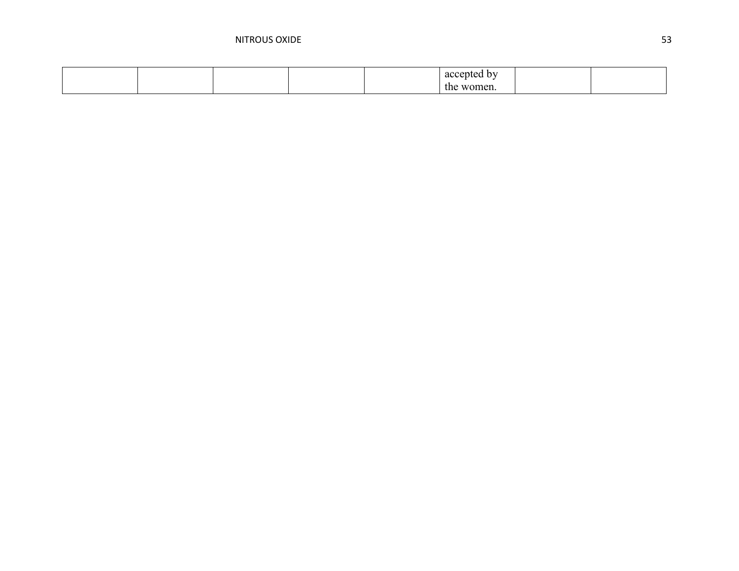| | | | | | | | |
|---|---|---|---|---|---|---|---|
| | | | | | accepted by the women. | | |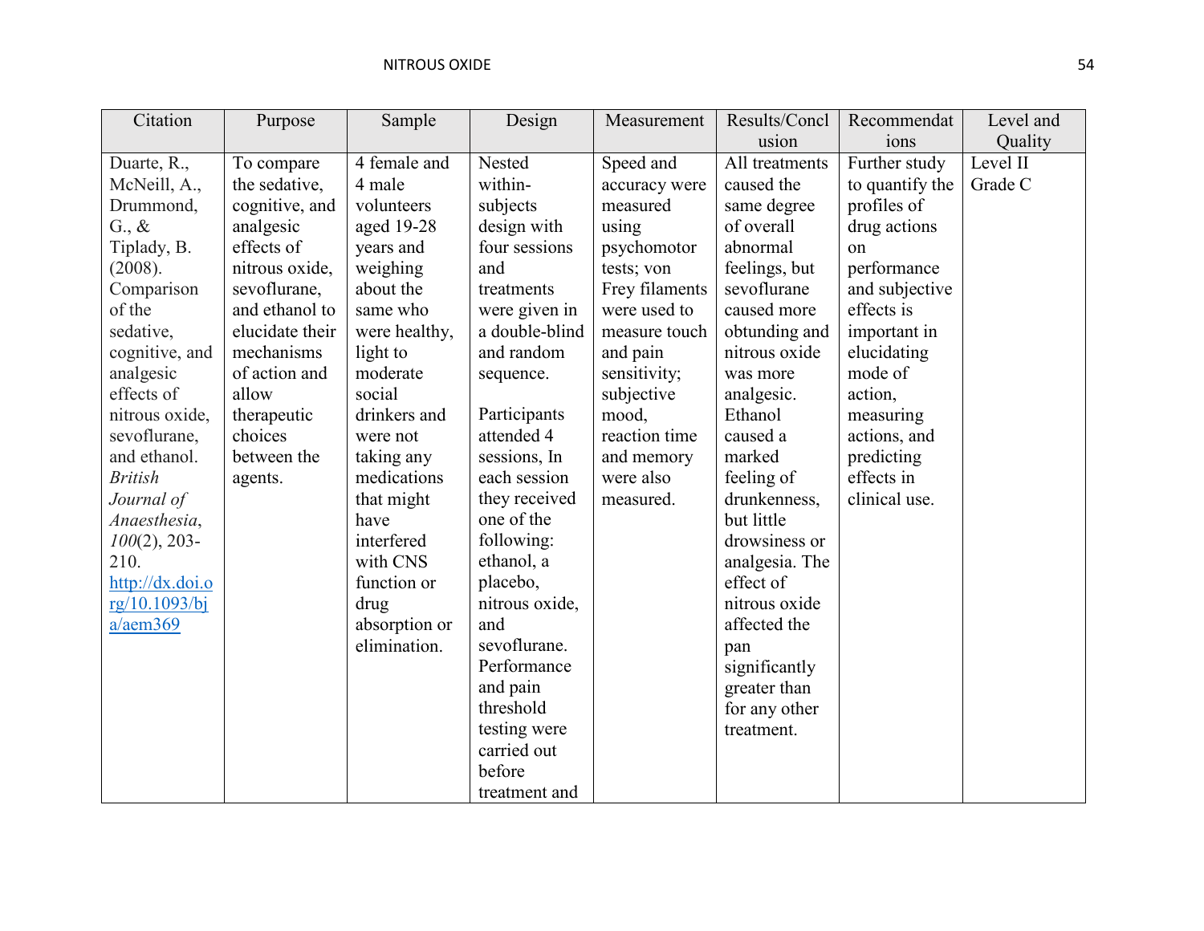| Citation | Purpose | Sample | Design | Measurement | Results/Conclusion | Recommendations | Level and Quality |
|---|---|---|---|---|---|---|---|
| Duarte, R., McNeill, A., Drummond, G., & Tiplady, B. (2008). Comparison of the sedative, cognitive, and analgesic effects of nitrous oxide, sevoflurane, and ethanol. *British Journal of Anaesthesia*, *100*(2), 203-210. http://dx.doi.org/10.1093/bja/aem369 | To compare the sedative, cognitive, and analgesic effects of nitrous oxide, sevoflurane, and ethanol to elucidate their mechanisms of action and allow therapeutic choices between the agents. | 4 female and 4 male volunteers aged 19-28 years and weighing about the same who were healthy, light to moderate social drinkers and were not taking any medications that might have interfered with CNS function or drug absorption or elimination. | Nested within-subjects design with four sessions and treatments were given in a double-blind and random sequence.<br><br>Participants attended 4 sessions, In each session they received one of the following: ethanol, a placebo, nitrous oxide, and sevoflurane. Performance and pain threshold testing were carried out before treatment and | Speed and accuracy were measured using psychomotor tests; von Frey filaments were used to measure touch and pain sensitivity; subjective mood, reaction time and memory were also measured. | All treatments caused the same degree of overall abnormal feelings, but sevoflurane caused more obtunding and nitrous oxide was more analgesic. Ethanol caused a marked feeling of drunkenness, but little drowsiness or analgesia. The effect of nitrous oxide affected the pan significantly greater than for any other treatment. | Further study to quantify the profiles of drug actions on performance and subjective effects is important in elucidating mode of action, measuring actions, and predicting effects in clinical use. | Level II Grade C |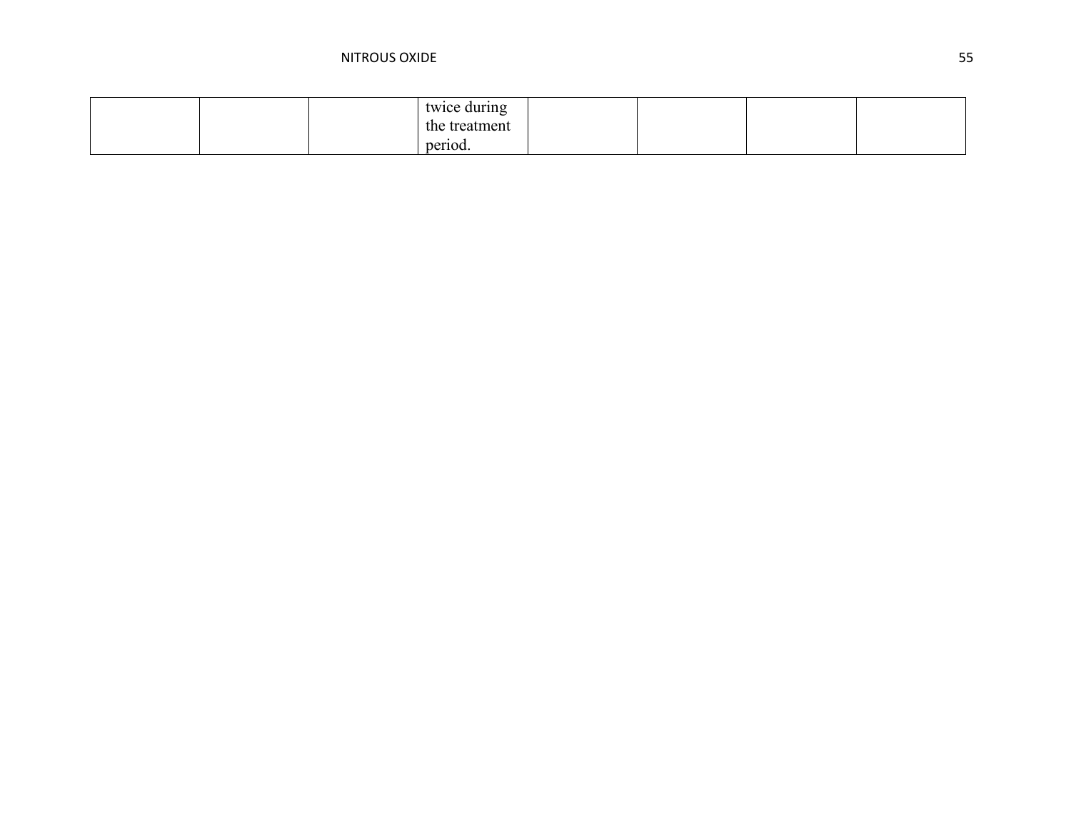| | | | | | | | |
|---|---|---|---|---|---|---|---|
| | | | twice during the treatment period. | | | | |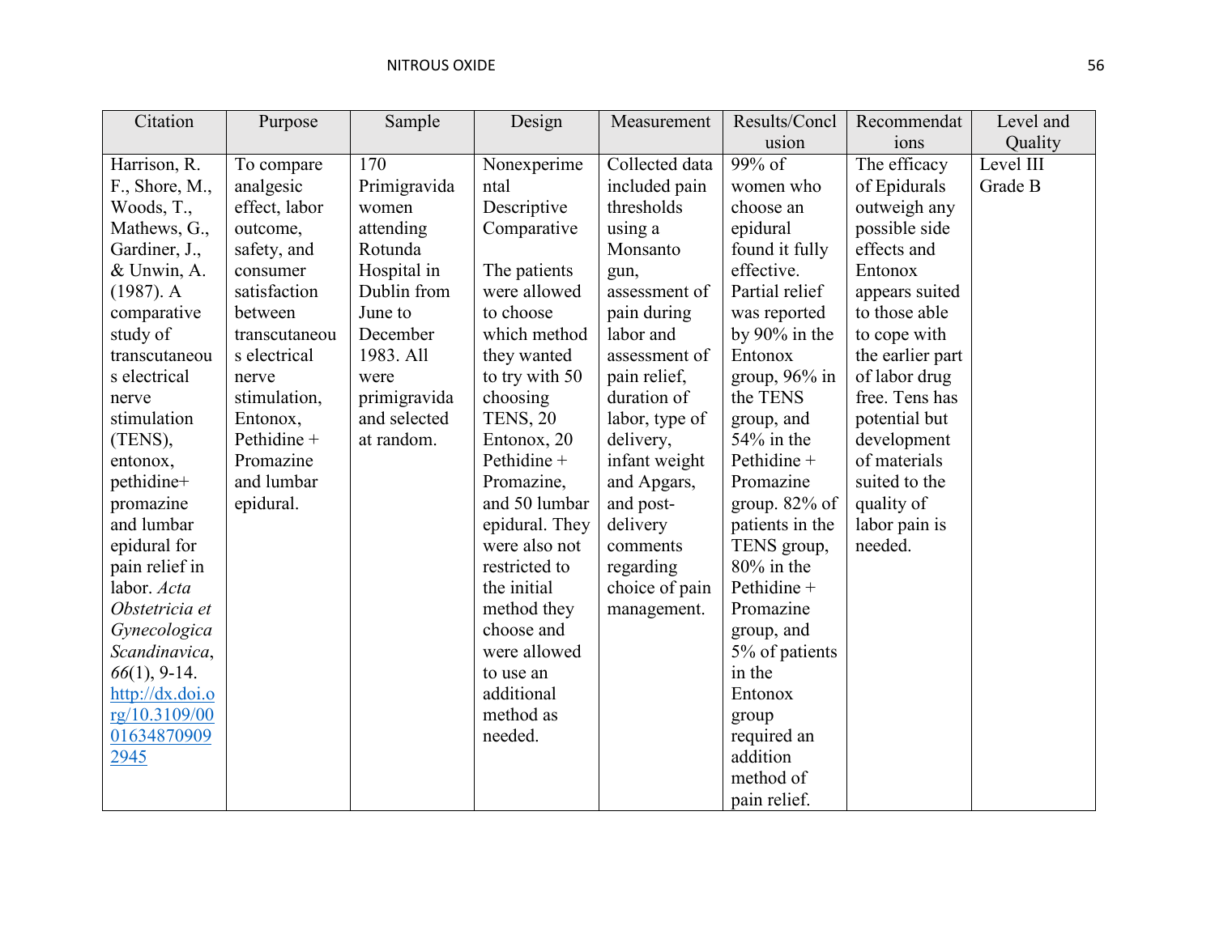| Citation | Purpose | Sample | Design | Measurement | Results/Conclusion | Recommendations | Level and Quality |
|---|---|---|---|---|---|---|---|
| Harrison, R. F., Shore, M., Woods, T., Mathews, G., Gardiner, J., & Unwin, A. (1987). A comparative study of transcutaneous electrical nerve stimulation (TENS), entonox, pethidine+ promazine and lumbar epidural for pain relief in labor. *Acta Obstetricia et Gynecologica Scandinavica*, *66*(1), 9-14. http://dx.doi.org/10.3109/00016348709092945 | To compare analgesic effect, labor outcome, safety, and consumer satisfaction between transcutaneous electrical nerve stimulation, Entonox, Pethidine + Promazine and lumbar epidural. | 170 Primigravida women attending Rotunda Hospital in Dublin from June to December 1983. All were primigravida and selected at random. | Nonexperimental Descriptive Comparative<br><br>The patients were allowed to choose which method they wanted to try with 50 choosing TENS, 20 Entonox, 20 Pethidine + Promazine, and 50 lumbar epidural. They were also not restricted to the initial method they choose and were allowed to use an additional method as needed. | Collected data included pain thresholds using a Monsanto gun, assessment of pain during labor and assessment of pain relief, duration of labor, type of delivery, infant weight and Apgars, and post-delivery comments regarding choice of pain management. | 99% of women who choose an epidural found it fully effective. Partial relief was reported by 90% in the Entonox group, 96% in the TENS group, and 54% in the Pethidine + Promazine group. 82% of patients in the TENS group, 80% in the Pethidine + Promazine group, and 5% of patients in the Entonox group required an addition method of pain relief. | The efficacy of Epidurals outweigh any possible side effects and Entonox appears suited to those able to cope with the earlier part of labor drug free. Tens has potential but development of materials suited to the quality of labor pain is needed. | Level III Grade B |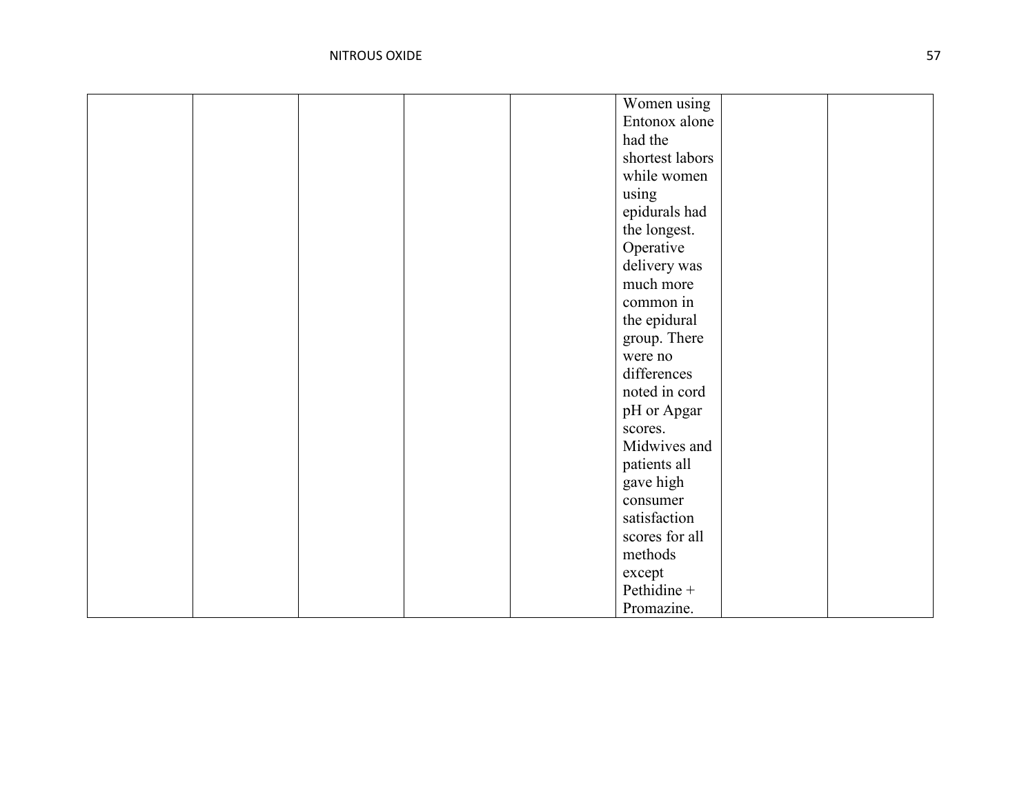| | | | | | | | |
|---|---|---|---|---|---|---|---|
| | | | | | Women using Entonox alone had the shortest labors while women using epidurals had the longest. Operative delivery was much more common in the epidural group. There were no differences noted in cord pH or Apgar scores. Midwives and patients all gave high consumer satisfaction scores for all methods except Pethidine + Promazine. | | |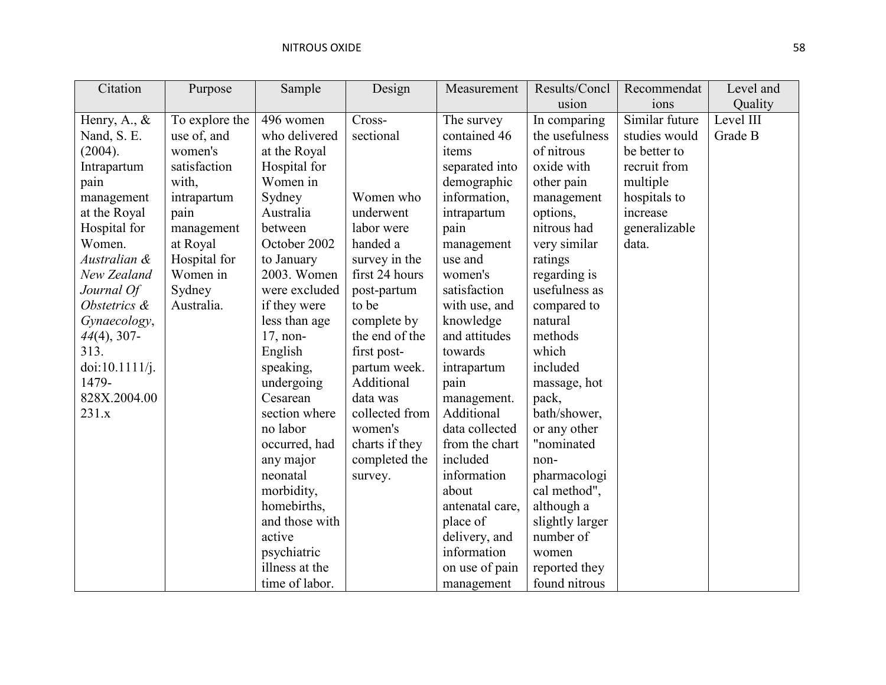| Citation | Purpose | Sample | Design | Measurement | Results/Conclusion | Recommendations | Level and Quality |
|---|---|---|---|---|---|---|---|
| Henry, A., & Nand, S. E. (2004). Intrapartum pain management at the Royal Hospital for Women. *Australian & New Zealand Journal Of Obstetrics & Gynaecology*, *44*(4), 307-313. doi:10.1111/j.1479-828X.2004.00231.x | To explore the use of, and women's satisfaction with, intrapartum pain management at Royal Hospital for Women in Sydney Australia. | 496 women who delivered at the Royal Hospital for Women in Sydney Australia between October 2002 to January 2003. Women were excluded if they were less than age 17, non-English speaking, undergoing Cesarean section where no labor occurred, had any major neonatal morbidity, homebirths, and those with active psychiatric illness at the time of labor. | Cross-sectional<br><br>Women who underwent labor were handed a survey in the first 24 hours post-partum to be complete by the end of the first post-partum week. Additional data was collected from women's charts if they completed the survey. | The survey contained 46 items separated into demographic information, intrapartum pain management use and women's satisfaction with use, and knowledge and attitudes towards intrapartum pain management. Additional data collected from the chart included information about antenatal care, place of delivery, and information on use of pain management | In comparing the usefulness of nitrous oxide with other pain management options, nitrous had very similar ratings regarding is usefulness as compared to natural methods which included massage, hot pack, bath/shower, or any other "nominated non-pharmacological method", although a slightly larger number of women reported they found nitrous | Similar future studies would be better to recruit from multiple hospitals to increase generalizable data. | Level III Grade B |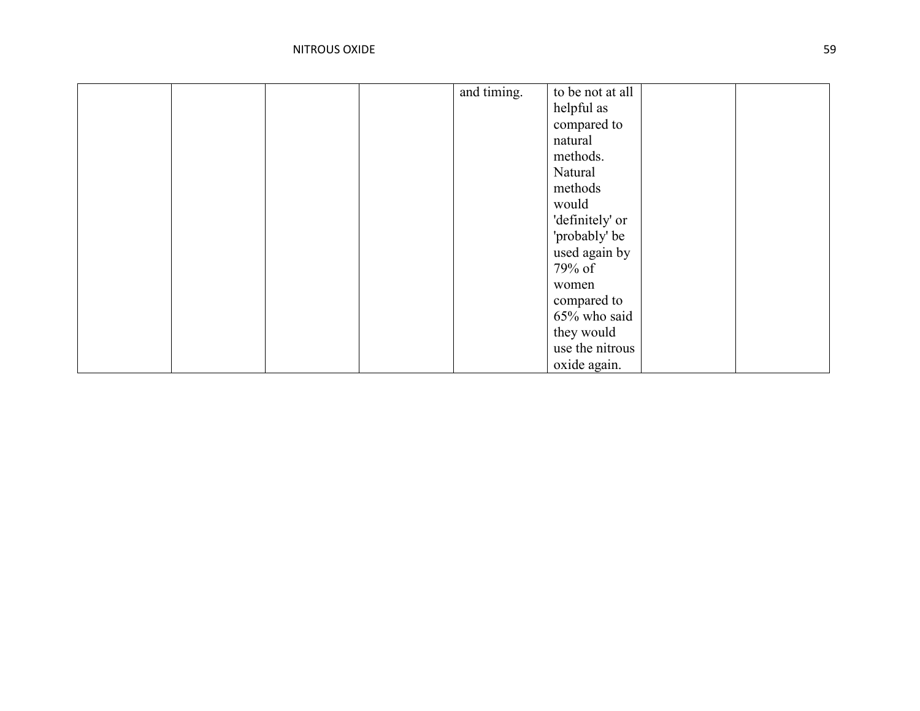| | | | | | | | |
|---|---|---|---|---|---|---|---|
| | | | | and timing. | to be not at all helpful as compared to natural methods. Natural methods would 'definitely' or 'probably' be used again by 79% of women compared to 65% who said they would use the nitrous oxide again. | | |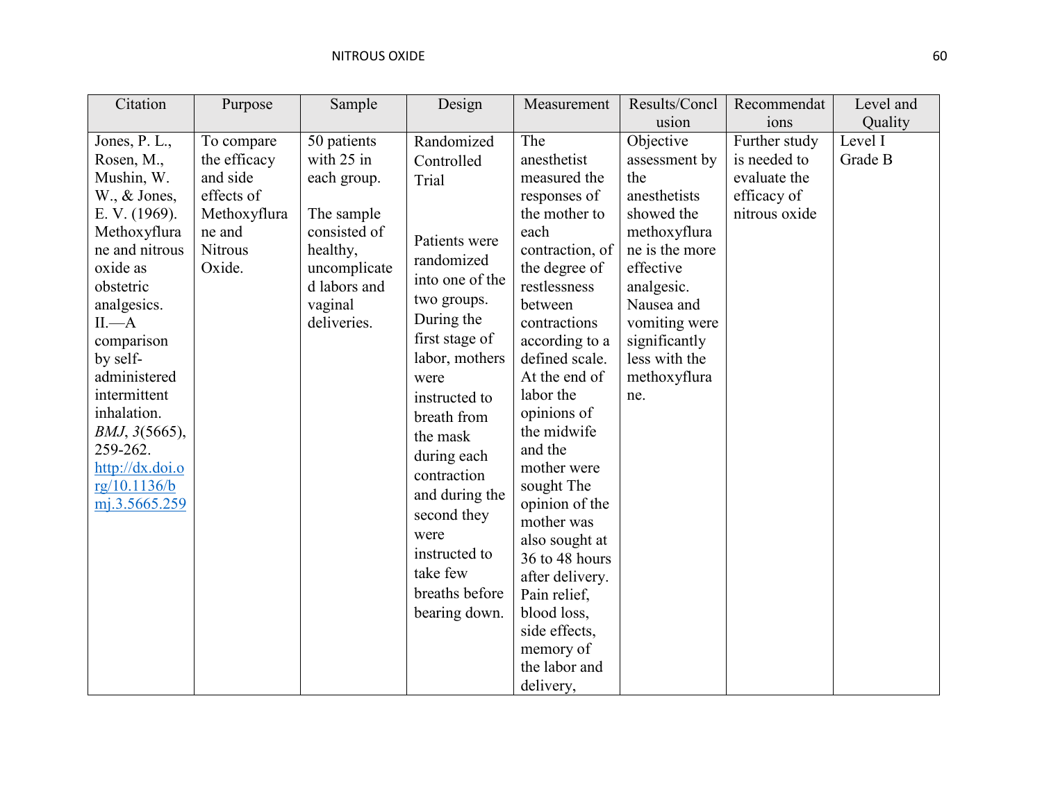| Citation | Purpose | Sample | Design | Measurement | Results/Conclusion | Recommendations | Level and Quality |
|---|---|---|---|---|---|---|---|
| Jones, P. L., Rosen, M., Mushin, W. W., & Jones, E. V. (1969). Methoxyflurane and nitrous oxide as obstetric analgesics. II.—A comparison by self-administered intermittent inhalation. *BMJ*, *3*(5665), 259-262. http://dx.doi.org/10.1136/bmj.3.5665.259 | To compare the efficacy and side effects of Methoxyflurane and Nitrous Oxide. | 50 patients with 25 in each group. The sample consisted of healthy, uncomplicated labors and vaginal deliveries. | Randomized Controlled Trial. Patients were randomized into one of the two groups. During the first stage of labor, mothers were instructed to breath from the mask during each contraction and during the second they were instructed to take few breaths before bearing down. | The anesthetist measured the responses of the mother to each contraction, of the degree of restlessness between contractions according to a defined scale. At the end of labor the opinions of the midwife and the mother were sought The opinion of the mother was also sought at 36 to 48 hours after delivery. Pain relief, blood loss, side effects, memory of the labor and delivery, | Objective assessment by the anesthetists showed the methoxyflurane is the more effective analgesic. Nausea and vomiting were significantly less with the methoxyflurane. | Further study is needed to evaluate the efficacy of nitrous oxide | Level I Grade B |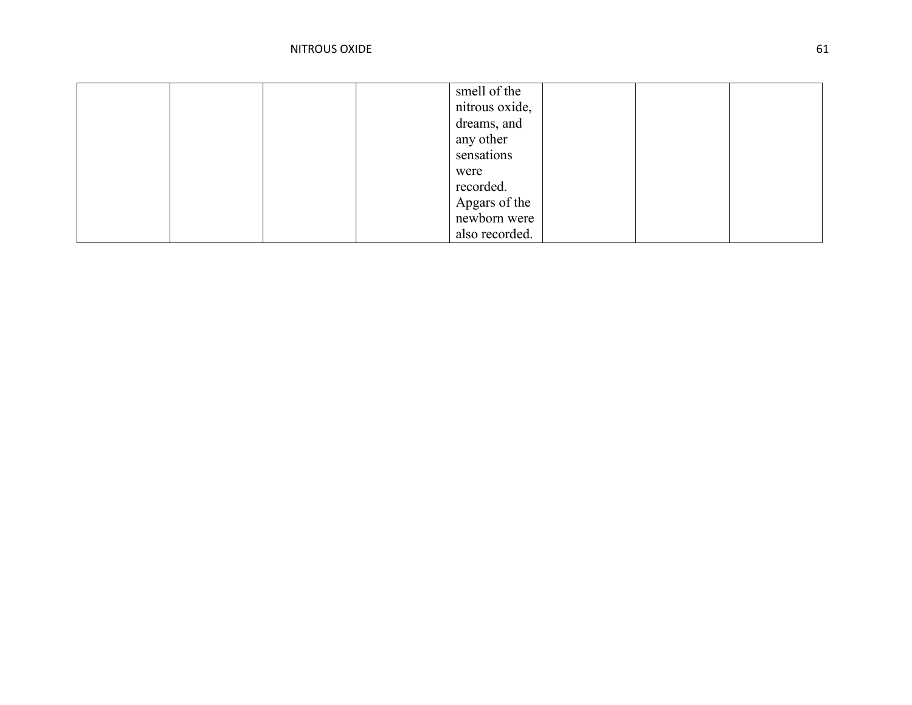| | | | | | | | |
|---|---|---|---|---|---|---|---|
| | | | | smell of the nitrous oxide, dreams, and any other sensations were recorded. Apgars of the newborn were also recorded. | | | |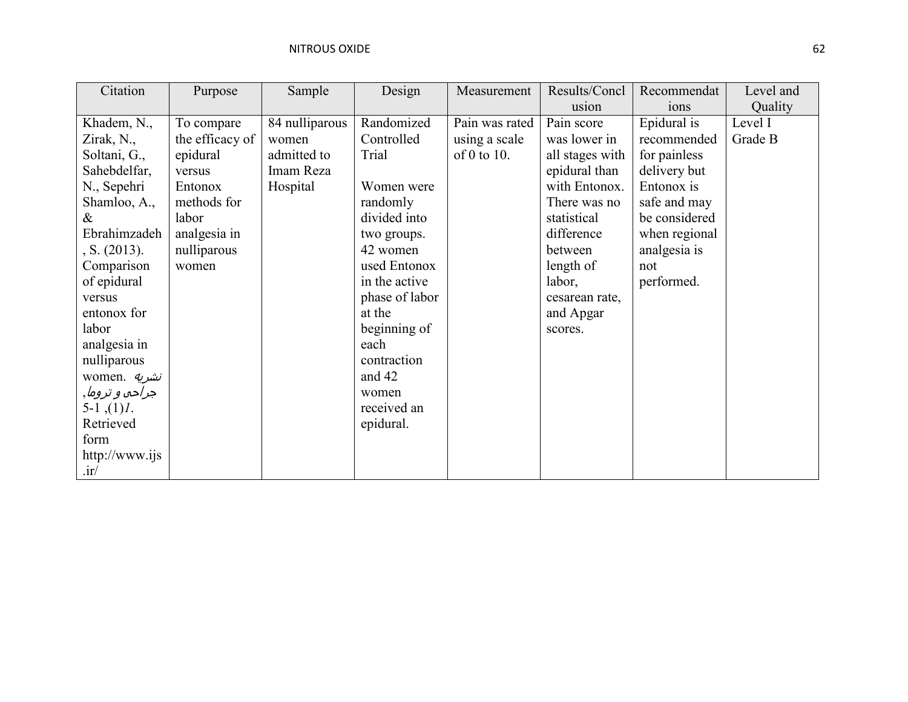| Citation | Purpose | Sample | Design | Measurement | Results/Conclusion | Recommendations | Level and Quality |
|---|---|---|---|---|---|---|---|
| Khadem, N., Zirak, N., Soltani, G., Sahebdelfar, N., Sepehri Shamloo, A., & Ebrahimzadeh, S. (2013). Comparison of epidural versus entonox for labor analgesia in nulliparous women. *نشریه جراحی و تروما*, *1*(1), 1-5. Retrieved form http://www.ijs.ir/ | To compare the efficacy of epidural versus Entonox methods for labor analgesia in nulliparous women | 84 nulliparous women admitted to Imam Reza Hospital | Randomized Controlled Trial<br><br>Women were randomly divided into two groups. 42 women used Entonox in the active phase of labor at the beginning of each contraction and 42 women received an epidural. | Pain was rated using a scale of 0 to 10. | Pain score was lower in all stages with epidural than with Entonox. There was no statistical difference between length of labor, cesarean rate, and Apgar scores. | Epidural is recommended for painless delivery but Entonox is safe and may be considered when regional analgesia is not performed. | Level I Grade B |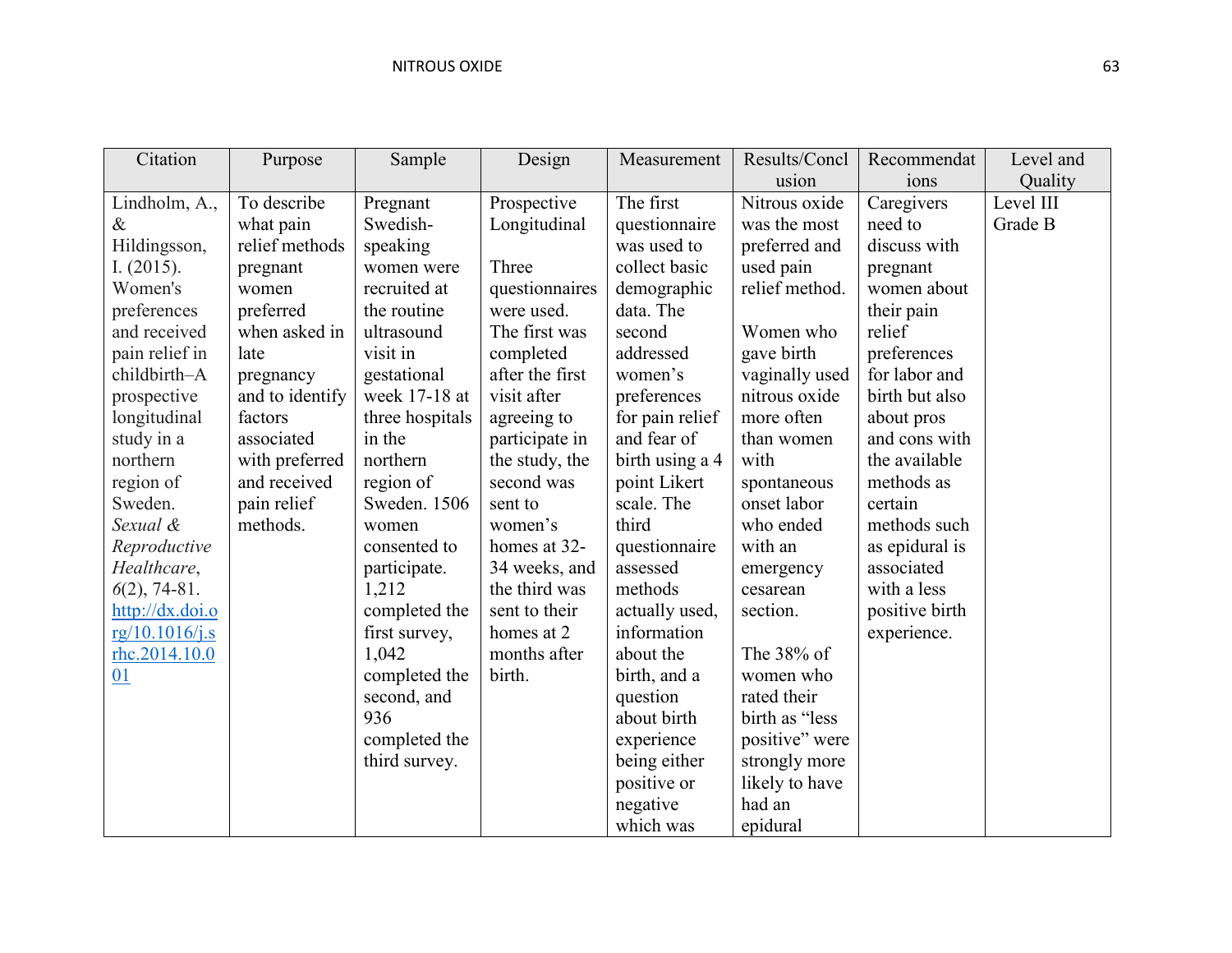| Citation | Purpose | Sample | Design | Measurement | Results/Conclusion | Recommendations | Level and Quality |
| --- | --- | --- | --- | --- | --- | --- | --- |
| Lindholm, A., & Hildingsson, I. (2015). Women's preferences and received pain relief in childbirth–A prospective longitudinal study in a northern region of Sweden. *Sexual & Reproductive Healthcare*, *6*(2), 74-81. [http://dx.doi.org/10.1016/j.srhc.2014.10.001](http://dx.doi.org/10.1016/j.srhc.2014.10.001) | To describe what pain relief methods pregnant women preferred when asked in late pregnancy and to identify factors associated with preferred and received pain relief methods. | Pregnant Swedish-speaking women were recruited at the routine ultrasound visit in gestational week 17-18 at three hospitals in the northern region of Sweden. 1506 women consented to participate. 1,212 completed the first survey, 1,042 completed the second, and 936 completed the third survey. | Prospective Longitudinal<br><br>Three questionnaires were used. The first was completed after the first visit after agreeing to participate in the study, the second was sent to women's homes at 32-34 weeks, and the third was sent to their homes at 2 months after birth. | The first questionnaire was used to collect basic demographic data. The second addressed women's preferences for pain relief and fear of birth using a 4 point Likert scale. The third questionnaire assessed methods actually used, information about the birth, and a question about birth experience being either positive or negative which was | Nitrous oxide was the most preferred and used pain relief method.<br><br>Women who gave birth vaginally used nitrous oxide more often than women with spontaneous onset labor who ended with an emergency cesarean section.<br><br>The 38% of women who rated their birth as "less positive" were strongly more likely to have had an epidural | Caregivers need to discuss with pregnant women about their pain relief preferences for labor and birth but also about pros and cons with the available methods as certain methods such as epidural is associated with a less positive birth experience. | Level III Grade B |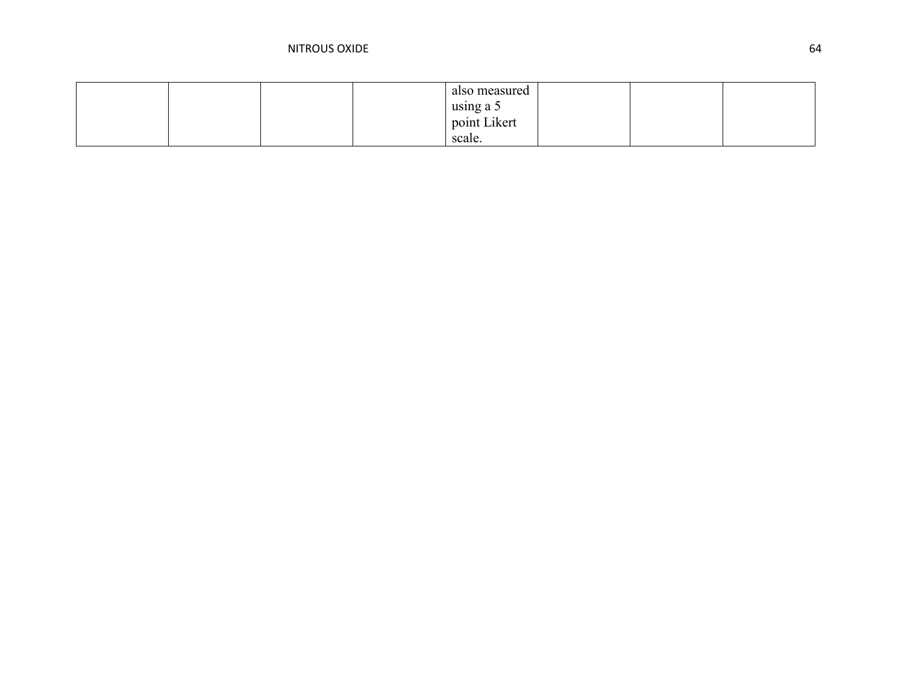| | | | | | | | |
|---|---|---|---|---|---|---|---|
| | | | | also measured using a 5 point Likert scale. | | | |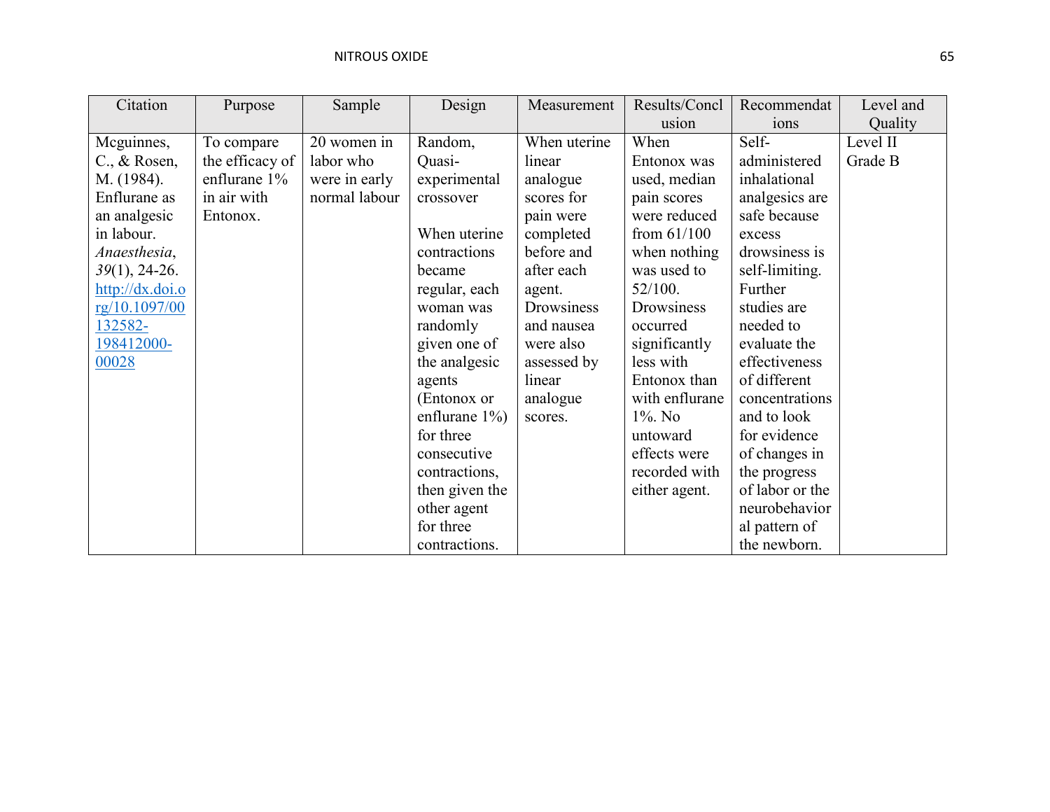| Citation | Purpose | Sample | Design | Measurement | Results/Conclusion | Recommendations | Level and Quality |
|---|---|---|---|---|---|---|---|
| Mcguinnes, C., & Rosen, M. (1984). Enflurane as an analgesic in labour. *Anaesthesia*, *39*(1), 24-26. http://dx.doi.org/10.1097/00132582-198412000-00028 | To compare the efficacy of enflurane 1% in air with Entonox. | 20 women in labor who were in early normal labour | Random, Quasi-experimental crossover<br><br>When uterine contractions became regular, each woman was randomly given one of the analgesic agents (Entonox or enflurane 1%) for three consecutive contractions, then given the other agent for three contractions. | When uterine linear analogue scores for pain were completed before and after each agent. Drowsiness and nausea were also assessed by linear analogue scores. | When Entonox was used, median pain scores were reduced from 61/100 when nothing was used to 52/100. Drowsiness occurred significantly less with Entonox than with enflurane 1%. No untoward effects were recorded with either agent. | Self-administered inhalational analgesics are safe because excess drowsiness is self-limiting. Further studies are needed to evaluate the effectiveness of different concentrations and to look for evidence of changes in the progress of labor or the neurobehavioral pattern of the newborn. | Level II Grade B |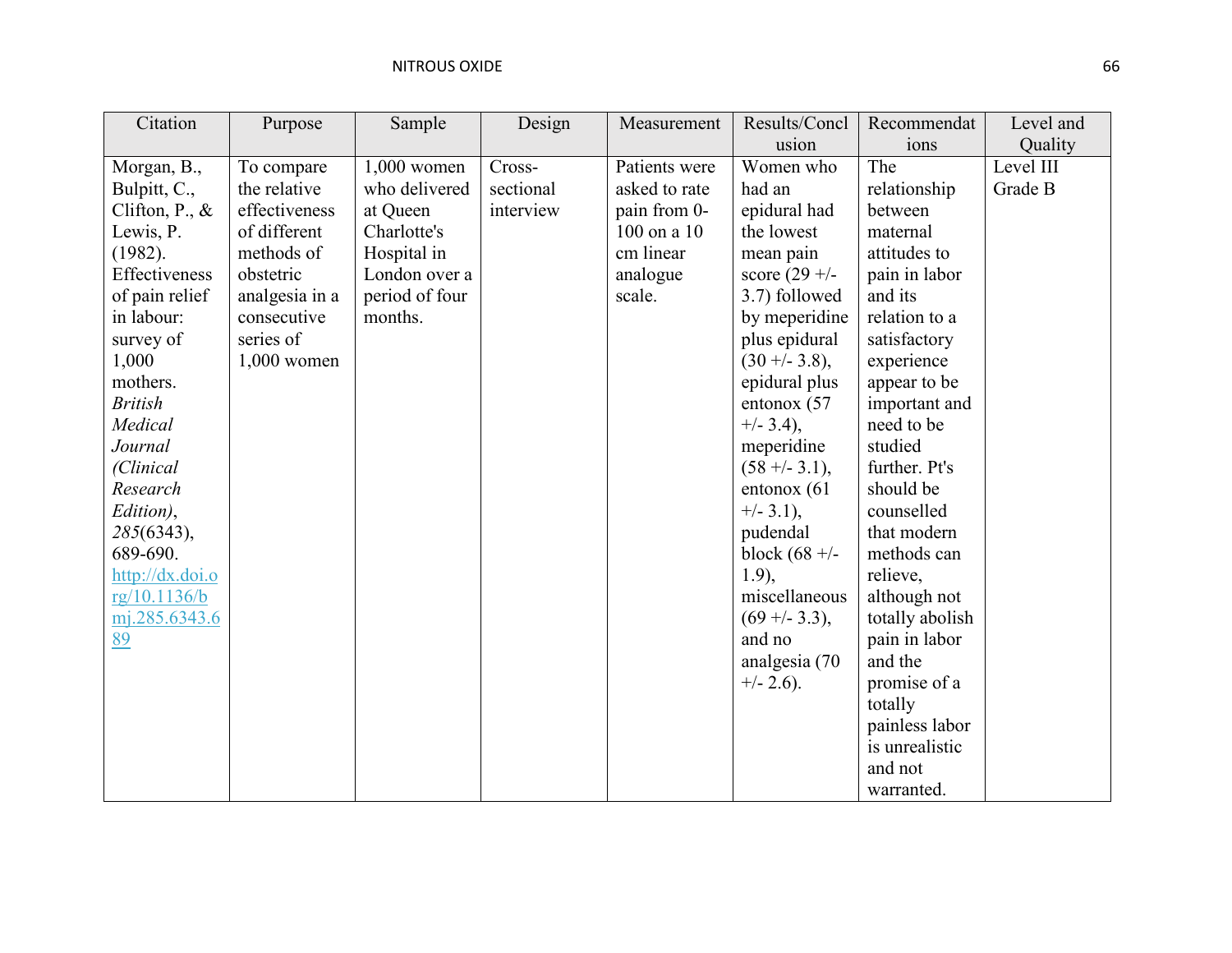| Citation | Purpose | Sample | Design | Measurement | Results/Conclusion | Recommendations | Level and Quality |
|---|---|---|---|---|---|---|---|
| Morgan, B., Bulpitt, C., Clifton, P., & Lewis, P. (1982). Effectiveness of pain relief in labour: survey of 1,000 mothers. *British Medical Journal (Clinical Research Edition)*, *285*(6343), 689-690. [http://dx.doi.org/10.1136/bmj.285.6343.689](http://dx.doi.org/10.1136/bmj.285.6343.689) | To compare the relative effectiveness of different methods of obstetric analgesia in a consecutive series of 1,000 women | 1,000 women who delivered at Queen Charlotte's Hospital in London over a period of four months. | Cross-sectional interview | Patients were asked to rate pain from 0-100 on a 10 cm linear analogue scale. | Women who had an epidural had the lowest mean pain score (29 +/- 3.7) followed by meperidine plus epidural (30 +/- 3.8), epidural plus entonox (57 +/- 3.4), meperidine (58 +/- 3.1), entonox (61 +/- 3.1), pudendal block (68 +/- 1.9), miscellaneous (69 +/- 3.3), and no analgesia (70 +/- 2.6). | The relationship between maternal attitudes to pain in labor and its relation to a satisfactory experience appear to be important and need to be studied further. Pt's should be counselled that modern methods can relieve, although not totally abolish pain in labor and the promise of a totally painless labor is unrealistic and not warranted. | Level III Grade B |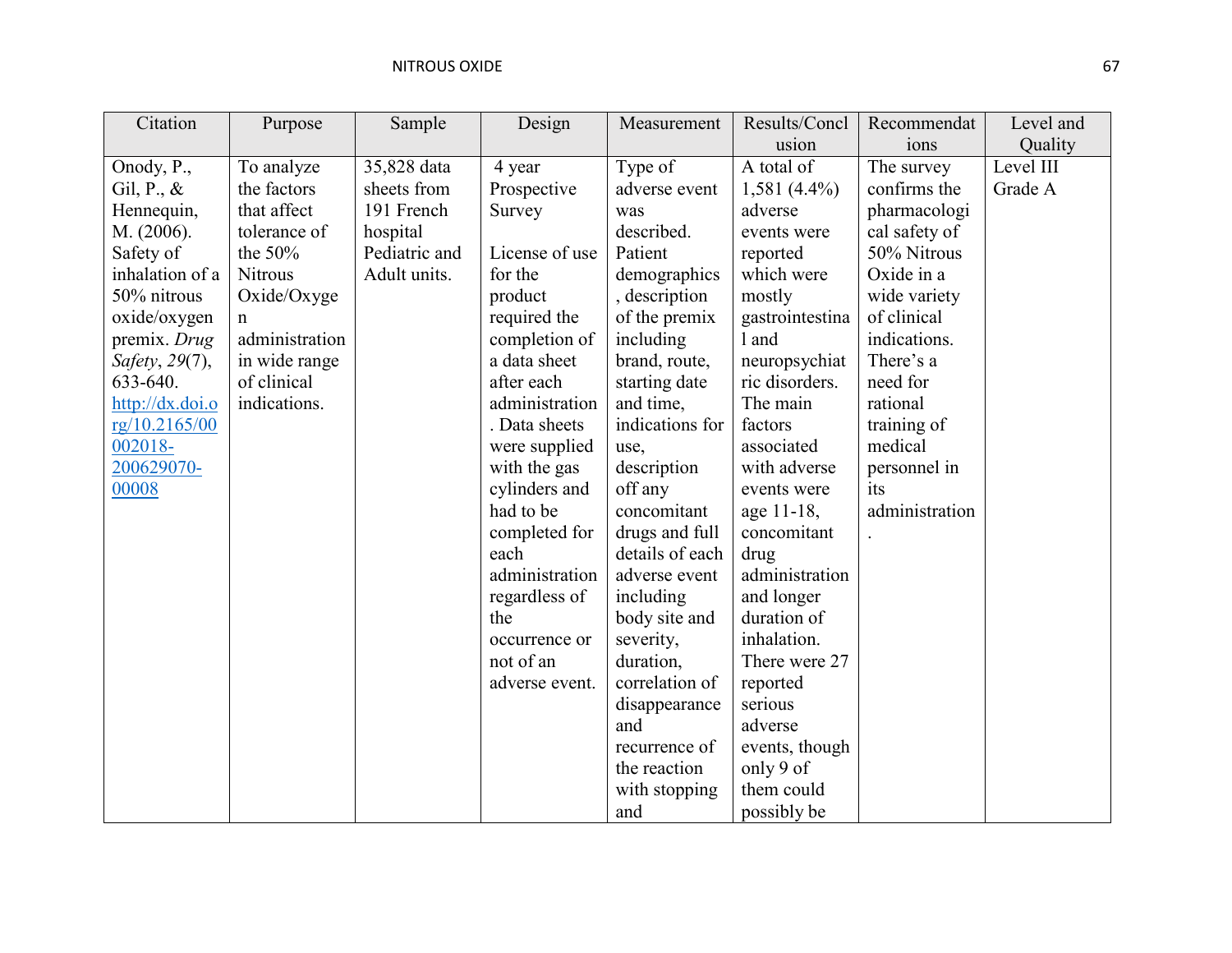| Citation | Purpose | Sample | Design | Measurement | Results/Conclusion | Recommendations | Level and Quality |
|---|---|---|---|---|---|---|---|
| Onody, P., Gil, P., & Hennequin, M. (2006). Safety of inhalation of a 50% nitrous oxide/oxygen premix. *Drug Safety*, *29*(7), 633-640. [http://dx.doi.org/10.2165/00002018-200629070-00008](http://dx.doi.org/10.2165/00002018-200629070-00008) | To analyze the factors that affect tolerance of the 50% Nitrous Oxide/Oxygen administration in wide range of clinical indications. | 35,828 data sheets from 191 French hospital Pediatric and Adult units. | 4 year Prospective Survey<br><br>License of use for the product required the completion of a data sheet after each administration. Data sheets were supplied with the gas cylinders and had to be completed for each administration regardless of the occurrence or not of an adverse event. | Type of adverse event was described. Patient demographics, description of the premix including brand, route, starting date and time, indications for use, description off any concomitant drugs and full details of each adverse event including body site and severity, duration, correlation of disappearance and recurrence of the reaction with stopping and | A total of 1,581 (4.4%) adverse events were reported which were mostly gastrointestinal and neuropsychiatric disorders. The main factors associated with adverse events were age 11-18, concomitant drug administration and longer duration of inhalation. There were 27 reported serious adverse events, though only 9 of them could possibly be | The survey confirms the pharmacological safety of 50% Nitrous Oxide in a wide variety of clinical indications. There's a need for rational training of medical personnel in its administration. | Level III Grade A |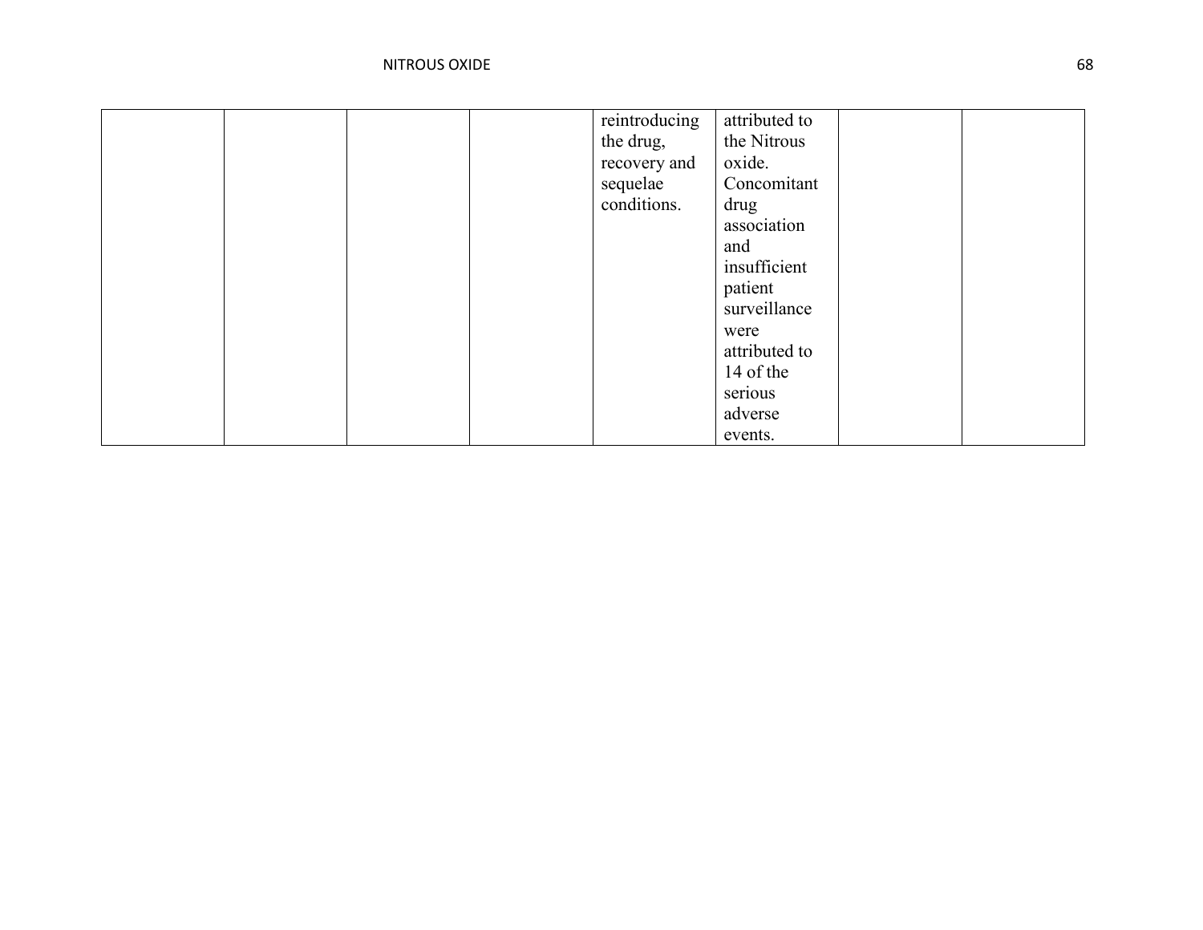| | | | | | | | |
|---|---|---|---|---|---|---|---|
| | | | | reintroducing the drug, recovery and sequelae conditions. | attributed to the Nitrous oxide. Concomitant drug association and insufficient patient surveillance were attributed to 14 of the serious adverse events. | | |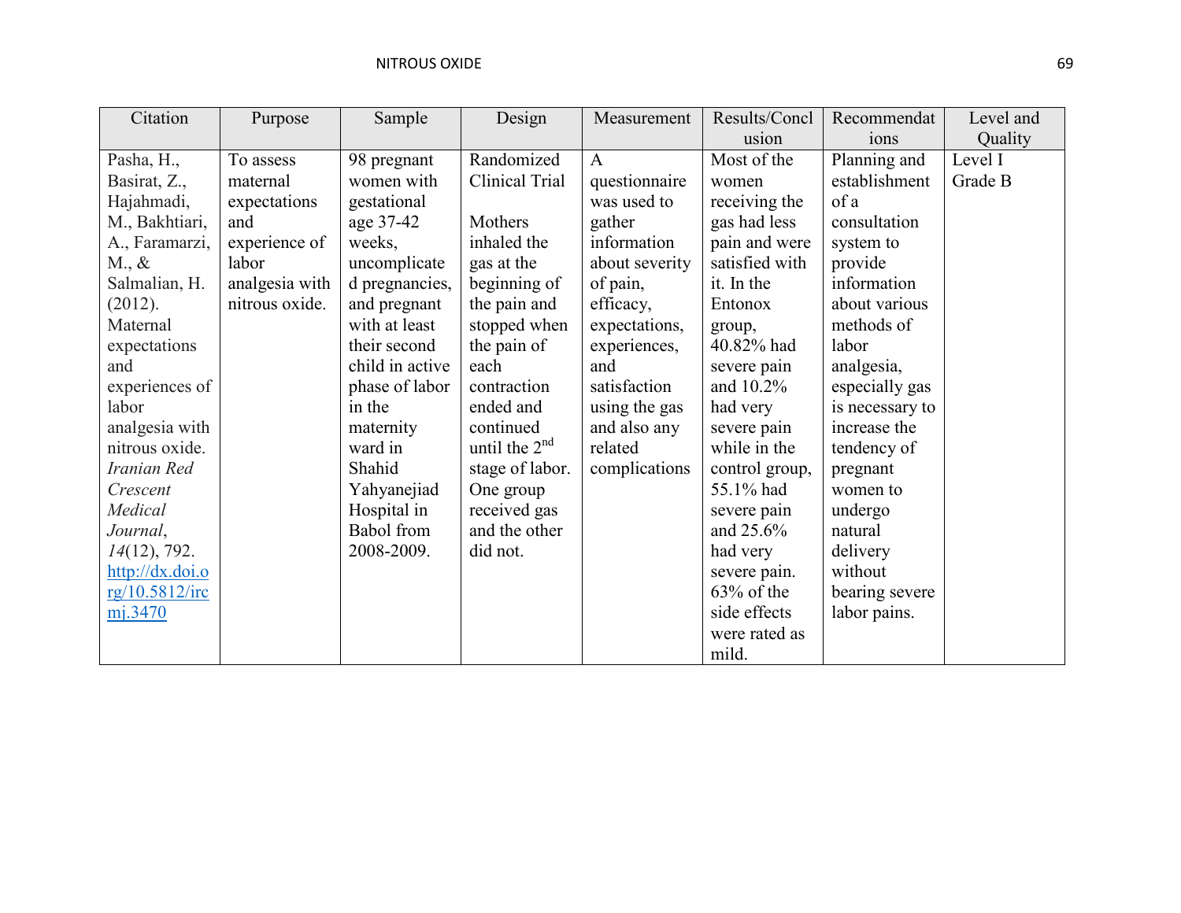| Citation | Purpose | Sample | Design | Measurement | Results/Conclusion | Recommendations | Level and Quality |
|---|---|---|---|---|---|---|---|
| Pasha, H., Basirat, Z., Hajahmadi, M., Bakhtiari, A., Faramarzi, M., & Salmalian, H. (2012). Maternal expectations and experiences of labor analgesia with nitrous oxide. *Iranian Red Crescent Medical Journal*, *14*(12), 792. http://dx.doi.org/10.5812/ircmj.3470 | To assess maternal expectations and experience of labor analgesia with nitrous oxide. | 98 pregnant women with gestational age 37-42 weeks, uncomplicated pregnancies, and pregnant with at least their second child in active phase of labor in the maternity ward in Shahid Yahyanejiad Hospital in Babol from 2008-2009. | Randomized Clinical Trial<br><br>Mothers inhaled the gas at the beginning of the pain and stopped when the pain of each contraction ended and continued until the 2nd stage of labor. One group received gas and the other did not. | A questionnaire was used to gather information about severity of pain, efficacy, expectations, experiences, and satisfaction using the gas and also any related complications | Most of the women receiving the gas had less pain and were satisfied with it. In the Entonox group, 40.82% had severe pain and 10.2% had very severe pain while in the control group, 55.1% had severe pain and 25.6% had very severe pain. 63% of the side effects were rated as mild. | Planning and establishment of a consultation system to provide information about various methods of labor analgesia, especially gas is necessary to increase the tendency of pregnant women to undergo natural delivery without bearing severe labor pains. | Level I<br>Grade B |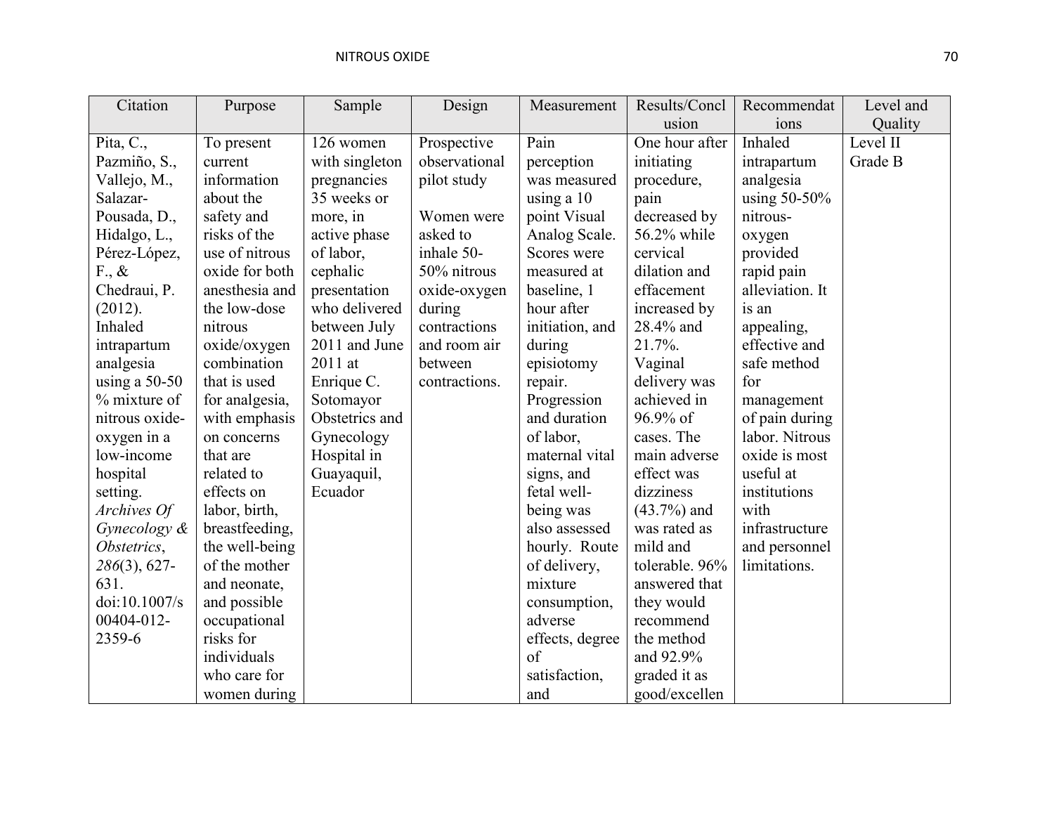| Citation | Purpose | Sample | Design | Measurement | Results/Conclusion | Recommendations | Level and Quality |
|---|---|---|---|---|---|---|---|
| Pita, C., Pazmiño, S., Vallejo, M., Salazar-Pousada, D., Hidalgo, L., Pérez-López, F., & Chedraui, P. (2012). Inhaled intrapartum analgesia using a 50-50 % mixture of nitrous oxide-oxygen in a low-income hospital setting. *Archives Of Gynecology & Obstetrics*, *286*(3), 627-631. doi:10.1007/s00404-012-2359-6 | To present current information about the safety and risks of the use of nitrous oxide for both anesthesia and the low-dose nitrous oxide/oxygen combination that is used for analgesia, with emphasis on concerns that are related to effects on labor, birth, breastfeeding, the well-being of the mother and neonate, and possible occupational risks for individuals who care for women during | 126 women with singleton pregnancies 35 weeks or more, in active phase of labor, cephalic presentation who delivered between July 2011 and June 2011 at Enrique C. Sotomayor Obstetrics and Gynecology Hospital in Guayaquil, Ecuador | Prospective observational pilot study<br><br>Women were asked to inhale 50-50% nitrous oxide-oxygen during contractions and room air between contractions. | Pain perception was measured using a 10 point Visual Analog Scale. Scores were measured at baseline, 1 hour after initiation, and during episiotomy repair. Progression and duration of labor, maternal vital signs, and fetal well-being was also assessed hourly. Route of delivery, mixture consumption, adverse effects, degree of satisfaction, and | One hour after initiating procedure, pain decreased by 56.2% while cervical dilation and effacement increased by 28.4% and 21.7%. Vaginal delivery was achieved in 96.9% of cases. The main adverse effect was dizziness (43.7%) and was rated as mild and tolerable. 96% answered that they would recommend the method and 92.9% graded it as good/excellen | Inhaled intrapartum analgesia using 50-50% nitrous-oxygen provided rapid pain alleviation. It is an appealing, effective and safe method for management of pain during labor. Nitrous oxide is most useful at institutions with infrastructure and personnel limitations. | Level II Grade B |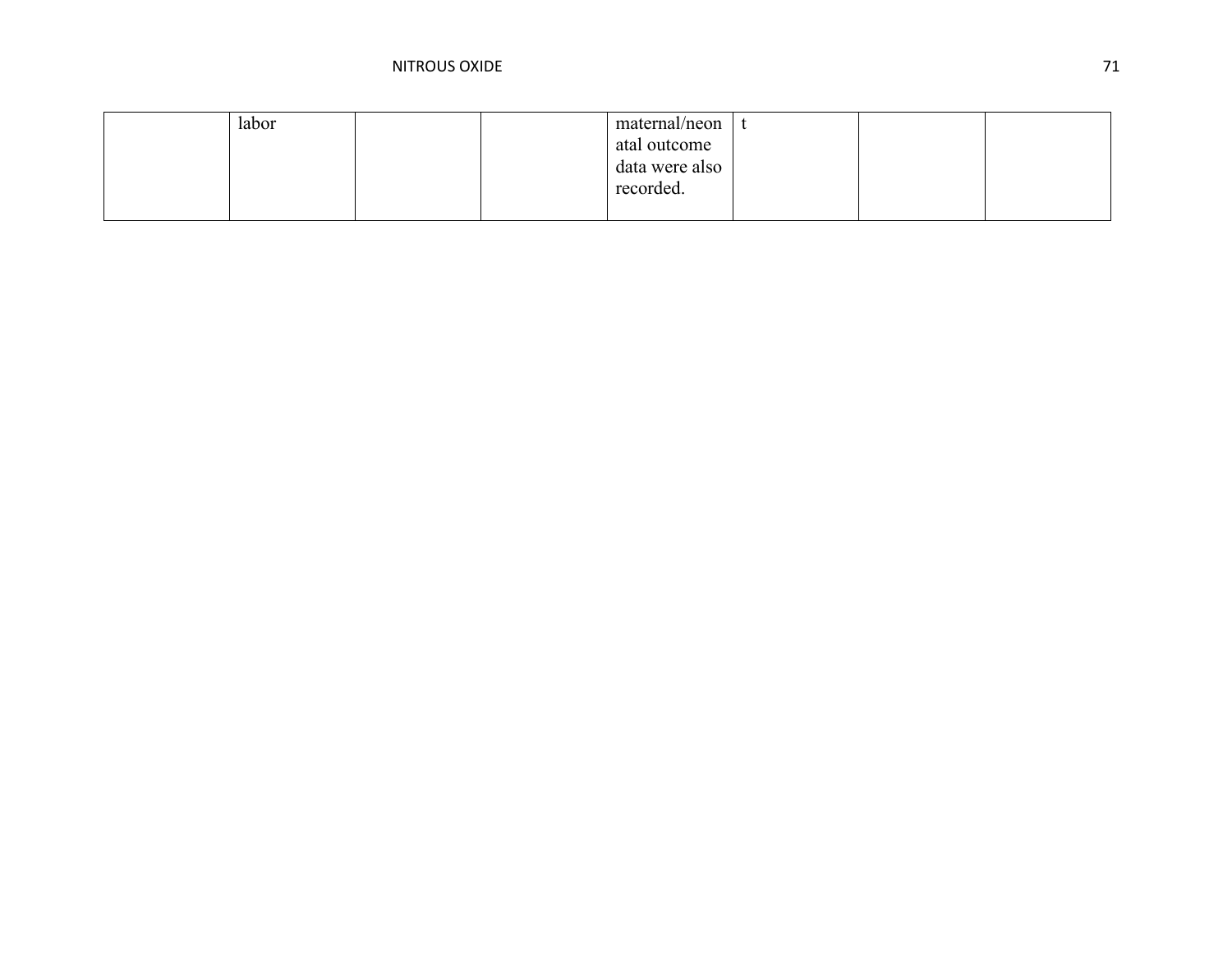| | | | | | | | |
|---|---|---|---|---|---|---|---|
| | labor | | | maternal/neonatal outcome data were also recorded. | t | | |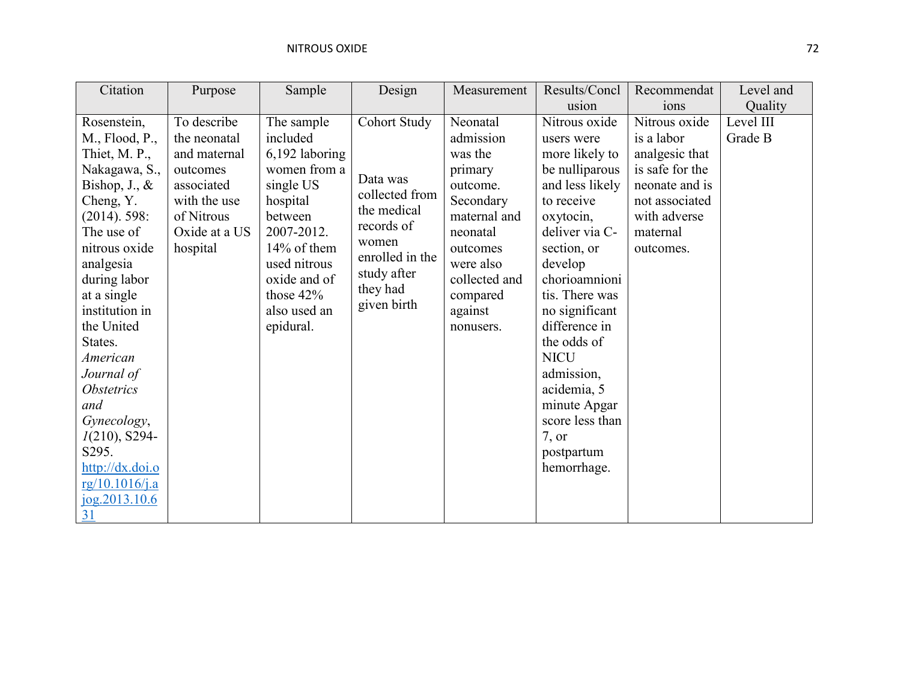| Citation | Purpose | Sample | Design | Measurement | Results/Conclusion | Recommendations | Level and Quality |
|---|---|---|---|---|---|---|---|
| Rosenstein, M., Flood, P., Thiet, M. P., Nakagawa, S., Bishop, J., & Cheng, Y. (2014). 598: The use of nitrous oxide analgesia during labor at a single institution in the United States. *American Journal of Obstetrics and Gynecology*, *1*(210), S294-S295. http://dx.doi.org/10.1016/j.ajog.2013.10.631 | To describe the neonatal and maternal outcomes associated with the use of Nitrous Oxide at a US hospital | The sample included 6,192 laboring women from a single US hospital between 2007-2012. 14% of them used nitrous oxide and of those 42% also used an epidural. | Cohort Study<br><br>Data was collected from the medical records of women enrolled in the study after they had given birth | Neonatal admission was the primary outcome. Secondary maternal and neonatal outcomes were also collected and compared against nonusers. | Nitrous oxide users were more likely to be nulliparous and less likely to receive oxytocin, deliver via C-section, or develop chorioamnionitis. There was no significant difference in the odds of NICU admission, acidemia, 5 minute Apgar score less than 7, or postpartum hemorrhage. | Nitrous oxide is a labor analgesic that is safe for the neonate and is not associated with adverse maternal outcomes. | Level III Grade B |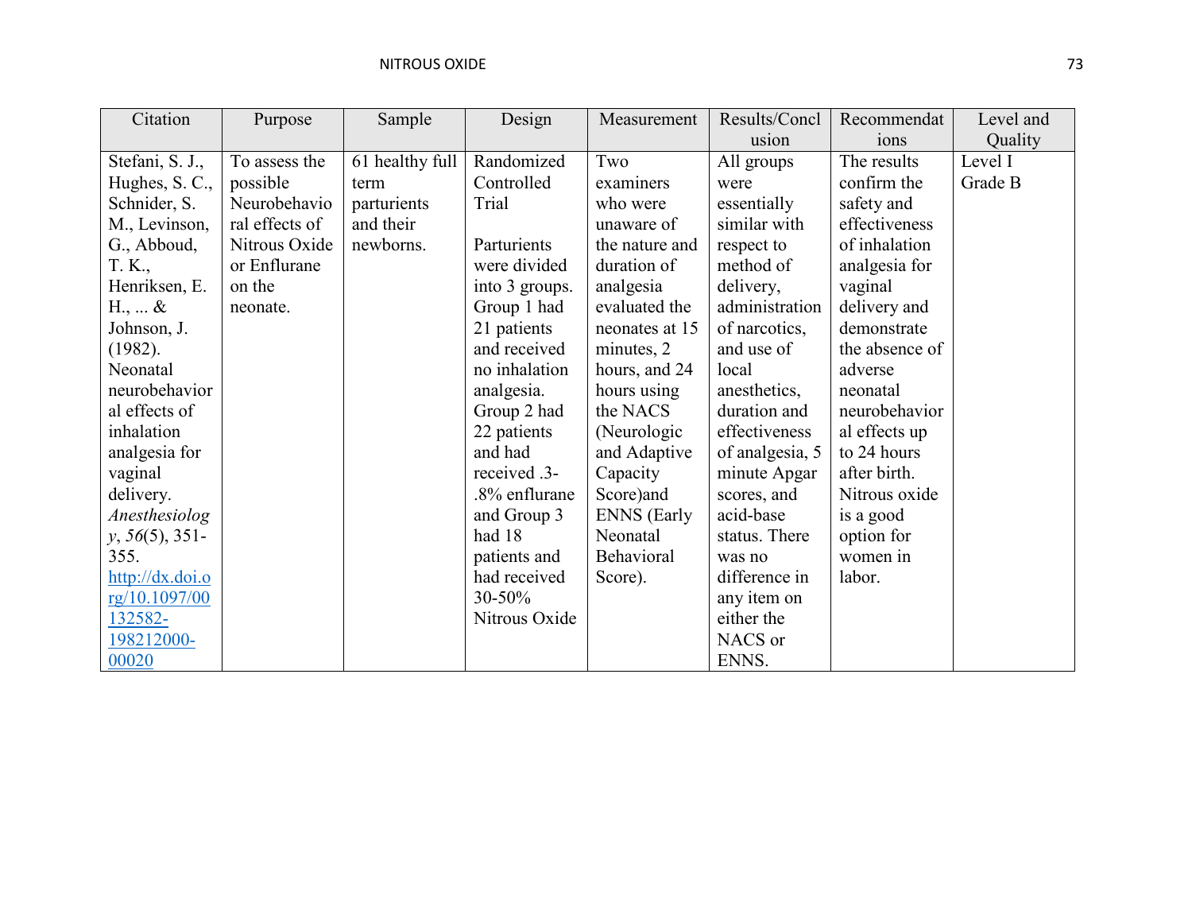| Citation | Purpose | Sample | Design | Measurement | Results/Conclusion | Recommendations | Level and Quality |
|---|---|---|---|---|---|---|---|
| Stefani, S. J., Hughes, S. C., Schnider, S. M., Levinson, G., Abboud, T. K., Henriksen, E. H., ... & Johnson, J. (1982). Neonatal neurobehavioral effects of inhalation analgesia for vaginal delivery. *Anesthesiology*, *56*(5), 351-355. http://dx.doi.org/10.1097/00132582-198212000-00020 | To assess the possible Neurobehavioral effects of Nitrous Oxide or Enflurane on the neonate. | 61 healthy full term parturients and their newborns. | Randomized Controlled Trial<br><br>Parturients were divided into 3 groups. Group 1 had 21 patients and received no inhalation analgesia. Group 2 had 22 patients and had received .3-.8% enflurane and Group 3 had 18 patients and had received 30-50% Nitrous Oxide | Two examiners who were unaware of the nature and duration of analgesia evaluated the neonates at 15 minutes, 2 hours, and 24 hours using the NACS (Neurologic and Adaptive Capacity Score)and ENNS (Early Neonatal Behavioral Score). | All groups were essentially similar with respect to method of delivery, administration of narcotics, and use of local anesthetics, duration and effectiveness of analgesia, 5 minute Apgar scores, and acid-base status. There was no difference in any item on either the NACS or ENNS. | The results confirm the safety and effectiveness of inhalation analgesia for vaginal delivery and demonstrate the absence of adverse neonatal neurobehavioral effects up to 24 hours after birth. Nitrous oxide is a good option for women in labor. | Level I Grade B |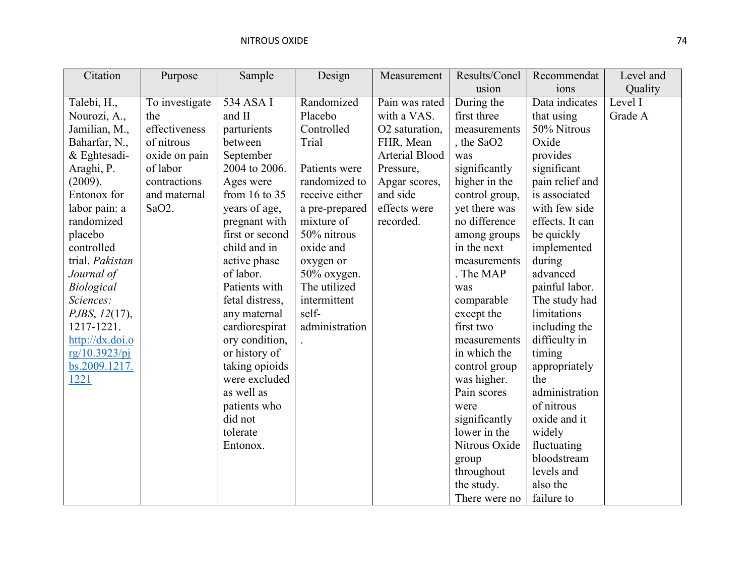| Citation | Purpose | Sample | Design | Measurement | Results/Conclusion | Recommendations | Level and Quality |
|---|---|---|---|---|---|---|---|
| Talebi, H., Nourozi, A., Jamilian, M., Baharfar, N., & Eghtesadi-Araghi, P. (2009). Entonox for labor pain: a randomized placebo controlled trial. *Pakistan Journal of Biological Sciences: PJBS*, *12*(17), 1217-1221. [http://dx.doi.org/10.3923/pjbs.2009.1217.1221](http://dx.doi.org/10.3923/pjbs.2009.1217.1221) | To investigate the effectiveness of nitrous oxide on pain of labor contractions and maternal $SaO_2$. | 534 ASA I and II parturients between September 2004 to 2006. Ages were from 16 to 35 years of age, pregnant with first or second child and in active phase of labor. Patients with fetal distress, any maternal cardiorespiratory condition, or history of taking opioids were excluded as well as patients who did not tolerate Entonox. | Randomized Placebo Controlled Trial<br><br>Patients were randomized to receive either a pre-prepared mixture of 50% nitrous oxide and oxygen or 50% oxygen. The utilized intermittent self-administration. | Pain was rated with a VAS. $O_2$ saturation, FHR, Mean Arterial Blood Pressure, Apgar scores, and side effects were recorded. | During the first three measurements, the $SaO_2$ was significantly higher in the control group, yet there was no difference among groups in the next measurements. The MAP was comparable except the first two measurements in which the control group was higher. Pain scores were significantly lower in the Nitrous Oxide group throughout the study. There were no | Data indicates that using 50% Nitrous Oxide provides significant pain relief and is associated with few side effects. It can be quickly implemented during advanced painful labor. The study had limitations including the difficulty in timing appropriately the administration of nitrous oxide and it widely fluctuating bloodstream levels and also the failure to | Level I Grade A |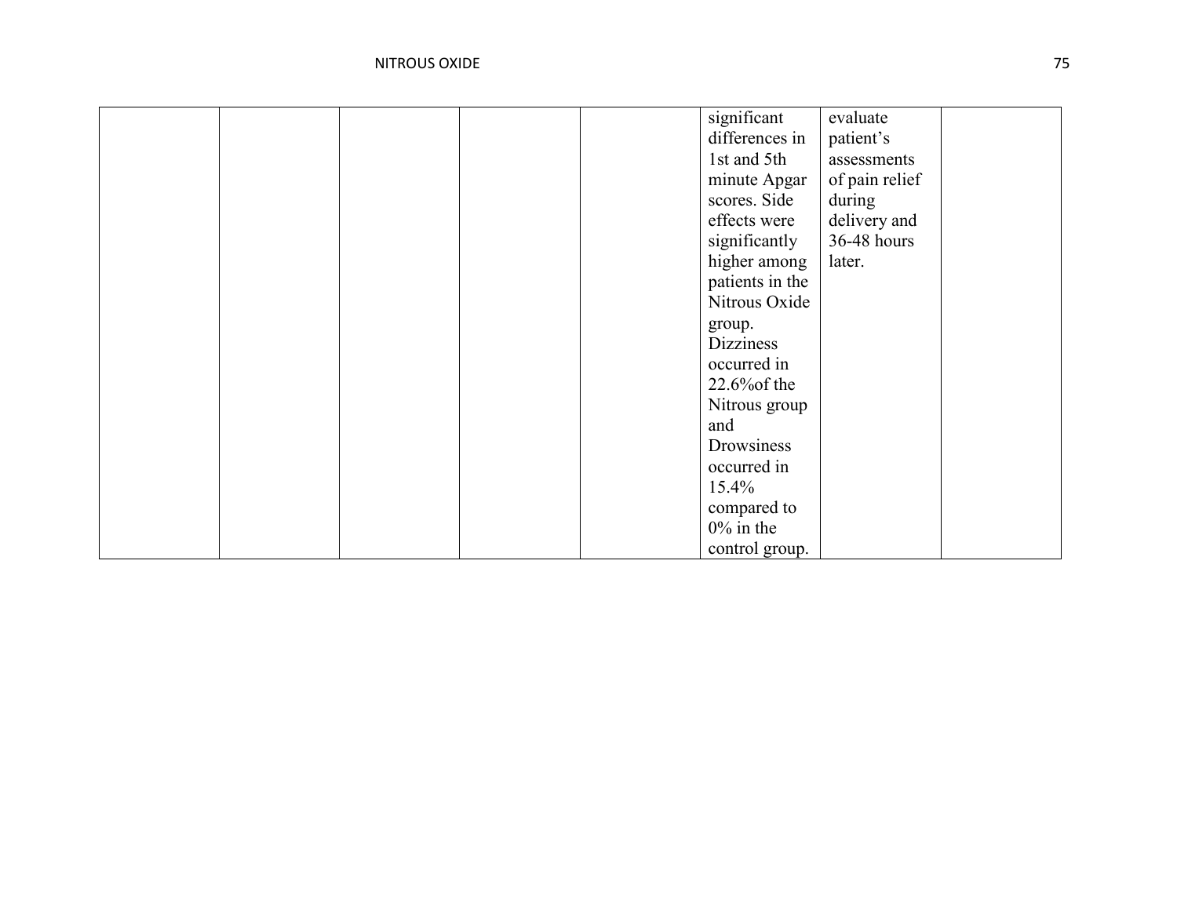| | | | | | | | |
|---|---|---|---|---|---|---|---|
| | | | | | significant differences in 1st and 5th minute Apgar scores. Side effects were significantly higher among patients in the Nitrous Oxide group. Dizziness occurred in 22.6%of the Nitrous group and Drowsiness occurred in 15.4% compared to 0% in the control group. | evaluate patient's assessments of pain relief during delivery and 36-48 hours later. | |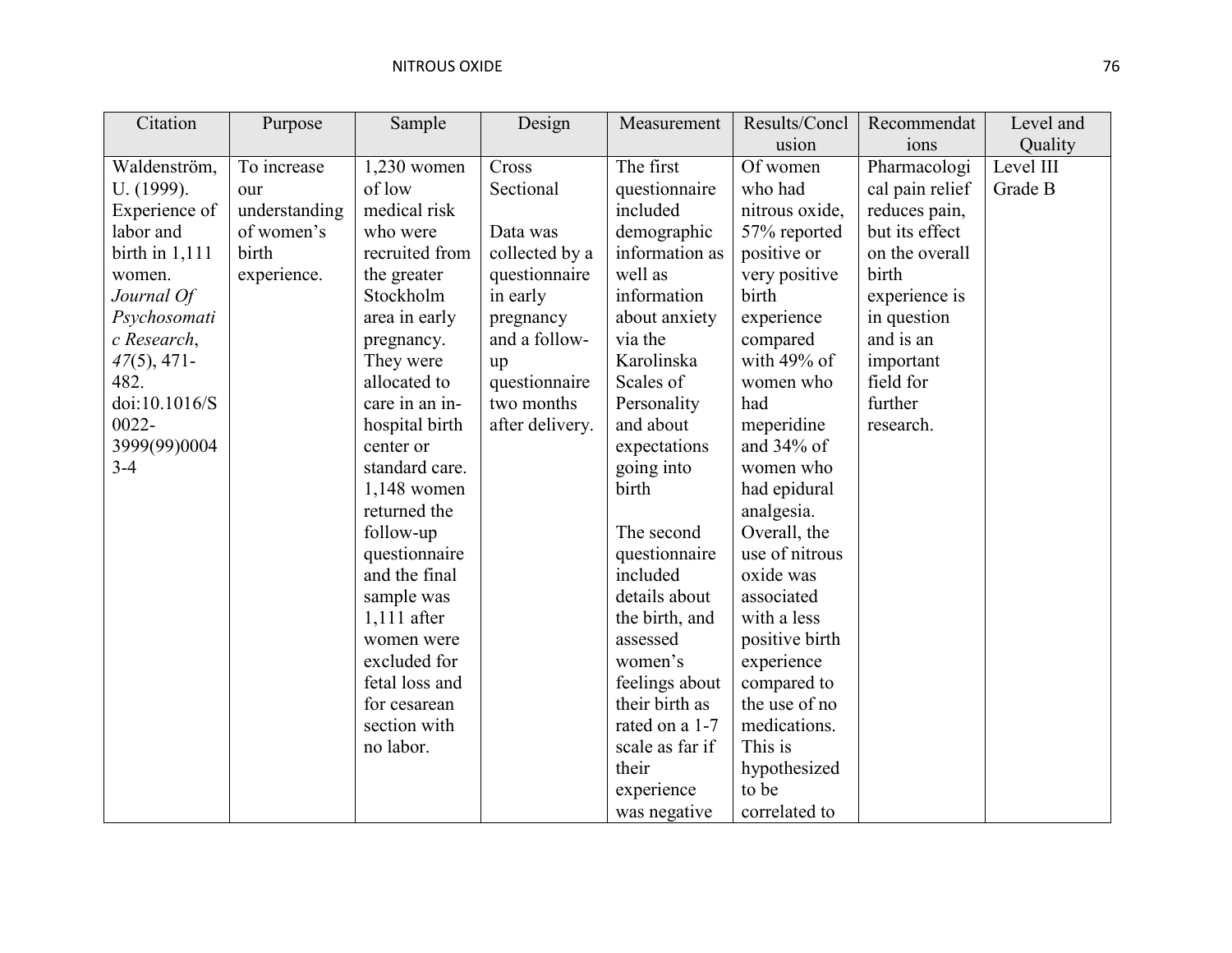| Citation | Purpose | Sample | Design | Measurement | Results/Conclusion | Recommendations | Level and Quality |
|---|---|---|---|---|---|---|---|
| Waldenström, U. (1999). Experience of labor and birth in 1,111 women. *Journal Of Psychosomatic Research*, *47*(5), 471-482. doi:10.1016/S0022-3999(99)00043-4 | To increase our understanding of women's birth experience. | 1,230 women of low medical risk who were recruited from the greater Stockholm area in early pregnancy. They were allocated to care in an in-hospital birth center or standard care. 1,148 women returned the follow-up questionnaire and the final sample was 1,111 after women were excluded for fetal loss and for cesarean section with no labor. | Cross Sectional<br><br>Data was collected by a questionnaire in early pregnancy and a follow-up questionnaire two months after delivery. | The first questionnaire included demographic information as well as information about anxiety via the Karolinska Scales of Personality and about expectations going into birth<br><br>The second questionnaire included details about the birth, and assessed women's feelings about their birth as rated on a 1-7 scale as far if their experience was negative | Of women who had nitrous oxide, 57% reported positive or very positive birth experience compared with 49% of women who had meperidine and 34% of women who had epidural analgesia. Overall, the use of nitrous oxide was associated with a less positive birth experience compared to the use of no medications. This is hypothesized to be correlated to | Pharmacological pain relief reduces pain, but its effect on the overall birth experience is in question and is an important field for further research. | Level III Grade B |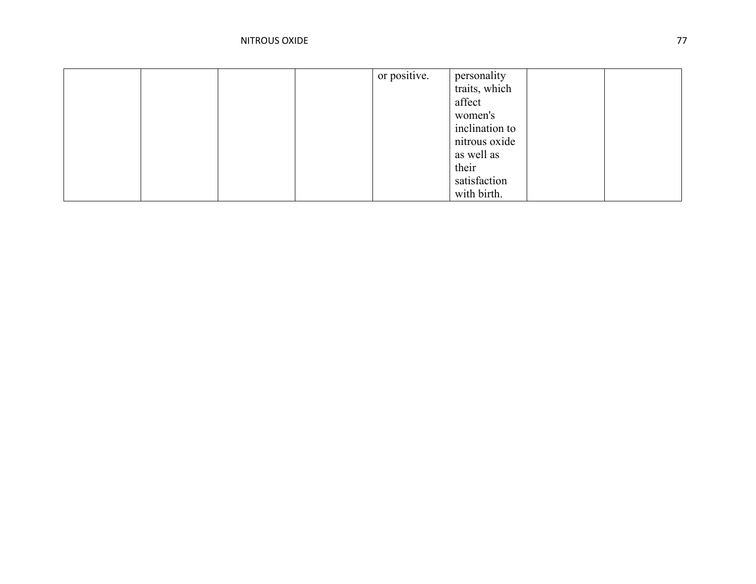| | | | | | | | |
|---|---|---|---|---|---|---|---|
| | | | | or positive. | personality traits, which affect women's inclination to nitrous oxide as well as their satisfaction with birth. | | |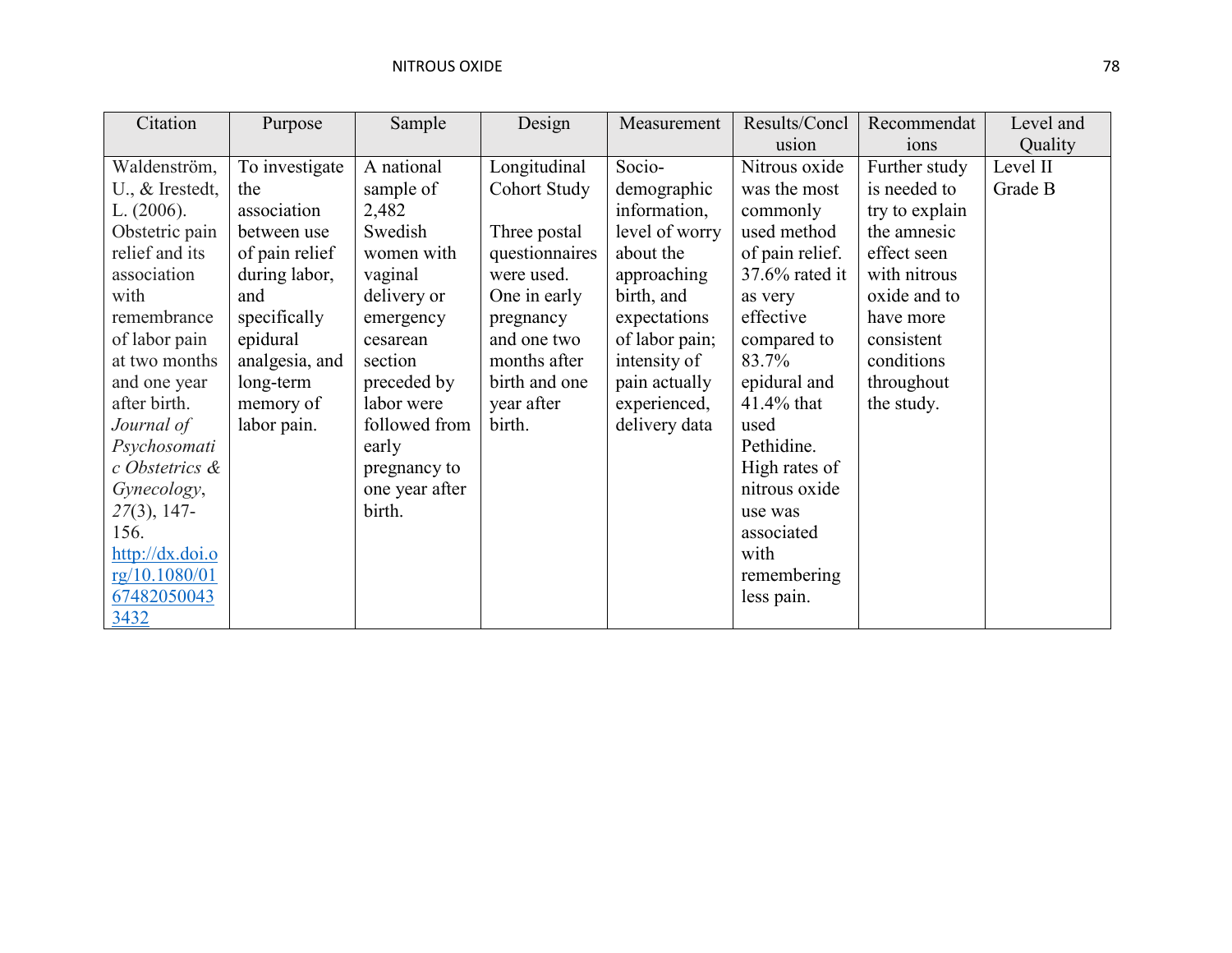| Citation | Purpose | Sample | Design | Measurement | Results/Conclusion | Recommendations | Level and Quality |
|---|---|---|---|---|---|---|---|
| Waldenström, U., & Irestedt, L. (2006). Obstetric pain relief and its association with remembrance of labor pain at two months and one year after birth. *Journal of Psychosomatic Obstetrics & Gynecology*, *27*(3), 147-156. http://dx.doi.org/10.1080/01674820500433432 | To investigate the association between use of pain relief during labor, and specifically epidural analgesia, and long-term memory of labor pain. | A national sample of 2,482 Swedish women with vaginal delivery or emergency cesarean section preceded by labor were followed from early pregnancy to one year after birth. | Longitudinal Cohort Study<br><br>Three postal questionnaires were used. One in early pregnancy and one two months after birth and one year after birth. | Socio-demographic information, level of worry about the approaching birth, and expectations of labor pain; intensity of pain actually experienced, delivery data | Nitrous oxide was the most commonly used method of pain relief. 37.6% rated it as very effective compared to 83.7% epidural and 41.4% that used Pethidine. High rates of nitrous oxide use was associated with remembering less pain. | Further study is needed to try to explain the amnesic effect seen with nitrous oxide and to have more consistent conditions throughout the study. | Level II Grade B |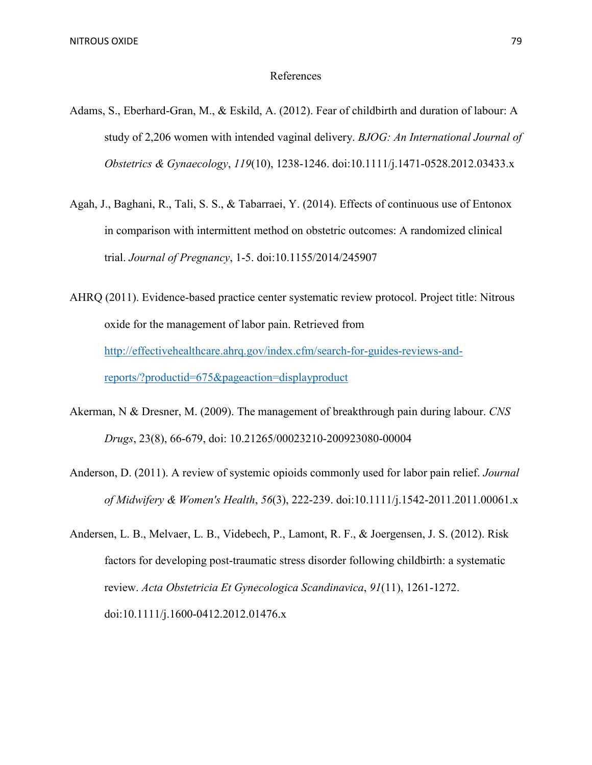# References

Adams, S., Eberhard-Gran, M., & Eskild, A. (2012). Fear of childbirth and duration of labour: A study of 2,206 women with intended vaginal delivery. *BJOG: An International Journal of Obstetrics & Gynaecology*, *119*(10), 1238-1246. doi:10.1111/j.1471-0528.2012.03433.x

Agah, J., Baghani, R., Tali, S. S., & Tabarraei, Y. (2014). Effects of continuous use of Entonox in comparison with intermittent method on obstetric outcomes: A randomized clinical trial. *Journal of Pregnancy*, 1-5. doi:10.1155/2014/245907

AHRQ (2011). Evidence-based practice center systematic review protocol. Project title: Nitrous oxide for the management of labor pain. Retrieved from [http://effectivehealthcare.ahrq.gov/index.cfm/search-for-guides-reviews-and-reports/?productid=675&pageaction=displayproduct](http://effectivehealthcare.ahrq.gov/index.cfm/search-for-guides-reviews-and-reports/?productid=675&pageaction=displayproduct)

Akerman, N & Dresner, M. (2009). The management of breakthrough pain during labour. *CNS Drugs*, 23(8), 66-679, doi: 10.21265/00023210-200923080-00004

Anderson, D. (2011). A review of systemic opioids commonly used for labor pain relief. *Journal of Midwifery & Women's Health*, *56*(3), 222-239. doi:10.1111/j.1542-2011.2011.00061.x

Andersen, L. B., Melvaer, L. B., Videbech, P., Lamont, R. F., & Joergensen, J. S. (2012). Risk factors for developing post-traumatic stress disorder following childbirth: a systematic review. *Acta Obstetricia Et Gynecologica Scandinavica*, *91*(11), 1261-1272. doi:10.1111/j.1600-0412.2012.01476.x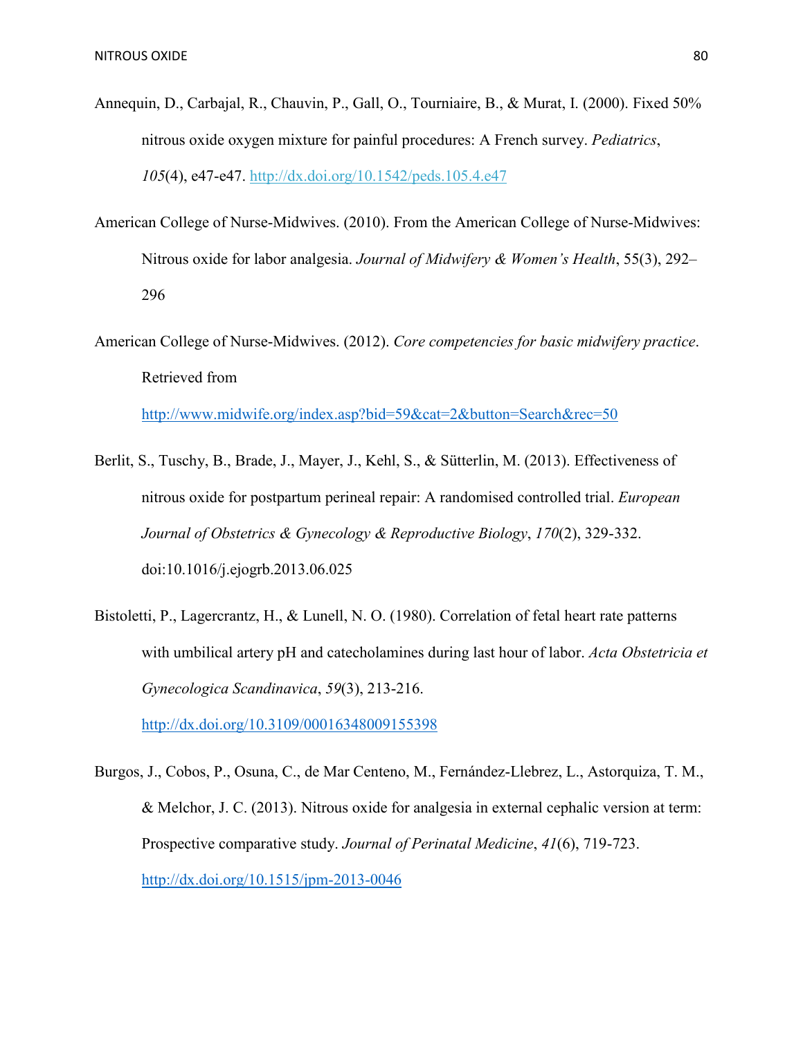Annequin, D., Carbajal, R., Chauvin, P., Gall, O., Tourniaire, B., & Murat, I. (2000). Fixed 50% nitrous oxide oxygen mixture for painful procedures: A French survey. *Pediatrics*, *105*(4), e47-e47. http://dx.doi.org/10.1542/peds.105.4.e47

American College of Nurse-Midwives. (2010). From the American College of Nurse-Midwives: Nitrous oxide for labor analgesia. *Journal of Midwifery & Women's Health*, 55(3), 292–296

American College of Nurse-Midwives. (2012). *Core competencies for basic midwifery practice*. Retrieved from http://www.midwife.org/index.asp?bid=59&cat=2&button=Search&rec=50

Berlit, S., Tuschy, B., Brade, J., Mayer, J., Kehl, S., & Sütterlin, M. (2013). Effectiveness of nitrous oxide for postpartum perineal repair: A randomised controlled trial. *European Journal of Obstetrics & Gynecology & Reproductive Biology*, *170*(2), 329-332. doi:10.1016/j.ejogrb.2013.06.025

Bistoletti, P., Lagercrantz, H., & Lunell, N. O. (1980). Correlation of fetal heart rate patterns with umbilical artery pH and catecholamines during last hour of labor. *Acta Obstetricia et Gynecologica Scandinavica*, *59*(3), 213-216. http://dx.doi.org/10.3109/00016348009155398

Burgos, J., Cobos, P., Osuna, C., de Mar Centeno, M., Fernández-Llebrez, L., Astorquiza, T. M., & Melchor, J. C. (2013). Nitrous oxide for analgesia in external cephalic version at term: Prospective comparative study. *Journal of Perinatal Medicine*, *41*(6), 719-723. http://dx.doi.org/10.1515/jpm-2013-0046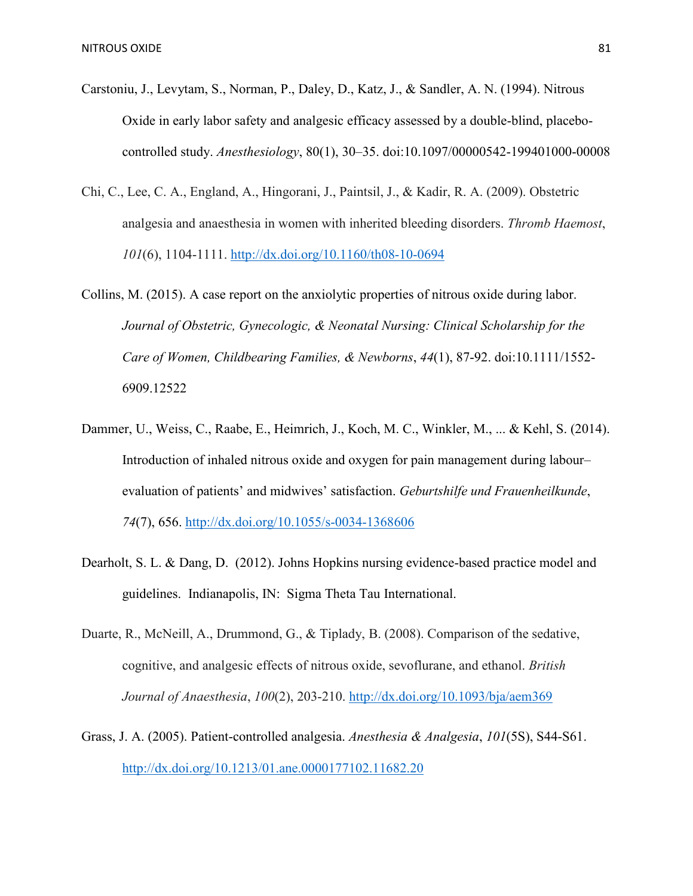Carstoniu, J., Levytam, S., Norman, P., Daley, D., Katz, J., & Sandler, A. N. (1994). Nitrous Oxide in early labor safety and analgesic efficacy assessed by a double-blind, placebo-controlled study. *Anesthesiology*, 80(1), 30–35. doi:10.1097/00000542-199401000-00008

Chi, C., Lee, C. A., England, A., Hingorani, J., Paintsil, J., & Kadir, R. A. (2009). Obstetric analgesia and anaesthesia in women with inherited bleeding disorders. *Thromb Haemost*, *101*(6), 1104-1111. http://dx.doi.org/10.1160/th08-10-0694

Collins, M. (2015). A case report on the anxiolytic properties of nitrous oxide during labor. *Journal of Obstetric, Gynecologic, & Neonatal Nursing: Clinical Scholarship for the Care of Women, Childbearing Families, & Newborns*, *44*(1), 87-92. doi:10.1111/1552-6909.12522

Dammer, U., Weiss, C., Raabe, E., Heimrich, J., Koch, M. C., Winkler, M., ... & Kehl, S. (2014). Introduction of inhaled nitrous oxide and oxygen for pain management during labour–evaluation of patients' and midwives' satisfaction. *Geburtshilfe und Frauenheilkunde*, *74*(7), 656. http://dx.doi.org/10.1055/s-0034-1368606

Dearholt, S. L. & Dang, D. (2012). Johns Hopkins nursing evidence-based practice model and guidelines. Indianapolis, IN: Sigma Theta Tau International.

Duarte, R., McNeill, A., Drummond, G., & Tiplady, B. (2008). Comparison of the sedative, cognitive, and analgesic effects of nitrous oxide, sevoflurane, and ethanol. *British Journal of Anaesthesia*, *100*(2), 203-210. http://dx.doi.org/10.1093/bja/aem369

Grass, J. A. (2005). Patient-controlled analgesia. *Anesthesia & Analgesia*, *101*(5S), S44-S61. http://dx.doi.org/10.1213/01.ane.0000177102.11682.20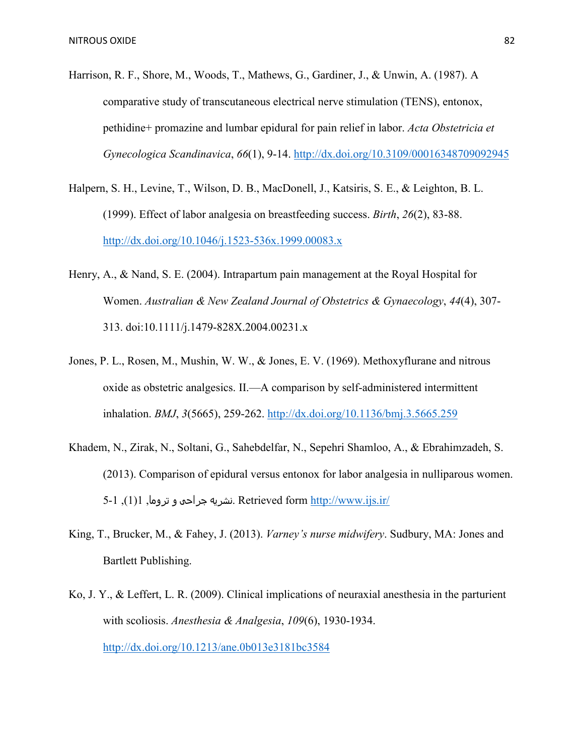Harrison, R. F., Shore, M., Woods, T., Mathews, G., Gardiner, J., & Unwin, A. (1987). A comparative study of transcutaneous electrical nerve stimulation (TENS), entonox, pethidine+ promazine and lumbar epidural for pain relief in labor. *Acta Obstetricia et Gynecologica Scandinavica*, *66*(1), 9-14. http://dx.doi.org/10.3109/00016348709092945

Halpern, S. H., Levine, T., Wilson, D. B., MacDonell, J., Katsiris, S. E., & Leighton, B. L. (1999). Effect of labor analgesia on breastfeeding success. *Birth*, *26*(2), 83-88. http://dx.doi.org/10.1046/j.1523-536x.1999.00083.x

Henry, A., & Nand, S. E. (2004). Intrapartum pain management at the Royal Hospital for Women. *Australian & New Zealand Journal of Obstetrics & Gynaecology*, *44*(4), 307-313. doi:10.1111/j.1479-828X.2004.00231.x

Jones, P. L., Rosen, M., Mushin, W. W., & Jones, E. V. (1969). Methoxyflurane and nitrous oxide as obstetric analgesics. II.—A comparison by self-administered intermittent inhalation. *BMJ*, *3*(5665), 259-262. http://dx.doi.org/10.1136/bmj.3.5665.259

Khadem, N., Zirak, N., Soltani, G., Sahebdelfar, N., Sepehri Shamloo, A., & Ebrahimzadeh, S. (2013). Comparison of epidural versus entonox for labor analgesia in nulliparous women. نشریه جراحی و تروما, 1(1), 1-5. Retrieved form http://www.ijs.ir/

King, T., Brucker, M., & Fahey, J. (2013). *Varney's nurse midwifery*. Sudbury, MA: Jones and Bartlett Publishing.

Ko, J. Y., & Leffert, L. R. (2009). Clinical implications of neuraxial anesthesia in the parturient with scoliosis. *Anesthesia & Analgesia*, *109*(6), 1930-1934. http://dx.doi.org/10.1213/ane.0b013e3181bc3584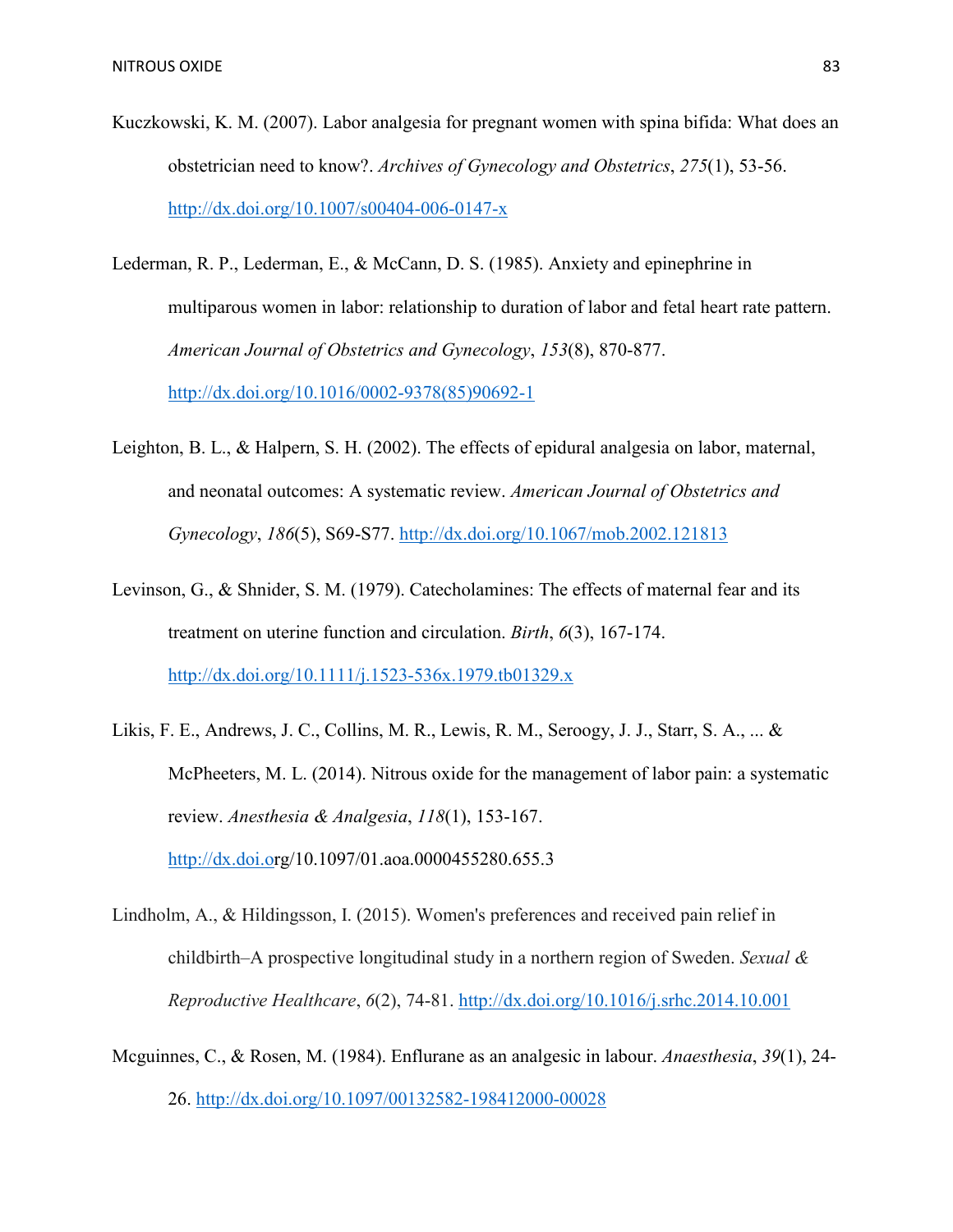Kuczkowski, K. M. (2007). Labor analgesia for pregnant women with spina bifida: What does an obstetrician need to know?. *Archives of Gynecology and Obstetrics*, *275*(1), 53-56. http://dx.doi.org/10.1007/s00404-006-0147-x

Lederman, R. P., Lederman, E., & McCann, D. S. (1985). Anxiety and epinephrine in multiparous women in labor: relationship to duration of labor and fetal heart rate pattern. *American Journal of Obstetrics and Gynecology*, *153*(8), 870-877. http://dx.doi.org/10.1016/0002-9378(85)90692-1

Leighton, B. L., & Halpern, S. H. (2002). The effects of epidural analgesia on labor, maternal, and neonatal outcomes: A systematic review. *American Journal of Obstetrics and Gynecology*, *186*(5), S69-S77. http://dx.doi.org/10.1067/mob.2002.121813

Levinson, G., & Shnider, S. M. (1979). Catecholamines: The effects of maternal fear and its treatment on uterine function and circulation. *Birth*, *6*(3), 167-174. http://dx.doi.org/10.1111/j.1523-536x.1979.tb01329.x

Likis, F. E., Andrews, J. C., Collins, M. R., Lewis, R. M., Seroogy, J. J., Starr, S. A., ... & McPheeters, M. L. (2014). Nitrous oxide for the management of labor pain: a systematic review. *Anesthesia & Analgesia*, *118*(1), 153-167. http://dx.doi.org/10.1097/01.aoa.0000455280.655.3

Lindholm, A., & Hildingsson, I. (2015). Women's preferences and received pain relief in childbirth–A prospective longitudinal study in a northern region of Sweden. *Sexual & Reproductive Healthcare*, *6*(2), 74-81. http://dx.doi.org/10.1016/j.srhc.2014.10.001

Mcguinnes, C., & Rosen, M. (1984). Enflurane as an analgesic in labour. *Anaesthesia*, *39*(1), 24-26. http://dx.doi.org/10.1097/00132582-198412000-00028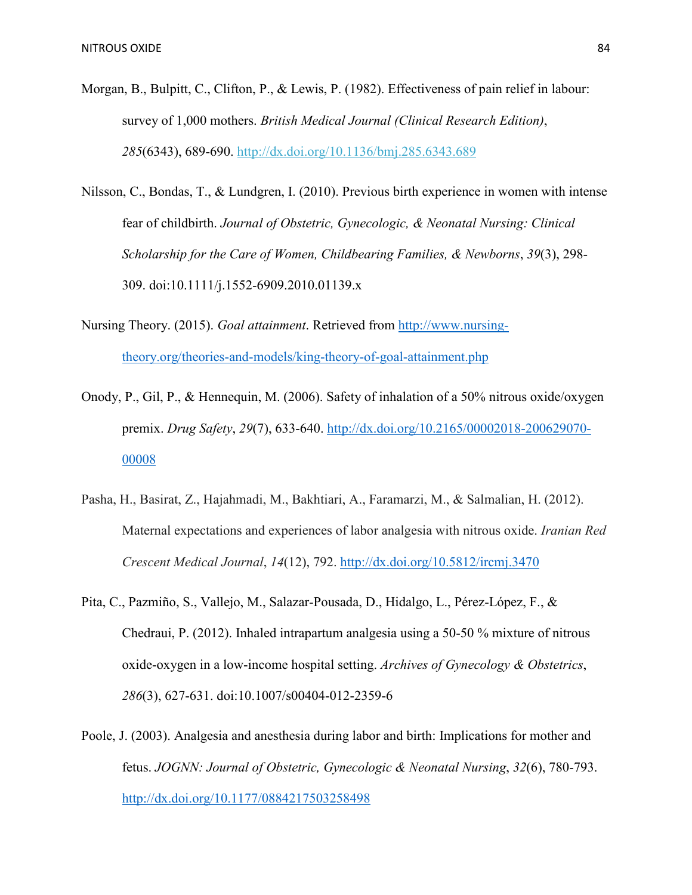Morgan, B., Bulpitt, C., Clifton, P., & Lewis, P. (1982). Effectiveness of pain relief in labour: survey of 1,000 mothers. *British Medical Journal (Clinical Research Edition)*, *285*(6343), 689-690. http://dx.doi.org/10.1136/bmj.285.6343.689

Nilsson, C., Bondas, T., & Lundgren, I. (2010). Previous birth experience in women with intense fear of childbirth. *Journal of Obstetric, Gynecologic, & Neonatal Nursing: Clinical Scholarship for the Care of Women, Childbearing Families, & Newborns*, *39*(3), 298-309. doi:10.1111/j.1552-6909.2010.01139.x

Nursing Theory. (2015). *Goal attainment*. Retrieved from http://www.nursing-theory.org/theories-and-models/king-theory-of-goal-attainment.php

Onody, P., Gil, P., & Hennequin, M. (2006). Safety of inhalation of a 50% nitrous oxide/oxygen premix. *Drug Safety*, *29*(7), 633-640. http://dx.doi.org/10.2165/00002018-200629070-00008

Pasha, H., Basirat, Z., Hajahmadi, M., Bakhtiari, A., Faramarzi, M., & Salmalian, H. (2012). Maternal expectations and experiences of labor analgesia with nitrous oxide. *Iranian Red Crescent Medical Journal*, *14*(12), 792. http://dx.doi.org/10.5812/ircmj.3470

Pita, C., Pazmiño, S., Vallejo, M., Salazar-Pousada, D., Hidalgo, L., Pérez-López, F., & Chedraui, P. (2012). Inhaled intrapartum analgesia using a 50-50 % mixture of nitrous oxide-oxygen in a low-income hospital setting. *Archives of Gynecology & Obstetrics*, *286*(3), 627-631. doi:10.1007/s00404-012-2359-6

Poole, J. (2003). Analgesia and anesthesia during labor and birth: Implications for mother and fetus. *JOGNN: Journal of Obstetric, Gynecologic & Neonatal Nursing*, *32*(6), 780-793. http://dx.doi.org/10.1177/0884217503258498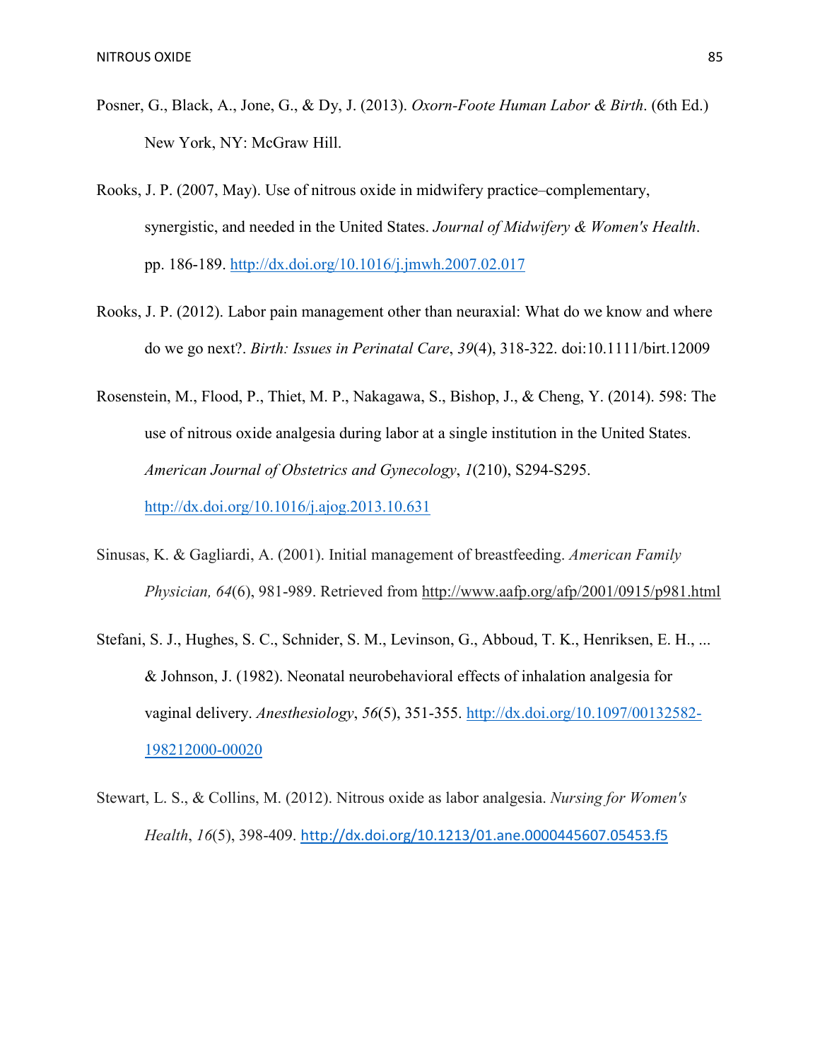Posner, G., Black, A., Jone, G., & Dy, J. (2013). *Oxorn-Foote Human Labor & Birth*. (6th Ed.) New York, NY: McGraw Hill.

Rooks, J. P. (2007, May). Use of nitrous oxide in midwifery practice–complementary, synergistic, and needed in the United States. *Journal of Midwifery & Women's Health*. pp. 186-189. http://dx.doi.org/10.1016/j.jmwh.2007.02.017

Rooks, J. P. (2012). Labor pain management other than neuraxial: What do we know and where do we go next?. *Birth: Issues in Perinatal Care*, *39*(4), 318-322. doi:10.1111/birt.12009

Rosenstein, M., Flood, P., Thiet, M. P., Nakagawa, S., Bishop, J., & Cheng, Y. (2014). 598: The use of nitrous oxide analgesia during labor at a single institution in the United States. *American Journal of Obstetrics and Gynecology*, *1*(210), S294-S295. http://dx.doi.org/10.1016/j.ajog.2013.10.631

Sinusas, K. & Gagliardi, A. (2001). Initial management of breastfeeding. *American Family Physician, 64*(6), 981-989. Retrieved from http://www.aafp.org/afp/2001/0915/p981.html

Stefani, S. J., Hughes, S. C., Schnider, S. M., Levinson, G., Abboud, T. K., Henriksen, E. H., ... & Johnson, J. (1982). Neonatal neurobehavioral effects of inhalation analgesia for vaginal delivery. *Anesthesiology*, *56*(5), 351-355. http://dx.doi.org/10.1097/00132582-198212000-00020

Stewart, L. S., & Collins, M. (2012). Nitrous oxide as labor analgesia. *Nursing for Women's Health*, *16*(5), 398-409. http://dx.doi.org/10.1213/01.ane.0000445607.05453.f5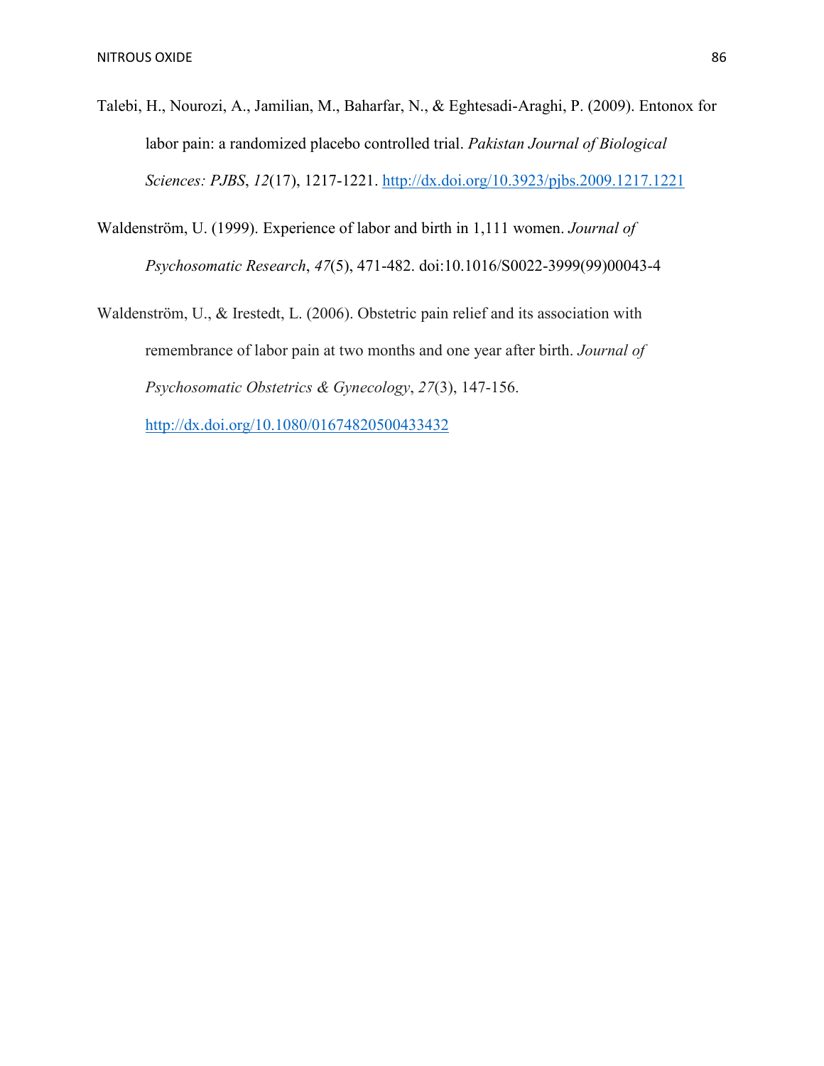Talebi, H., Nourozi, A., Jamilian, M., Baharfar, N., & Eghtesadi-Araghi, P. (2009). Entonox for labor pain: a randomized placebo controlled trial. *Pakistan Journal of Biological Sciences: PJBS*, *12*(17), 1217-1221. http://dx.doi.org/10.3923/pjbs.2009.1217.1221

Waldenström, U. (1999). Experience of labor and birth in 1,111 women. *Journal of Psychosomatic Research*, *47*(5), 471-482. doi:10.1016/S0022-3999(99)00043-4

Waldenström, U., & Irestedt, L. (2006). Obstetric pain relief and its association with remembrance of labor pain at two months and one year after birth. *Journal of Psychosomatic Obstetrics & Gynecology*, *27*(3), 147-156. http://dx.doi.org/10.1080/01674820500433432